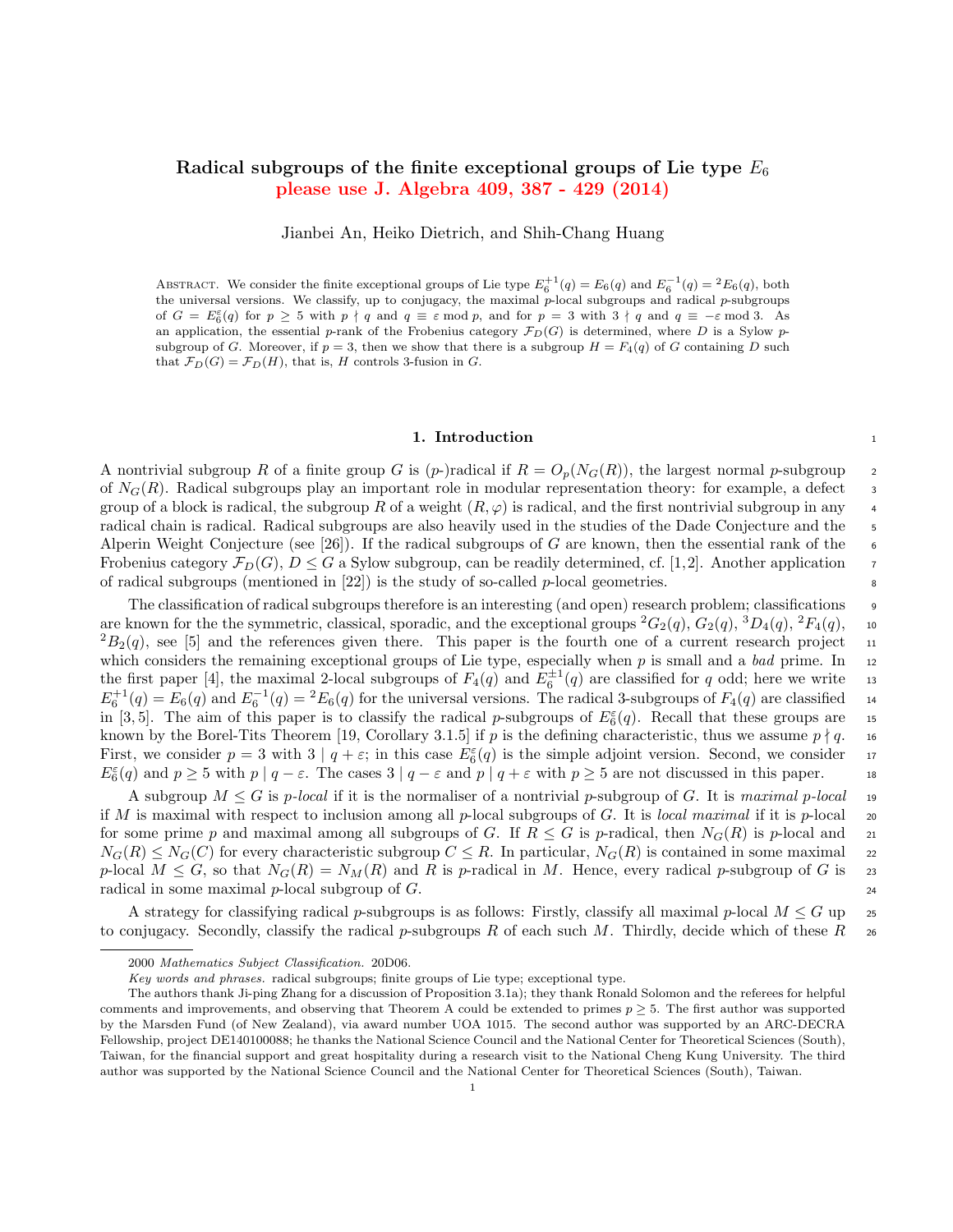# Radical subgroups of the finite exceptional groups of Lie type $E_6$

**please use J. Algebra 409, 387 - 429 (2014)**

Jianbei An, Heiko Dietrich, and Shih-Chang Huang

Abstract. We consider the finite exceptional groups of Lie type $E_6^{+1}(q) = E_6(q)$ and $E_6^{-1}(q) = {}^2E_6(q)$, both the universal versions. We classify, up to conjugacy, the maximal $p$-local subgroups and radical $p$-subgroups of $G = E_6^{\varepsilon}(q)$ for $p \geq 5$ with $p \nmid q$ and $q \equiv \varepsilon \bmod p$, and for $p = 3$ with $3 \nmid q$ and $q \equiv -\varepsilon \bmod 3$. As an application, the essential $p$-rank of the Frobenius category $\mathcal{F}_D(G)$ is determined, where $D$ is a Sylow $p$-subgroup of $G$. Moreover, if $p = 3$, then we show that there is a subgroup $H = F_4(q)$ of $G$ containing $D$ such that $\mathcal{F}_D(G) = \mathcal{F}_D(H)$, that is, $H$ controls 3-fusion in $G$.

## 1. Introduction

A nontrivial subgroup $R$ of a finite group $G$ is ($p$-)radical if $R = O_p(N_G(R))$, the largest normal $p$-subgroup of $N_G(R)$. Radical subgroups play an important role in modular representation theory: for example, a defect group of a block is radical, the subgroup $R$ of a weight $(R, \varphi)$ is radical, and the first nontrivial subgroup in any radical chain is radical. Radical subgroups are also heavily used in the studies of the Dade Conjecture and the Alperin Weight Conjecture (see [26]). If the radical subgroups of $G$ are known, then the essential rank of the Frobenius category $\mathcal{F}_D(G)$, $D \leq G$ a Sylow subgroup, can be readily determined, cf. [1,2]. Another application of radical subgroups (mentioned in [22]) is the study of so-called $p$-local geometries.

The classification of radical subgroups therefore is an interesting (and open) research problem; classifications are known for the the symmetric, classical, sporadic, and the exceptional groups ${}^2G_2(q)$, $G_2(q)$, ${}^3D_4(q)$, ${}^2F_4(q)$, ${}^2B_2(q)$, see [5] and the references given there. This paper is the fourth one of a current research project which considers the remaining exceptional groups of Lie type, especially when $p$ is small and a *bad* prime. In the first paper [4], the maximal 2-local subgroups of $F_4(q)$ and $E_6^{\pm 1}(q)$ are classified for $q$ odd; here we write $E_6^{+1}(q) = E_6(q)$ and $E_6^{-1}(q) = {}^2E_6(q)$ for the universal versions. The radical 3-subgroups of $F_4(q)$ are classified in [3,5]. The aim of this paper is to classify the radical $p$-subgroups of $E_6^{\varepsilon}(q)$. Recall that these groups are known by the Borel-Tits Theorem [19, Corollary 3.1.5] if $p$ is the defining characteristic, thus we assume $p \nmid q$. First, we consider $p = 3$ with $3 \mid q + \varepsilon$; in this case $E_6^{\varepsilon}(q)$ is the simple adjoint version. Second, we consider $E_6^{\varepsilon}(q)$ and $p \geq 5$ with $p \mid q - \varepsilon$. The cases $3 \mid q - \varepsilon$ and $p \mid q + \varepsilon$ with $p \geq 5$ are not discussed in this paper.

A subgroup $M \leq G$ is *$p$-local* if it is the normaliser of a nontrivial $p$-subgroup of $G$. It is *maximal $p$-local* if $M$ is maximal with respect to inclusion among all $p$-local subgroups of $G$. It is *local maximal* if it is $p$-local for some prime $p$ and maximal among all subgroups of $G$. If $R \leq G$ is $p$-radical, then $N_G(R)$ is $p$-local and $N_G(R) \leq N_G(C)$ for every characteristic subgroup $C \leq R$. In particular, $N_G(R)$ is contained in some maximal $p$-local $M \leq G$, so that $N_G(R) = N_M(R)$ and $R$ is $p$-radical in $M$. Hence, every radical $p$-subgroup of $G$ is radical in some maximal $p$-local subgroup of $G$.

A strategy for classifying radical $p$-subgroups is as follows: Firstly, classify all maximal $p$-local $M \leq G$ up to conjugacy. Secondly, classify the radical $p$-subgroups $R$ of each such $M$. Thirdly, decide which of these $R$

---

2000 *Mathematics Subject Classification.* 20D06.

*Key words and phrases.* radical subgroups; finite groups of Lie type; exceptional type.

The authors thank Ji-ping Zhang for a discussion of Proposition 3.1a); they thank Ronald Solomon and the referees for helpful comments and improvements, and observing that Theorem A could be extended to primes $p \geq 5$. The first author was supported by the Marsden Fund (of New Zealand), via award number UOA 1015. The second author was supported by an ARC-DECRA Fellowship, project DE140100088; he thanks the National Science Council and the National Center for Theoretical Sciences (South), Taiwan, for the financial support and great hospitality during a research visit to the National Cheng Kung University. The third author was supported by the National Science Council and the National Center for Theoretical Sciences (South), Taiwan.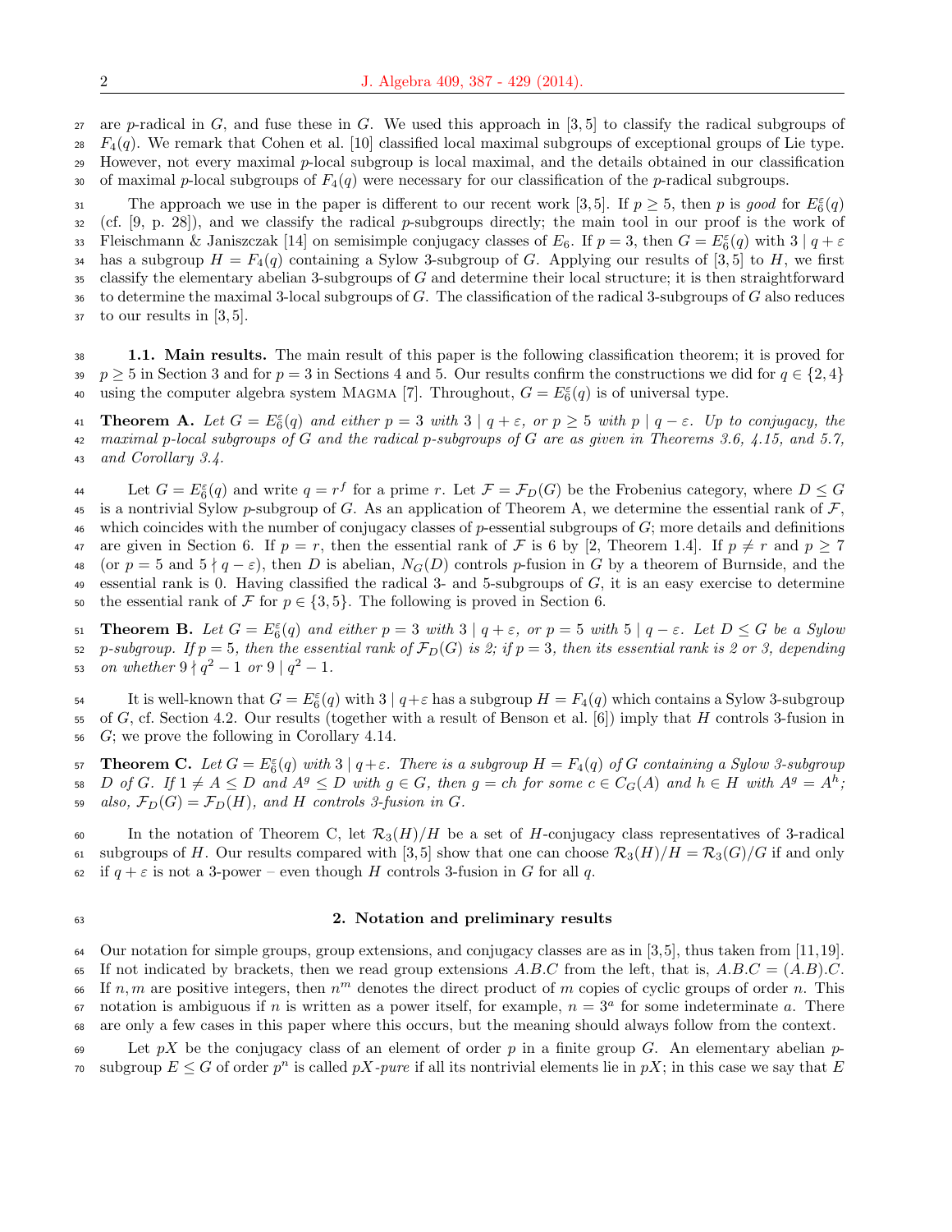are $p$-radical in $G$, and fuse these in $G$. We used this approach in [3, 5] to classify the radical subgroups of $F_4(q)$. We remark that Cohen et al. [10] classified local maximal subgroups of exceptional groups of Lie type. However, not every maximal $p$-local subgroup is local maximal, and the details obtained in our classification of maximal $p$-local subgroups of $F_4(q)$ were necessary for our classification of the $p$-radical subgroups.

The approach we use in the paper is different to our recent work [3, 5]. If $p \geq 5$, then $p$ is *good* for $E_6^{\varepsilon}(q)$ (cf. [9, p. 28]), and we classify the radical $p$-subgroups directly; the main tool in our proof is the work of Fleischmann & Janiszczak [14] on semisimple conjugacy classes of $E_6$. If $p = 3$, then $G = E_6^{\varepsilon}(q)$ with $3 \mid q + \varepsilon$ has a subgroup $H = F_4(q)$ containing a Sylow 3-subgroup of $G$. Applying our results of [3, 5] to $H$, we first classify the elementary abelian 3-subgroups of $G$ and determine their local structure; it is then straightforward to determine the maximal 3-local subgroups of $G$. The classification of the radical 3-subgroups of $G$ also reduces to our results in [3, 5].

**1.1. Main results.** The main result of this paper is the following classification theorem; it is proved for $p \geq 5$ in Section 3 and for $p = 3$ in Sections 4 and 5. Our results confirm the constructions we did for $q \in \{2, 4\}$ using the computer algebra system Magma [7]. Throughout, $G = E_6^{\varepsilon}(q)$ is of universal type.

**Theorem A.** *Let $G = E_6^{\varepsilon}(q)$ and either $p = 3$ with $3 \mid q + \varepsilon$, or $p \geq 5$ with $p \mid q - \varepsilon$. Up to conjugacy, the maximal $p$-local subgroups of $G$ and the radical $p$-subgroups of $G$ are as given in Theorems 3.6, 4.15, and 5.7, and Corollary 3.4.*

Let $G = E_6^{\varepsilon}(q)$ and write $q = r^f$ for a prime $r$. Let $\mathcal{F} = \mathcal{F}_D(G)$ be the Frobenius category, where $D \leq G$ is a nontrivial Sylow $p$-subgroup of $G$. As an application of Theorem A, we determine the essential rank of $\mathcal{F}$, which coincides with the number of conjugacy classes of $p$-essential subgroups of $G$; more details and definitions are given in Section 6. If $p = r$, then the essential rank of $\mathcal{F}$ is 6 by [2, Theorem 1.4]. If $p \neq r$ and $p \geq 7$ (or $p = 5$ and $5 \nmid q - \varepsilon$), then $D$ is abelian, $N_G(D)$ controls $p$-fusion in $G$ by a theorem of Burnside, and the essential rank is 0. Having classified the radical 3- and 5-subgroups of $G$, it is an easy exercise to determine the essential rank of $\mathcal{F}$ for $p \in \{3, 5\}$. The following is proved in Section 6.

**Theorem B.** *Let $G = E_6^{\varepsilon}(q)$ and either $p = 3$ with $3 \mid q + \varepsilon$, or $p = 5$ with $5 \mid q - \varepsilon$. Let $D \leq G$ be a Sylow $p$-subgroup. If $p = 5$, then the essential rank of $\mathcal{F}_D(G)$ is 2; if $p = 3$, then its essential rank is 2 or 3, depending on whether $9 \nmid q^2 - 1$ or $9 \mid q^2 - 1$.*

It is well-known that $G = E_6^{\varepsilon}(q)$ with $3 \mid q+\varepsilon$ has a subgroup $H = F_4(q)$ which contains a Sylow 3-subgroup of $G$, cf. Section 4.2. Our results (together with a result of Benson et al. [6]) imply that $H$ controls 3-fusion in $G$; we prove the following in Corollary 4.14.

**Theorem C.** *Let $G = E_6^{\varepsilon}(q)$ with $3 \mid q+\varepsilon$. There is a subgroup $H = F_4(q)$ of $G$ containing a Sylow 3-subgroup $D$ of $G$. If $1 \neq A \leq D$ and $A^g \leq D$ with $g \in G$, then $g = ch$ for some $c \in C_G(A)$ and $h \in H$ with $A^g = A^h$; also, $\mathcal{F}_D(G) = \mathcal{F}_D(H)$, and $H$ controls 3-fusion in $G$.*

In the notation of Theorem C, let $\mathcal{R}_3(H)/H$ be a set of $H$-conjugacy class representatives of 3-radical subgroups of $H$. Our results compared with [3, 5] show that one can choose $\mathcal{R}_3(H)/H = \mathcal{R}_3(G)/G$ if and only if $q + \varepsilon$ is not a 3-power – even though $H$ controls 3-fusion in $G$ for all $q$.

## 2. Notation and preliminary results

Our notation for simple groups, group extensions, and conjugacy classes are as in [3, 5], thus taken from [11, 19]. If not indicated by brackets, then we read group extensions $A.B.C$ from the left, that is, $A.B.C = (A.B).C$. If $n, m$ are positive integers, then $n^m$ denotes the direct product of $m$ copies of cyclic groups of order $n$. This notation is ambiguous if $n$ is written as a power itself, for example, $n = 3^a$ for some indeterminate $a$. There are only a few cases in this paper where this occurs, but the meaning should always follow from the context.

Let $pX$ be the conjugacy class of an element of order $p$ in a finite group $G$. An elementary abelian $p$-subgroup $E \leq G$ of order $p^n$ is called *$pX$-pure* if all its nontrivial elements lie in $pX$; in this case we say that $E$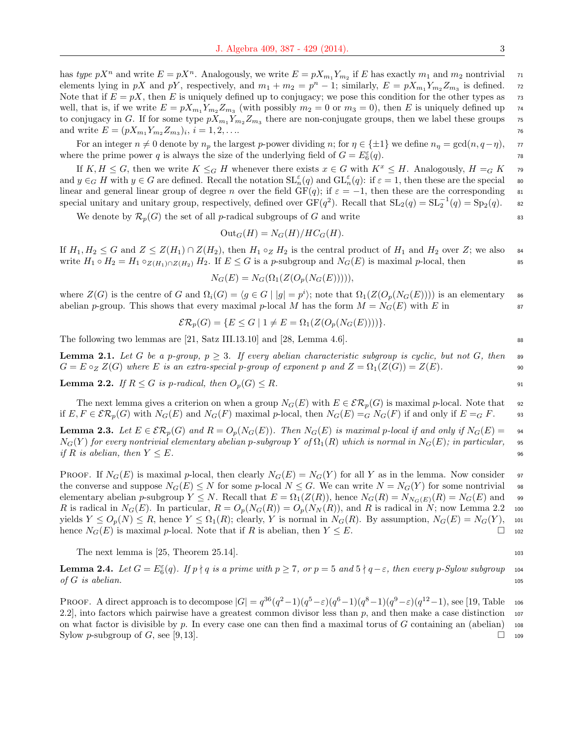has *type* $pX^n$ and write $E = pX^n$. Analogously, we write $E = pX_{m_1}Y_{m_2}$ if $E$ has exactly $m_1$ and $m_2$ nontrivial elements lying in $pX$ and $pY$, respectively, and $m_1 + m_2 = p^n - 1$; similarly, $E = pX_{m_1}Y_{m_2}Z_{m_3}$ is defined. Note that if $E = pX$, then $E$ is uniquely defined up to conjugacy; we pose this condition for the other types as well, that is, if we write $E = pX_{m_1}Y_{m_2}Z_{m_3}$ (with possibly $m_2 = 0$ or $m_3 = 0$), then $E$ is uniquely defined up to conjugacy in $G$. If for some type $pX_{m_1}Y_{m_2}Z_{m_3}$ there are non-conjugate groups, then we label these groups and write $E = (pX_{m_1}Y_{m_2}Z_{m_3})_i$, $i = 1, 2, \ldots$.

For an integer $n \neq 0$ denote by $n_p$ the largest $p$-power dividing $n$; for $\eta \in \{\pm 1\}$ we define $n_\eta = \gcd(n, q-\eta)$, where the prime power $q$ is always the size of the underlying field of $G = E_6^\varepsilon(q)$.

If $K, H \leq G$, then we write $K \leq_G H$ whenever there exists $x \in G$ with $K^x \leq H$. Analogously, $H =_G K$ and $y \in_G H$ with $y \in G$ are defined. Recall the notation $\mathrm{SL}_n^\varepsilon(q)$ and $\mathrm{GL}_n^\varepsilon(q)$: if $\varepsilon = 1$, then these are the special linear and general linear group of degree $n$ over the field $\mathrm{GF}(q)$; if $\varepsilon = -1$, then these are the corresponding special unitary and unitary group, respectively, defined over $\mathrm{GF}(q^2)$. Recall that $\mathrm{SL}_2(q) = \mathrm{SL}_2^{-1}(q) = \mathrm{Sp}_2(q)$.

We denote by $\mathcal{R}_p(G)$ the set of all $p$-radical subgroups of $G$ and write

$$\mathrm{Out}_G(H) = N_G(H)/HC_G(H).$$

If $H_1, H_2 \leq G$ and $Z \leq Z(H_1) \cap Z(H_2)$, then $H_1 \circ_Z H_2$ is the central product of $H_1$ and $H_2$ over $Z$; we also write $H_1 \circ H_2 = H_1 \circ_{Z(H_1)\cap Z(H_2)} H_2$. If $E \leq G$ is a $p$-subgroup and $N_G(E)$ is maximal $p$-local, then

$$N_G(E) = N_G(\Omega_1(Z(O_p(N_G(E))))),$$

where $Z(G)$ is the centre of $G$ and $\Omega_i(G) = \langle g \in G \mid |g| = p^i \rangle$; note that $\Omega_1(Z(O_p(N_G(E))))$ is an elementary abelian $p$-group. This shows that every maximal $p$-local $M$ has the form $M = N_G(E)$ with $E$ in

$$\mathcal{ER}_p(G) = \{E \leq G \mid 1 \neq E = \Omega_1(Z(O_p(N_G(E))))\}.$$

The following two lemmas are [21, Satz III.13.10] and [28, Lemma 4.6].

**Lemma 2.1.** *Let $G$ be a $p$-group, $p \geq 3$. If every abelian characteristic subgroup is cyclic, but not $G$, then $G = E \circ_Z Z(G)$ where $E$ is an extra-special $p$-group of exponent $p$ and $Z = \Omega_1(Z(G)) = Z(E)$.*

**Lemma 2.2.** *If $R \leq G$ is $p$-radical, then $O_p(G) \leq R$.*

The next lemma gives a criterion on when a group $N_G(E)$ with $E \in \mathcal{ER}_p(G)$ is maximal $p$-local. Note that if $E, F \in \mathcal{ER}_p(G)$ with $N_G(E)$ and $N_G(F)$ maximal $p$-local, then $N_G(E) =_G N_G(F)$ if and only if $E =_G F$.

**Lemma 2.3.** *Let $E \in \mathcal{ER}_p(G)$ and $R = O_p(N_G(E))$. Then $N_G(E)$ is maximal $p$-local if and only if $N_G(E) = N_G(Y)$ for every nontrivial elementary abelian $p$-subgroup $Y$ of $\Omega_1(R)$ which is normal in $N_G(E)$; in particular, if $R$ is abelian, then $Y \leq E$.*

Proof. If $N_G(E)$ is maximal $p$-local, then clearly $N_G(E) = N_G(Y)$ for all $Y$ as in the lemma. Now consider the converse and suppose $N_G(E) \leq N$ for some $p$-local $N \leq G$. We can write $N = N_G(Y)$ for some nontrivial elementary abelian $p$-subgroup $Y \leq N$. Recall that $E = \Omega_1(Z(R))$, hence $N_G(R) = N_{N_G(E)}(R) = N_G(E)$ and $R$ is radical in $N_G(E)$. In particular, $R = O_p(N_G(R)) = O_p(N_N(R))$, and $R$ is radical in $N$; now Lemma 2.2 yields $Y \leq O_p(N) \leq R$, hence $Y \leq \Omega_1(R)$; clearly, $Y$ is normal in $N_G(R)$. By assumption, $N_G(E) = N_G(Y)$, hence $N_G(E)$ is maximal $p$-local. Note that if $R$ is abelian, then $Y \leq E$. □

The next lemma is [25, Theorem 25.14].

**Lemma 2.4.** *Let $G = E_6^\varepsilon(q)$. If $p \nmid q$ is a prime with $p \geq 7$, or $p = 5$ and $5 \nmid q - \varepsilon$, then every $p$-Sylow subgroup of $G$ is abelian.*

Proof. A direct approach is to decompose $|G| = q^{36}(q^2-1)(q^5-\varepsilon)(q^6-1)(q^8-1)(q^9-\varepsilon)(q^{12}-1)$, see [19, Table 2.2], into factors which pairwise have a greatest common divisor less than $p$, and then make a case distinction on what factor is divisible by $p$. In every case one can then find a maximal torus of $G$ containing an (abelian) Sylow $p$-subgroup of $G$, see [9, 13]. □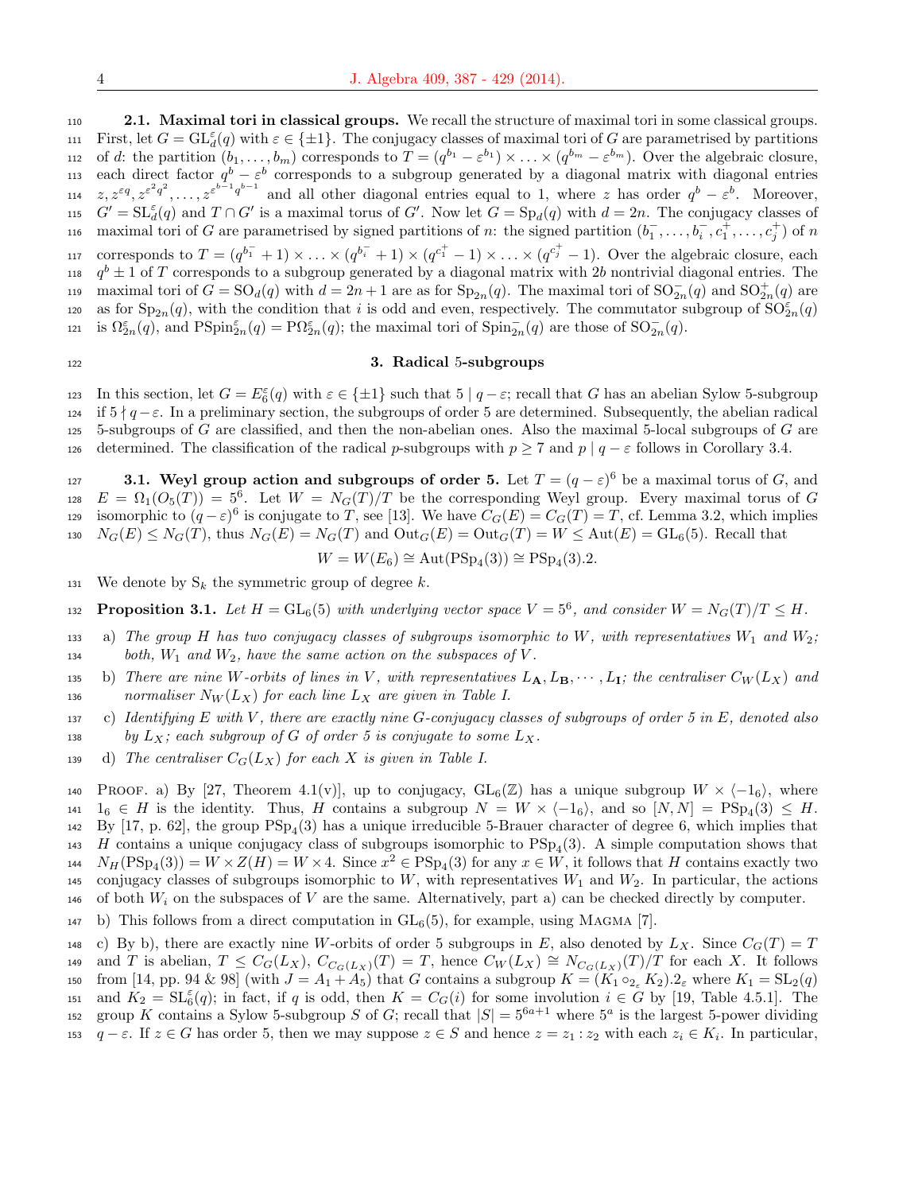### 2.1. Maximal tori in classical groups.

We recall the structure of maximal tori in some classical groups. First, let $G = \mathrm{GL}_d^\varepsilon(q)$ with $\varepsilon \in \{\pm 1\}$. The conjugacy classes of maximal tori of $G$ are parametrised by partitions of $d$: the partition $(b_1, \ldots, b_m)$ corresponds to $T = (q^{b_1} - \varepsilon^{b_1}) \times \ldots \times (q^{b_m} - \varepsilon^{b_m})$. Over the algebraic closure, each direct factor $q^b - \varepsilon^b$ corresponds to a subgroup generated by a diagonal matrix with diagonal entries $z, z^{\varepsilon q}, z^{\varepsilon^2 q^2}, \ldots, z^{\varepsilon^{b-1} q^{b-1}}$ and all other diagonal entries equal to 1, where $z$ has order $q^b - \varepsilon^b$. Moreover, $G' = \mathrm{SL}_d^\varepsilon(q)$ and $T \cap G'$ is a maximal torus of $G'$. Now let $G = \mathrm{Sp}_d(q)$ with $d = 2n$. The conjugacy classes of maximal tori of $G$ are parametrised by signed partitions of $n$: the signed partition $(b_1^-, \ldots, b_i^-, c_1^+, \ldots, c_j^+)$ of $n$ corresponds to $T = (q^{b_1^-} + 1) \times \ldots \times (q^{b_i^-} + 1) \times (q^{c_1^+} - 1) \times \ldots \times (q^{c_j^+} - 1)$. Over the algebraic closure, each $q^b \pm 1$ of $T$ corresponds to a subgroup generated by a diagonal matrix with $2b$ nontrivial diagonal entries. The maximal tori of $G = \mathrm{SO}_d(q)$ with $d = 2n+1$ are as for $\mathrm{Sp}_{2n}(q)$. The maximal tori of $\mathrm{SO}_{2n}^-(q)$ and $\mathrm{SO}_{2n}^+(q)$ are as for $\mathrm{Sp}_{2n}(q)$, with the condition that $i$ is odd and even, respectively. The commutator subgroup of $\mathrm{SO}_{2n}^\varepsilon(q)$ is $\Omega_{2n}^\varepsilon(q)$, and $\mathrm{PSpin}_{2n}^\varepsilon(q) = \mathrm{P}\Omega_{2n}^\varepsilon(q)$; the maximal tori of $\mathrm{Spin}_{2n}^-(q)$ are those of $\mathrm{SO}_{2n}^-(q)$.

## 3. Radical 5-subgroups

In this section, let $G = E_6^\varepsilon(q)$ with $\varepsilon \in \{\pm 1\}$ such that $5 \mid q - \varepsilon$; recall that $G$ has an abelian Sylow 5-subgroup if $5 \nmid q - \varepsilon$. In a preliminary section, the subgroups of order 5 are determined. Subsequently, the abelian radical 5-subgroups of $G$ are classified, and then the non-abelian ones. Also the maximal 5-local subgroups of $G$ are determined. The classification of the radical $p$-subgroups with $p \geq 7$ and $p \mid q - \varepsilon$ follows in Corollary 3.4.

### 3.1. Weyl group action and subgroups of order 5.

Let $T = (q - \varepsilon)^6$ be a maximal torus of $G$, and $E = \Omega_1(O_5(T)) = 5^6$. Let $W = N_G(T)/T$ be the corresponding Weyl group. Every maximal torus of $G$ isomorphic to $(q - \varepsilon)^6$ is conjugate to $T$, see [13]. We have $C_G(E) = C_G(T) = T$, cf. Lemma 3.2, which implies $N_G(E) \leq N_G(T)$, thus $N_G(E) = N_G(T)$ and $\mathrm{Out}_G(E) = \mathrm{Out}_G(T) = W \leq \mathrm{Aut}(E) = \mathrm{GL}_6(5)$. Recall that

$$W = W(E_6) \cong \mathrm{Aut}(\mathrm{PSp}_4(3)) \cong \mathrm{PSp}_4(3).2.$$

We denote by $\mathrm{S}_k$ the symmetric group of degree $k$.

**Proposition 3.1.** *Let $H = \mathrm{GL}_6(5)$ with underlying vector space $V = 5^6$, and consider $W = N_G(T)/T \leq H$.*

- a) *The group $H$ has two conjugacy classes of subgroups isomorphic to $W$, with representatives $W_1$ and $W_2$; both, $W_1$ and $W_2$, have the same action on the subspaces of $V$.*
- b) *There are nine $W$-orbits of lines in $V$, with representatives $L_{\mathbf{A}}, L_{\mathbf{B}}, \cdots, L_{\mathbf{I}}$; the centraliser $C_W(L_X)$ and normaliser $N_W(L_X)$ for each line $L_X$ are given in Table I.*
- c) *Identifying $E$ with $V$, there are exactly nine $G$-conjugacy classes of subgroups of order 5 in $E$, denoted also by $L_X$; each subgroup of $G$ of order 5 is conjugate to some $L_X$.*
- d) *The centraliser $C_G(L_X)$ for each $X$ is given in Table I.*

Proof. a) By [27, Theorem 4.1(v)], up to conjugacy, $\mathrm{GL}_6(\mathbb{Z})$ has a unique subgroup $W \times \langle -1_6 \rangle$, where $1_6 \in H$ is the identity. Thus, $H$ contains a subgroup $N = W \times \langle -1_6 \rangle$, and so $[N, N] = \mathrm{PSp}_4(3) \leq H$. By [17, p. 62], the group $\mathrm{PSp}_4(3)$ has a unique irreducible 5-Brauer character of degree 6, which implies that $H$ contains a unique conjugacy class of subgroups isomorphic to $\mathrm{PSp}_4(3)$. A simple computation shows that $N_H(\mathrm{PSp}_4(3)) = W \times Z(H) = W \times 4$. Since $x^2 \in \mathrm{PSp}_4(3)$ for any $x \in W$, it follows that $H$ contains exactly two conjugacy classes of subgroups isomorphic to $W$, with representatives $W_1$ and $W_2$. In particular, the actions of both $W_i$ on the subspaces of $V$ are the same. Alternatively, part a) can be checked directly by computer.

b) This follows from a direct computation in $\mathrm{GL}_6(5)$, for example, using Magma [7].

c) By b), there are exactly nine $W$-orbits of order 5 subgroups in $E$, also denoted by $L_X$. Since $C_G(T) = T$ and $T$ is abelian, $T \leq C_G(L_X)$, $C_{C_G(L_X)}(T) = T$, hence $C_W(L_X) \cong N_{C_G(L_X)}(T)/T$ for each $X$. It follows from [14, pp. 94 & 98] (with $J = A_1 + A_5$) that $G$ contains a subgroup $K = (K_1 \circ_{2_\varepsilon} K_2).2_\varepsilon$ where $K_1 = \mathrm{SL}_2(q)$ and $K_2 = \mathrm{SL}_6^\varepsilon(q)$; in fact, if $q$ is odd, then $K = C_G(i)$ for some involution $i \in G$ by [19, Table 4.5.1]. The group $K$ contains a Sylow 5-subgroup $S$ of $G$; recall that $|S| = 5^{6a+1}$ where $5^a$ is the largest 5-power dividing $q - \varepsilon$. If $z \in G$ has order 5, then we may suppose $z \in S$ and hence $z = z_1 : z_2$ with each $z_i \in K_i$. In particular,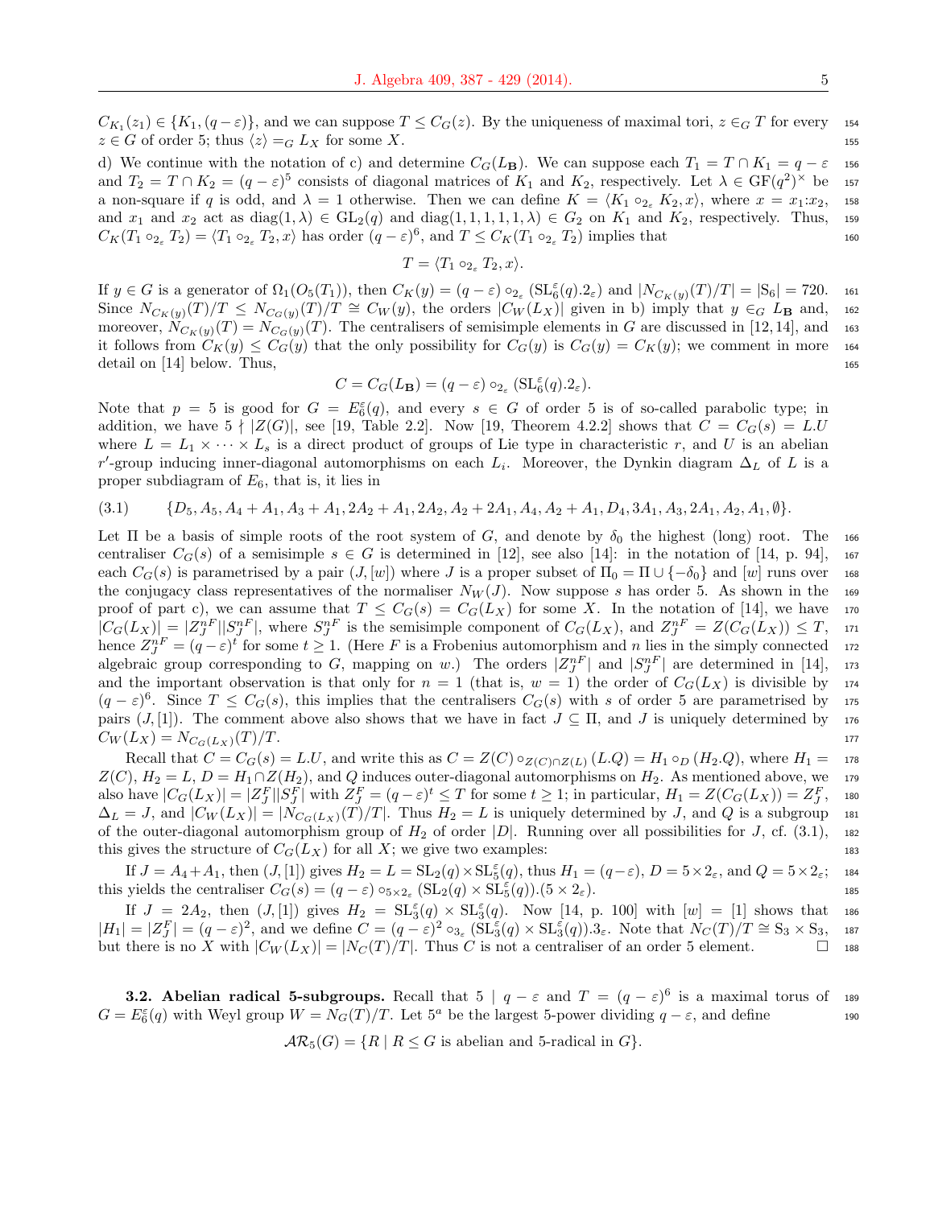$C_{K_1}(z_1) \in \{K_1, (q-\varepsilon)\}$, and we can suppose $T \leq C_G(z)$. By the uniqueness of maximal tori, $z \in_G T$ for every $z \in G$ of order 5; thus $\langle z \rangle =_G L_X$ for some $X$.

d) We continue with the notation of c) and determine $C_G(L_{\mathbf{B}})$. We can suppose each $T_1 = T \cap K_1 = q - \varepsilon$ and $T_2 = T \cap K_2 = (q-\varepsilon)^5$ consists of diagonal matrices of $K_1$ and $K_2$, respectively. Let $\lambda \in \mathrm{GF}(q^2)^\times$ be a non-square if $q$ is odd, and $\lambda = 1$ otherwise. Then we can define $K = \langle K_1 \circ_{2_\varepsilon} K_2, x\rangle$, where $x = x_1{:}x_2$, and $x_1$ and $x_2$ act as $\mathrm{diag}(1,\lambda) \in \mathrm{GL}_2(q)$ and $\mathrm{diag}(1,1,1,1,1,\lambda) \in G_2$ on $K_1$ and $K_2$, respectively. Thus, $C_K(T_1 \circ_{2_\varepsilon} T_2) = \langle T_1 \circ_{2_\varepsilon} T_2, x\rangle$ has order $(q-\varepsilon)^6$, and $T \leq C_K(T_1 \circ_{2_\varepsilon} T_2)$ implies that

$$T = \langle T_1 \circ_{2_\varepsilon} T_2, x\rangle.$$

If $y \in G$ is a generator of $\Omega_1(O_5(T_1))$, then $C_K(y) = (q-\varepsilon) \circ_{2_\varepsilon} (\mathrm{SL}_6^\varepsilon(q).2_\varepsilon)$ and $|N_{C_K(y)}(T)/T| = |\mathrm{S}_6| = 720$. Since $N_{C_K(y)}(T)/T \leq N_{C_G(y)}(T)/T \cong C_W(y)$, the orders $|C_W(L_X)|$ given in b) imply that $y \in_G L_{\mathbf{B}}$ and, moreover, $N_{C_K(y)}(T) = N_{C_G(y)}(T)$. The centralisers of semisimple elements in $G$ are discussed in [12, 14], and it follows from $C_K(y) \leq C_G(y)$ that the only possibility for $C_G(y)$ is $C_G(y) = C_K(y)$; we comment in more detail on [14] below. Thus,

$$C = C_G(L_{\mathbf{B}}) = (q-\varepsilon) \circ_{2_\varepsilon} (\mathrm{SL}_6^\varepsilon(q).2_\varepsilon).$$

Note that $p = 5$ is good for $G = E_6^\varepsilon(q)$, and every $s \in G$ of order 5 is of so-called parabolic type; in addition, we have $5 \nmid |Z(G)|$, see [19, Table 2.2]. Now [19, Theorem 4.2.2] shows that $C = C_G(s) = L.U$ where $L = L_1 \times \cdots \times L_s$ is a direct product of groups of Lie type in characteristic $r$, and $U$ is an abelian $r'$-group inducing inner-diagonal automorphisms on each $L_i$. Moreover, the Dynkin diagram $\Delta_L$ of $L$ is a proper subdiagram of $E_6$, that is, it lies in

$$(3.1)\qquad \{D_5, A_5, A_4+A_1, A_3+A_1, 2A_2+A_1, 2A_2, A_2+2A_1, A_4, A_2+A_1, D_4, 3A_1, A_3, 2A_1, A_2, A_1, \emptyset\}.$$

Let $\Pi$ be a basis of simple roots of the root system of $G$, and denote by $\delta_0$ the highest (long) root. The centraliser $C_G(s)$ of a semisimple $s \in G$ is determined in [12], see also [14]: in the notation of [14, p. 94], each $C_G(s)$ is parametrised by a pair $(J, [w])$ where $J$ is a proper subset of $\Pi_0 = \Pi \cup \{-\delta_0\}$ and $[w]$ runs over the conjugacy class representatives of the normaliser $N_W(J)$. Now suppose $s$ has order 5. As shown in the proof of part c), we can assume that $T \leq C_G(s) = C_G(L_X)$ for some $X$. In the notation of [14], we have $|C_G(L_X)| = |Z_J^{nF}||S_J^{nF}|$, where $S_J^{nF}$ is the semisimple component of $C_G(L_X)$, and $Z_J^{nF} = Z(C_G(L_X)) \leq T$, hence $Z_J^{nF} = (q-\varepsilon)^t$ for some $t \geq 1$. (Here $F$ is a Frobenius automorphism and $n$ lies in the simply connected algebraic group corresponding to $G$, mapping on $w$.) The orders $|Z_J^{nF}|$ and $|S_J^{nF}|$ are determined in [14], and the important observation is that only for $n = 1$ (that is, $w = 1$) the order of $C_G(L_X)$ is divisible by $(q-\varepsilon)^6$. Since $T \leq C_G(s)$, this implies that the centralisers $C_G(s)$ with $s$ of order 5 are parametrised by pairs $(J, [1])$. The comment above also shows that we have in fact $J \subseteq \Pi$, and $J$ is uniquely determined by $C_W(L_X) = N_{C_G(L_X)}(T)/T$.

Recall that $C = C_G(s) = L.U$, and write this as $C = Z(C) \circ_{Z(C)\cap Z(L)} (L.Q) = H_1 \circ_D (H_2.Q)$, where $H_1 = Z(C)$, $H_2 = L$, $D = H_1 \cap Z(H_2)$, and $Q$ induces outer-diagonal automorphisms on $H_2$. As mentioned above, we also have $|C_G(L_X)| = |Z_J^F||S_J^F|$ with $Z_J^F = (q-\varepsilon)^t \leq T$ for some $t \geq 1$; in particular, $H_1 = Z(C_G(L_X)) = Z_J^F$, $\Delta_L = J$, and $|C_W(L_X)| = |N_{C_G(L_X)}(T)/T|$. Thus $H_2 = L$ is uniquely determined by $J$, and $Q$ is a subgroup of the outer-diagonal automorphism group of $H_2$ of order $|D|$. Running over all possibilities for $J$, cf. (3.1), this gives the structure of $C_G(L_X)$ for all $X$; we give two examples:

If $J = A_4 + A_1$, then $(J, [1])$ gives $H_2 = L = \mathrm{SL}_2(q) \times \mathrm{SL}_5^\varepsilon(q)$, thus $H_1 = (q-\varepsilon)$, $D = 5 \times 2_\varepsilon$, and $Q = 5 \times 2_\varepsilon$; this yields the centraliser $C_G(s) = (q-\varepsilon) \circ_{5\times 2_\varepsilon} (\mathrm{SL}_2(q) \times \mathrm{SL}_5^\varepsilon(q)).(5 \times 2_\varepsilon)$.

If $J = 2A_2$, then $(J, [1])$ gives $H_2 = \mathrm{SL}_3^\varepsilon(q) \times \mathrm{SL}_3^\varepsilon(q)$. Now [14, p. 100] with $[w] = [1]$ shows that $|H_1| = |Z_J^F| = (q-\varepsilon)^2$, and we define $C = (q-\varepsilon)^2 \circ_{3_\varepsilon} (\mathrm{SL}_3^\varepsilon(q) \times \mathrm{SL}_3^\varepsilon(q)).3_\varepsilon$. Note that $N_C(T)/T \cong \mathrm{S}_3 \times \mathrm{S}_3$, but there is no $X$ with $|C_W(L_X)| = |N_C(T)/T|$. Thus $C$ is not a centraliser of an order 5 element. $\square$

**3.2. Abelian radical 5-subgroups.** Recall that $5 \mid q - \varepsilon$ and $T = (q-\varepsilon)^6$ is a maximal torus of $G = E_6^\varepsilon(q)$ with Weyl group $W = N_G(T)/T$. Let $5^a$ be the largest 5-power dividing $q - \varepsilon$, and define

$$\mathcal{AR}_5(G) = \{R \mid R \leq G \text{ is abelian and 5-radical in } G\}.$$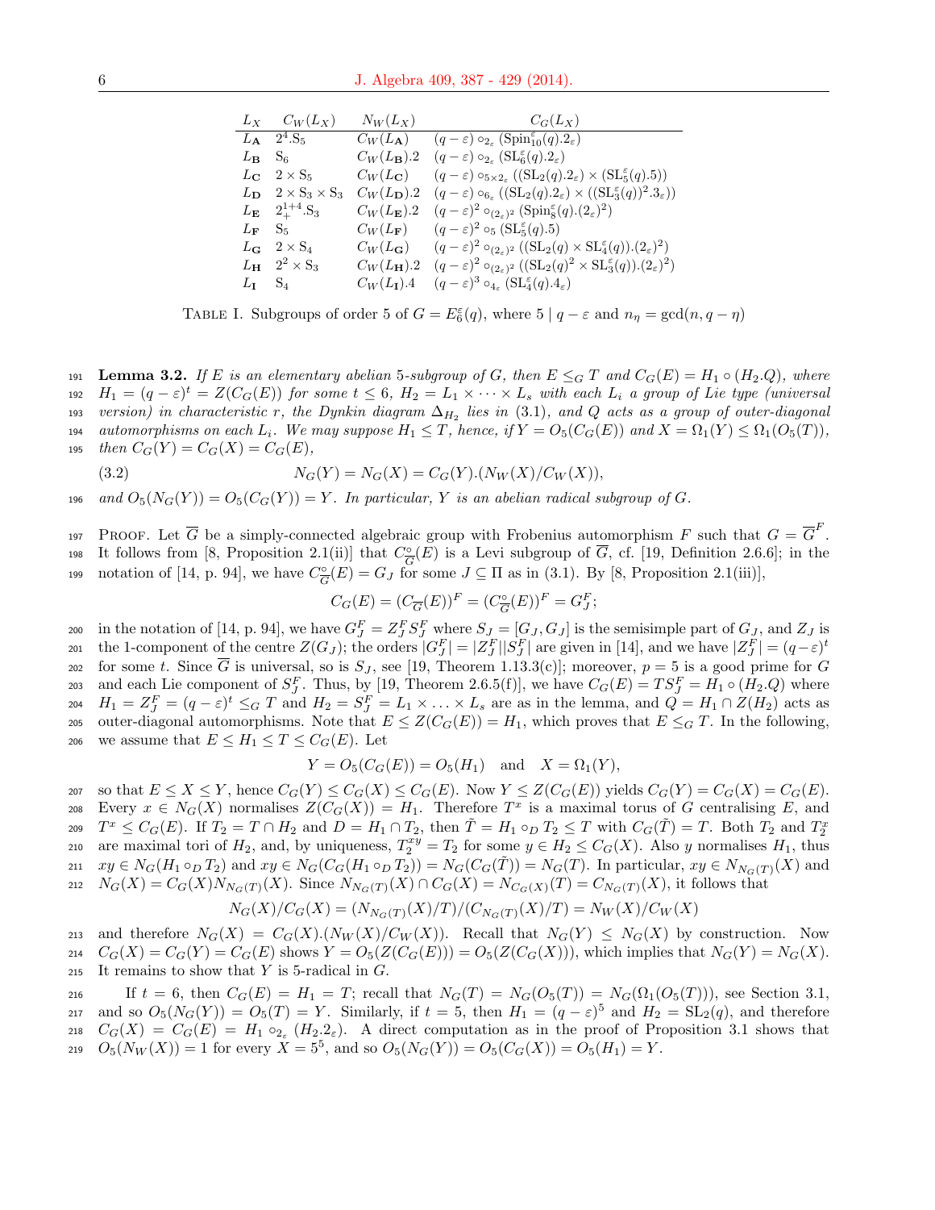| $L_X$ | $C_W(L_X)$ | $N_W(L_X)$ | $C_G(L_X)$ |
|---|---|---|---|
| $L_{\mathbf{A}}$ | $2^4.\mathrm{S}_5$ | $C_W(L_{\mathbf{A}})$ | $(q-\varepsilon)\circ_{2_\varepsilon}(\mathrm{Spin}_{10}^\varepsilon(q).2_\varepsilon)$ |
| $L_{\mathbf{B}}$ | $\mathrm{S}_6$ | $C_W(L_{\mathbf{B}}).2$ | $(q-\varepsilon)\circ_{2_\varepsilon}(\mathrm{SL}_6^\varepsilon(q).2_\varepsilon)$ |
| $L_{\mathbf{C}}$ | $2\times\mathrm{S}_5$ | $C_W(L_{\mathbf{C}})$ | $(q-\varepsilon)\circ_{5\times 2_\varepsilon}((\mathrm{SL}_2(q).2_\varepsilon)\times(\mathrm{SL}_5^\varepsilon(q).5))$ |
| $L_{\mathbf{D}}$ | $2\times\mathrm{S}_3\times\mathrm{S}_3$ | $C_W(L_{\mathbf{D}}).2$ | $(q-\varepsilon)\circ_{6_\varepsilon}((\mathrm{SL}_2(q).2_\varepsilon)\times((\mathrm{SL}_3^\varepsilon(q))^2.3_\varepsilon))$ |
| $L_{\mathbf{E}}$ | $2_+^{1+4}.\mathrm{S}_3$ | $C_W(L_{\mathbf{E}}).2$ | $(q-\varepsilon)^2\circ_{(2_\varepsilon)^2}(\mathrm{Spin}_8^\varepsilon(q).(2_\varepsilon)^2)$ |
| $L_{\mathbf{F}}$ | $\mathrm{S}_5$ | $C_W(L_{\mathbf{F}})$ | $(q-\varepsilon)^2\circ_5(\mathrm{SL}_5^\varepsilon(q).5)$ |
| $L_{\mathbf{G}}$ | $2\times\mathrm{S}_4$ | $C_W(L_{\mathbf{G}})$ | $(q-\varepsilon)^2\circ_{(2_\varepsilon)^2}((\mathrm{SL}_2(q)\times\mathrm{SL}_4^\varepsilon(q)).(2_\varepsilon)^2)$ |
| $L_{\mathbf{H}}$ | $2^2\times\mathrm{S}_3$ | $C_W(L_{\mathbf{H}}).2$ | $(q-\varepsilon)^2\circ_{(2_\varepsilon)^2}((\mathrm{SL}_2(q)^2\times\mathrm{SL}_3^\varepsilon(q)).(2_\varepsilon)^2)$ |
| $L_{\mathbf{I}}$ | $\mathrm{S}_4$ | $C_W(L_{\mathbf{I}}).4$ | $(q-\varepsilon)^3\circ_{4_\varepsilon}(\mathrm{SL}_4^\varepsilon(q).4_\varepsilon)$ |

TABLE I. Subgroups of order 5 of $G=E_6^\varepsilon(q)$, where $5\mid q-\varepsilon$ and $n_\eta=\gcd(n,q-\eta)$

**Lemma 3.2.** *If $E$ is an elementary abelian 5-subgroup of $G$, then $E\le_G T$ and $C_G(E)=H_1\circ(H_2.Q)$, where $H_1=(q-\varepsilon)^t=Z(C_G(E))$ for some $t\le 6$, $H_2=L_1\times\cdots\times L_s$ with each $L_i$ a group of Lie type (universal version) in characteristic $r$, the Dynkin diagram $\Delta_{H_2}$ lies in (3.1), and $Q$ acts as a group of outer-diagonal automorphisms on each $L_i$. We may suppose $H_1\le T$, hence, if $Y=O_5(C_G(E))$ and $X=\Omega_1(Y)\le\Omega_1(O_5(T))$, then $C_G(Y)=C_G(X)=C_G(E)$,*

$$N_G(Y)=N_G(X)=C_G(Y).(N_W(X)/C_W(X)),\tag{3.2}$$

*and $O_5(N_G(Y))=O_5(C_G(Y))=Y$. In particular, $Y$ is an abelian radical subgroup of $G$.*

PROOF. Let $\overline{G}$ be a simply-connected algebraic group with Frobenius automorphism $F$ such that $G=\overline{G}^F$. It follows from [8, Proposition 2.1(ii)] that $C^\circ_{\overline{G}}(E)$ is a Levi subgroup of $\overline{G}$, cf. [19, Definition 2.6.6]; in the notation of [14, p. 94], we have $C^\circ_{\overline{G}}(E)=G_J$ for some $J\subseteq\Pi$ as in (3.1). By [8, Proposition 2.1(iii)],

$$C_G(E)=(C_{\overline{G}}(E))^F=(C^\circ_{\overline{G}}(E))^F=G_J^F;$$

in the notation of [14, p. 94], we have $G_J^F=Z_J^FS_J^F$ where $S_J=[G_J,G_J]$ is the semisimple part of $G_J$, and $Z_J$ is the 1-component of the centre $Z(G_J)$; the orders $|G_J^F|=|Z_J^F||S_J^F|$ are given in [14], and we have $|Z_J^F|=(q-\varepsilon)^t$ for some $t$. Since $\overline{G}$ is universal, so is $S_J$, see [19, Theorem 1.13.3(c)]; moreover, $p=5$ is a good prime for $G$ and each Lie component of $S_J^F$. Thus, by [19, Theorem 2.6.5(f)], we have $C_G(E)=TS_J^F=H_1\circ(H_2.Q)$ where $H_1=Z_J^F=(q-\varepsilon)^t\le_G T$ and $H_2=S_J^F=L_1\times\ldots\times L_s$ are as in the lemma, and $Q=H_1\cap Z(H_2)$ acts as outer-diagonal automorphisms. Note that $E\le Z(C_G(E))=H_1$, which proves that $E\le_G T$. In the following, we assume that $E\le H_1\le T\le C_G(E)$. Let

$$Y=O_5(C_G(E))=O_5(H_1)\quad\text{and}\quad X=\Omega_1(Y),$$

so that $E\le X\le Y$, hence $C_G(Y)\le C_G(X)\le C_G(E)$. Now $Y\le Z(C_G(E))$ yields $C_G(Y)=C_G(X)=C_G(E)$. Every $x\in N_G(X)$ normalises $Z(C_G(X))=H_1$. Therefore $T^x$ is a maximal torus of $G$ centralising $E$, and $T^x\le C_G(E)$. If $T_2=T\cap H_2$ and $D=H_1\cap T_2$, then $\tilde{T}=H_1\circ_D T_2\le T$ with $C_G(\tilde{T})=T$. Both $T_2$ and $T_2^x$ are maximal tori of $H_2$, and, by uniqueness, $T_2^{xy}=T_2$ for some $y\in H_2\le C_G(X)$. Also $y$ normalises $H_1$, thus $xy\in N_G(H_1\circ_D T_2)$ and $xy\in N_G(C_G(H_1\circ_D T_2))=N_G(C_G(\tilde{T}))=N_G(T)$. In particular, $xy\in N_{N_G(T)}(X)$ and $N_G(X)=C_G(X)N_{N_G(T)}(X)$. Since $N_{N_G(T)}(X)\cap C_G(X)=N_{C_G(X)}(T)=C_{N_G(T)}(X)$, it follows that

$$N_G(X)/C_G(X)=(N_{N_G(T)}(X)/T)/(C_{N_G(T)}(X)/T)=N_W(X)/C_W(X)$$

and therefore $N_G(X)=C_G(X).(N_W(X)/C_W(X))$. Recall that $N_G(Y)\le N_G(X)$ by construction. Now $C_G(X)=C_G(Y)=C_G(E)$ shows $Y=O_5(Z(C_G(E)))=O_5(Z(C_G(X)))$, which implies that $N_G(Y)=N_G(X)$. It remains to show that $Y$ is 5-radical in $G$.

If $t=6$, then $C_G(E)=H_1=T$; recall that $N_G(T)=N_G(O_5(T))=N_G(\Omega_1(O_5(T)))$, see Section 3.1, and so $O_5(N_G(Y))=O_5(T)=Y$. Similarly, if $t=5$, then $H_1=(q-\varepsilon)^5$ and $H_2=\mathrm{SL}_2(q)$, and therefore $C_G(X)=C_G(E)=H_1\circ_{2_\varepsilon}(H_2.2_\varepsilon)$. A direct computation as in the proof of Proposition 3.1 shows that $O_5(N_W(X))=1$ for every $X=5^5$, and so $O_5(N_G(Y))=O_5(C_G(X))=O_5(H_1)=Y$.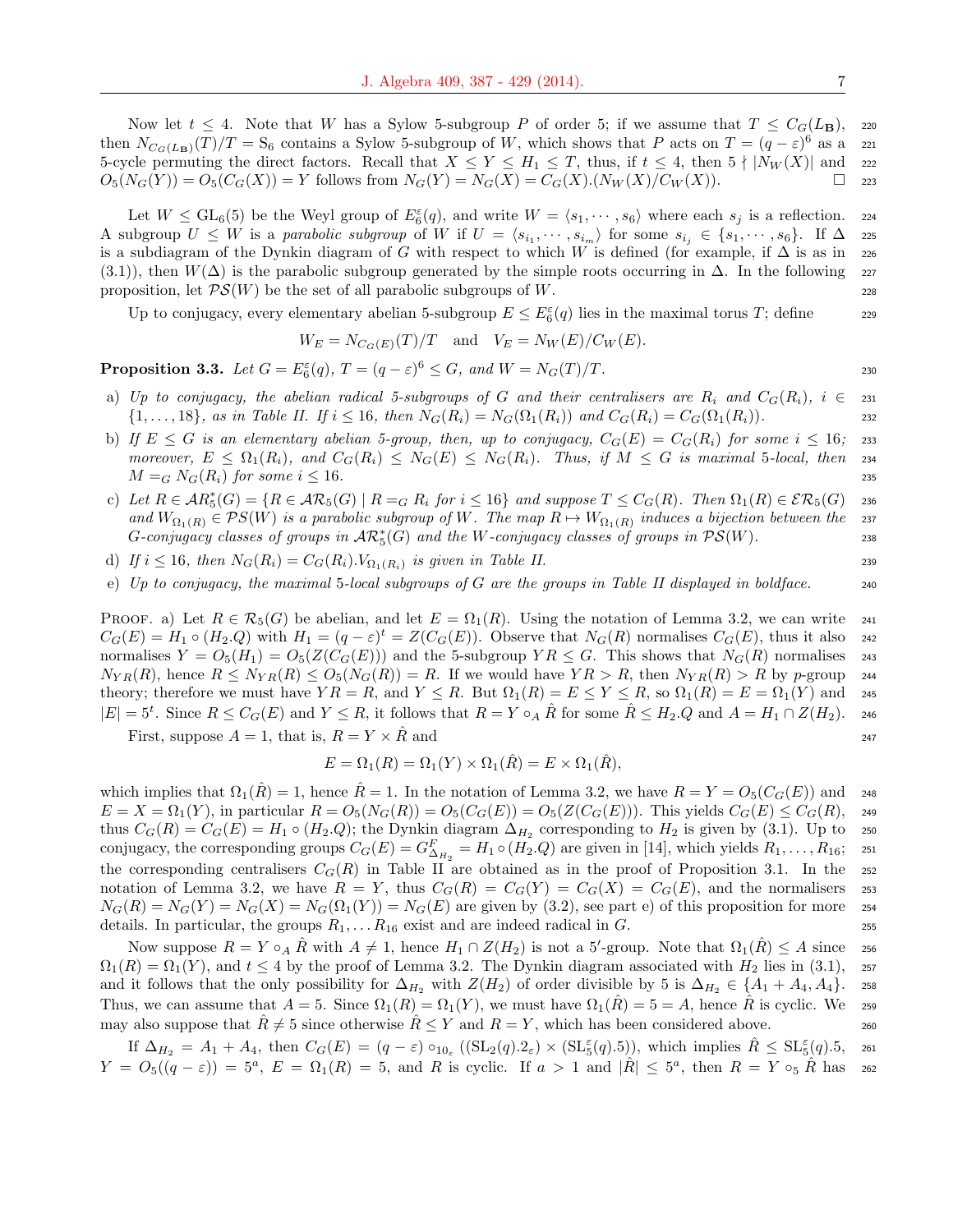Now let $t \leq 4$. Note that $W$ has a Sylow 5-subgroup $P$ of order 5; if we assume that $T \leq C_G(L_{\mathbf{B}})$, then $N_{C_G(L_{\mathbf{B}})}(T)/T = \mathrm{S}_6$ contains a Sylow 5-subgroup of $W$, which shows that $P$ acts on $T = (q-\varepsilon)^6$ as a 5-cycle permuting the direct factors. Recall that $X \leq Y \leq H_1 \leq T$, thus, if $t \leq 4$, then $5 \nmid |N_W(X)|$ and $O_5(N_G(Y)) = O_5(C_G(X)) = Y$ follows from $N_G(Y) = N_G(X) = C_G(X).(N_W(X)/C_W(X))$. □

Let $W \leq \mathrm{GL}_6(5)$ be the Weyl group of $E_6^\varepsilon(q)$, and write $W = \langle s_1, \cdots, s_6 \rangle$ where each $s_j$ is a reflection. A subgroup $U \leq W$ is a *parabolic subgroup* of $W$ if $U = \langle s_{i_1}, \cdots, s_{i_m} \rangle$ for some $s_{i_j} \in \{s_1, \cdots, s_6\}$. If $\Delta$ is a subdiagram of the Dynkin diagram of $G$ with respect to which $W$ is defined (for example, if $\Delta$ is as in (3.1)), then $W(\Delta)$ is the parabolic subgroup generated by the simple roots occurring in $\Delta$. In the following proposition, let $\mathcal{PS}(W)$ be the set of all parabolic subgroups of $W$.

Up to conjugacy, every elementary abelian 5-subgroup $E \leq E_6^\varepsilon(q)$ lies in the maximal torus $T$; define

$$W_E = N_{C_G(E)}(T)/T \quad \text{and} \quad V_E = N_W(E)/C_W(E).$$

**Proposition 3.3.** *Let $G = E_6^\varepsilon(q)$, $T = (q-\varepsilon)^6 \leq G$, and $W = N_G(T)/T$.*

a) *Up to conjugacy, the abelian radical 5-subgroups of $G$ and their centralisers are $R_i$ and $C_G(R_i)$, $i \in \{1, \ldots, 18\}$, as in Table II. If $i \leq 16$, then $N_G(R_i) = N_G(\Omega_1(R_i))$ and $C_G(R_i) = C_G(\Omega_1(R_i))$.*

b) *If $E \leq G$ is an elementary abelian 5-group, then, up to conjugacy, $C_G(E) = C_G(R_i)$ for some $i \leq 16$; moreover, $E \leq \Omega_1(R_i)$, and $C_G(R_i) \leq N_G(E) \leq N_G(R_i)$. Thus, if $M \leq G$ is maximal 5-local, then $M =_G N_G(R_i)$ for some $i \leq 16$.*

c) *Let $R \in \mathcal{AR}_5^*(G) = \{R \in \mathcal{AR}_5(G) \mid R =_G R_i \text{ for } i \leq 16\}$ and suppose $T \leq C_G(R)$. Then $\Omega_1(R) \in \mathcal{ER}_5(G)$ and $W_{\Omega_1(R)} \in \mathcal{PS}(W)$ is a parabolic subgroup of $W$. The map $R \mapsto W_{\Omega_1(R)}$ induces a bijection between the $G$-conjugacy classes of groups in $\mathcal{AR}_5^*(G)$ and the $W$-conjugacy classes of groups in $\mathcal{PS}(W)$.*

d) *If $i \leq 16$, then $N_G(R_i) = C_G(R_i).V_{\Omega_1(R_i)}$ is given in Table II.*

e) *Up to conjugacy, the maximal 5-local subgroups of $G$ are the groups in Table II displayed in boldface.*

Proof. a) Let $R \in \mathcal{R}_5(G)$ be abelian, and let $E = \Omega_1(R)$. Using the notation of Lemma 3.2, we can write $C_G(E) = H_1 \circ (H_2.Q)$ with $H_1 = (q-\varepsilon)^t = Z(C_G(E))$. Observe that $N_G(R)$ normalises $C_G(E)$, thus it also normalises $Y = O_5(H_1) = O_5(Z(C_G(E)))$ and the 5-subgroup $YR \leq G$. This shows that $N_G(R)$ normalises $N_{YR}(R)$, hence $R \leq N_{YR}(R) \leq O_5(N_G(R)) = R$. If we would have $YR > R$, then $N_{YR}(R) > R$ by $p$-group theory; therefore we must have $YR = R$, and $Y \leq R$. But $\Omega_1(R) = E \leq Y \leq R$, so $\Omega_1(R) = E = \Omega_1(Y)$ and $|E| = 5^t$. Since $R \leq C_G(E)$ and $Y \leq R$, it follows that $R = Y \circ_A \hat{R}$ for some $\hat{R} \leq H_2.Q$ and $A = H_1 \cap Z(H_2)$.

First, suppose $A = 1$, that is, $R = Y \times \hat{R}$ and

$$E = \Omega_1(R) = \Omega_1(Y) \times \Omega_1(\hat{R}) = E \times \Omega_1(\hat{R}),$$

which implies that $\Omega_1(\hat{R}) = 1$, hence $\hat{R} = 1$. In the notation of Lemma 3.2, we have $R = Y = O_5(C_G(E))$ and $E = X = \Omega_1(Y)$, in particular $R = O_5(N_G(R)) = O_5(C_G(E)) = O_5(Z(C_G(E)))$. This yields $C_G(E) \leq C_G(R)$, thus $C_G(R) = C_G(E) = H_1 \circ (H_2.Q)$; the Dynkin diagram $\Delta_{H_2}$ corresponding to $H_2$ is given by (3.1). Up to conjugacy, the corresponding groups $C_G(E) = G^F_{\Delta_{H_2}} = H_1 \circ (H_2.Q)$ are given in [14], which yields $R_1, \ldots, R_{16}$; the corresponding centralisers $C_G(R)$ in Table II are obtained as in the proof of Proposition 3.1. In the notation of Lemma 3.2, we have $R = Y$, thus $C_G(R) = C_G(Y) = C_G(X) = C_G(E)$, and the normalisers $N_G(R) = N_G(Y) = N_G(X) = N_G(\Omega_1(Y)) = N_G(E)$ are given by (3.2), see part e) of this proposition for more details. In particular, the groups $R_1, \ldots R_{16}$ exist and are indeed radical in $G$.

Now suppose $R = Y \circ_A \hat{R}$ with $A \neq 1$, hence $H_1 \cap Z(H_2)$ is not a $5'$-group. Note that $\Omega_1(\hat{R}) \leq A$ since $\Omega_1(R) = \Omega_1(Y)$, and $t \leq 4$ by the proof of Lemma 3.2. The Dynkin diagram associated with $H_2$ lies in (3.1), and it follows that the only possibility for $\Delta_{H_2}$ with $Z(H_2)$ of order divisible by 5 is $\Delta_{H_2} \in \{A_1 + A_4, A_4\}$. Thus, we can assume that $A = 5$. Since $\Omega_1(R) = \Omega_1(Y)$, we must have $\Omega_1(\hat{R}) = 5 = A$, hence $\hat{R}$ is cyclic. We may also suppose that $\hat{R} \neq 5$ since otherwise $\hat{R} \leq Y$ and $R = Y$, which has been considered above.

If $\Delta_{H_2} = A_1 + A_4$, then $C_G(E) = (q-\varepsilon) \circ_{10_\varepsilon} ((\mathrm{SL}_2(q).2_\varepsilon) \times (\mathrm{SL}_5^\varepsilon(q).5))$, which implies $\hat{R} \leq \mathrm{SL}_5^\varepsilon(q).5$, $Y = O_5((q-\varepsilon)) = 5^a$, $E = \Omega_1(R) = 5$, and $R$ is cyclic. If $a > 1$ and $|\hat{R}| \leq 5^a$, then $R = Y \circ_5 \hat{R}$ has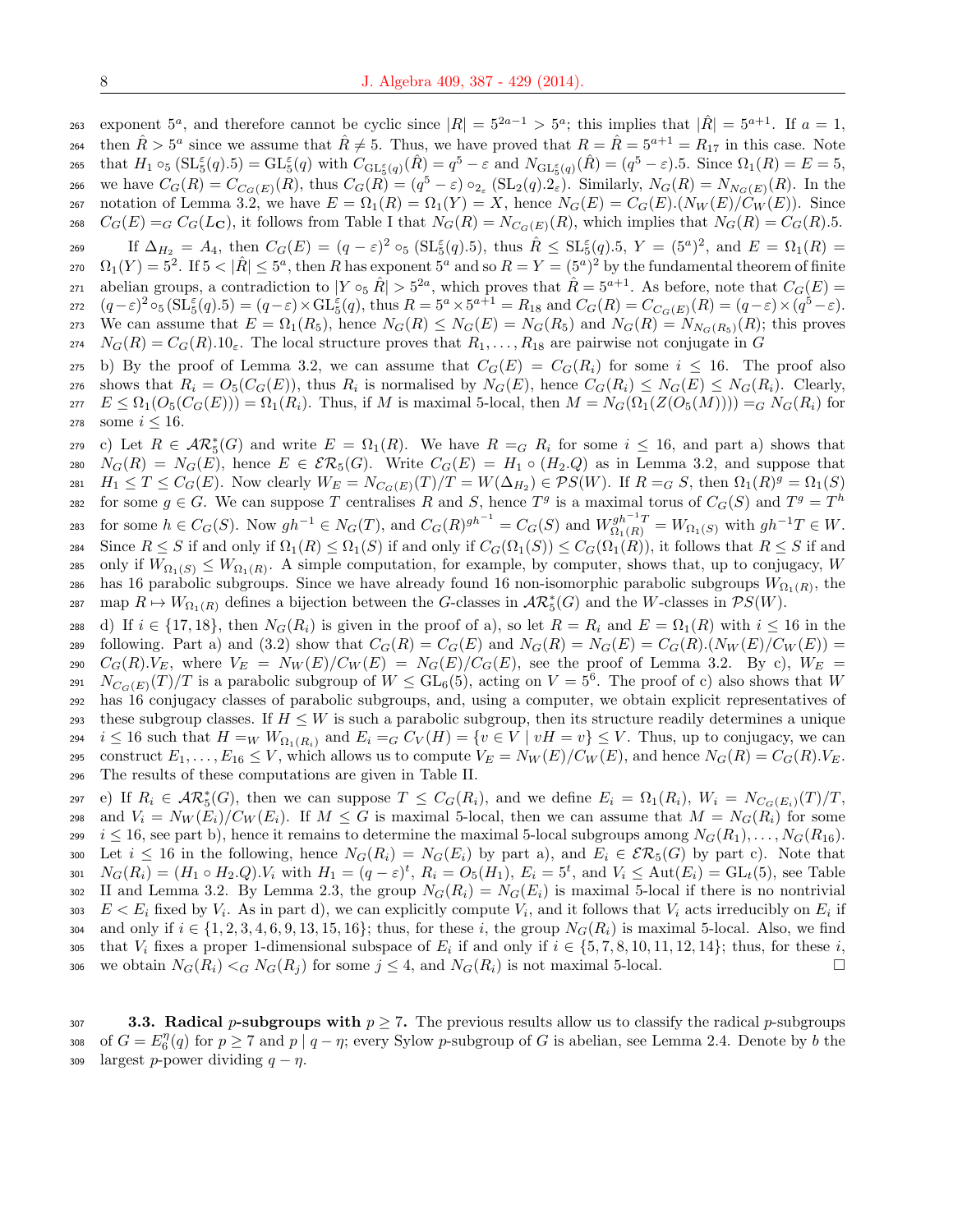exponent $5^a$, and therefore cannot be cyclic since $|R| = 5^{2a-1} > 5^a$; this implies that $|\hat{R}| = 5^{a+1}$. If $a = 1$, then $\hat{R} > 5^a$ since we assume that $\hat{R} \neq 5$. Thus, we have proved that $R = \hat{R} = 5^{a+1} = R_{17}$ in this case. Note that $H_1 \circ_5 (\mathrm{SL}_5^\varepsilon(q).5) = \mathrm{GL}_5^\varepsilon(q)$ with $C_{\mathrm{GL}_5^\varepsilon(q)}(\hat{R}) = q^5 - \varepsilon$ and $N_{\mathrm{GL}_5^\varepsilon(q)}(\hat{R}) = (q^5 - \varepsilon).5$. Since $\Omega_1(R) = E = 5$, we have $C_G(R) = C_{C_G(E)}(R)$, thus $C_G(R) = (q^5 - \varepsilon) \circ_{2_\varepsilon} (\mathrm{SL}_2(q).2_\varepsilon)$. Similarly, $N_G(R) = N_{N_G(E)}(R)$. In the notation of Lemma 3.2, we have $E = \Omega_1(R) = \Omega_1(Y) = X$, hence $N_G(E) = C_G(E).(N_W(E)/C_W(E))$. Since $C_G(E) =_G C_G(L_{\mathbf{C}})$, it follows from Table I that $N_G(R) = N_{C_G(E)}(R)$, which implies that $N_G(R) = C_G(R).5$.

If $\Delta_{H_2} = A_4$, then $C_G(E) = (q-\varepsilon)^2 \circ_5 (\mathrm{SL}_5^\varepsilon(q).5)$, thus $\hat{R} \leq \mathrm{SL}_5^\varepsilon(q).5$, $Y = (5^a)^2$, and $E = \Omega_1(R) = \Omega_1(Y) = 5^2$. If $5 < |\hat{R}| \leq 5^a$, then $R$ has exponent $5^a$ and so $R = Y = (5^a)^2$ by the fundamental theorem of finite abelian groups, a contradiction to $|Y \circ_5 \hat{R}| > 5^{2a}$, which proves that $\hat{R} = 5^{a+1}$. As before, note that $C_G(E) = (q-\varepsilon)^2 \circ_5 (\mathrm{SL}_5^\varepsilon(q).5) = (q-\varepsilon) \times \mathrm{GL}_5^\varepsilon(q)$, thus $R = 5^a \times 5^{a+1} = R_{18}$ and $C_G(R) = C_{C_G(E)}(R) = (q-\varepsilon) \times (q^5 - \varepsilon)$. We can assume that $E = \Omega_1(R_5)$, hence $N_G(R) \leq N_G(E) = N_G(R_5)$ and $N_G(R) = N_{N_G(R_5)}(R)$; this proves $N_G(R) = C_G(R).10_\varepsilon$. The local structure proves that $R_1, \ldots, R_{18}$ are pairwise not conjugate in $G$

b) By the proof of Lemma 3.2, we can assume that $C_G(E) = C_G(R_i)$ for some $i \leq 16$. The proof also shows that $R_i = O_5(C_G(E))$, thus $R_i$ is normalised by $N_G(E)$, hence $C_G(R_i) \leq N_G(E) \leq N_G(R_i)$. Clearly, $E \leq \Omega_1(O_5(C_G(E))) = \Omega_1(R_i)$. Thus, if $M$ is maximal 5-local, then $M = N_G(\Omega_1(Z(O_5(M)))) =_G N_G(R_i)$ for some $i \leq 16$.

c) Let $R \in \mathcal{AR}_5^*(G)$ and write $E = \Omega_1(R)$. We have $R =_G R_i$ for some $i \leq 16$, and part a) shows that $N_G(R) = N_G(E)$, hence $E \in \mathcal{ER}_5(G)$. Write $C_G(E) = H_1 \circ (H_2.Q)$ as in Lemma 3.2, and suppose that $H_1 \leq T \leq C_G(E)$. Now clearly $W_E = N_{C_G(E)}(T)/T = W(\Delta_{H_2}) \in \mathcal{PS}(W)$. If $R =_G S$, then $\Omega_1(R)^g = \Omega_1(S)$ for some $g \in G$. We can suppose $T$ centralises $R$ and $S$, hence $T^g$ is a maximal torus of $C_G(S)$ and $T^g = T^h$ for some $h \in C_G(S)$. Now $gh^{-1} \in N_G(T)$, and $C_G(R)^{gh^{-1}} = C_G(S)$ and $W_{\Omega_1(R)}^{gh^{-1}T} = W_{\Omega_1(S)}$ with $gh^{-1}T \in W$. Since $R \leq S$ if and only if $\Omega_1(R) \leq \Omega_1(S)$ if and only if $C_G(\Omega_1(S)) \leq C_G(\Omega_1(R))$, it follows that $R \leq S$ if and only if $W_{\Omega_1(S)} \leq W_{\Omega_1(R)}$. A simple computation, for example, by computer, shows that, up to conjugacy, $W$ has 16 parabolic subgroups. Since we have already found 16 non-isomorphic parabolic subgroups $W_{\Omega_1(R)}$, the map $R \mapsto W_{\Omega_1(R)}$ defines a bijection between the $G$-classes in $\mathcal{AR}_5^*(G)$ and the $W$-classes in $\mathcal{PS}(W)$.

d) If $i \in \{17, 18\}$, then $N_G(R_i)$ is given in the proof of a), so let $R = R_i$ and $E = \Omega_1(R)$ with $i \leq 16$ in the following. Part a) and (3.2) show that $C_G(R) = C_G(E)$ and $N_G(R) = N_G(E) = C_G(R).(N_W(E)/C_W(E)) = C_G(R).V_E$, where $V_E = N_W(E)/C_W(E) = N_G(E)/C_G(E)$, see the proof of Lemma 3.2. By c), $W_E = N_{C_G(E)}(T)/T$ is a parabolic subgroup of $W \leq \mathrm{GL}_6(5)$, acting on $V = 5^6$. The proof of c) also shows that $W$ has 16 conjugacy classes of parabolic subgroups, and, using a computer, we obtain explicit representatives of these subgroup classes. If $H \leq W$ is such a parabolic subgroup, then its structure readily determines a unique $i \leq 16$ such that $H =_W W_{\Omega_1(R_i)}$ and $E_i =_G C_V(H) = \{v \in V \mid vH = v\} \leq V$. Thus, up to conjugacy, we can construct $E_1, \ldots, E_{16} \leq V$, which allows us to compute $V_E = N_W(E)/C_W(E)$, and hence $N_G(R) = C_G(R).V_E$. The results of these computations are given in Table II.

e) If $R_i \in \mathcal{AR}_5^*(G)$, then we can suppose $T \leq C_G(R_i)$, and we define $E_i = \Omega_1(R_i)$, $W_i = N_{C_G(E_i)}(T)/T$, and $V_i = N_W(E_i)/C_W(E_i)$. If $M \leq G$ is maximal 5-local, then we can assume that $M = N_G(R_i)$ for some $i \leq 16$, see part b), hence it remains to determine the maximal 5-local subgroups among $N_G(R_1), \ldots, N_G(R_{16})$. Let $i \leq 16$ in the following, hence $N_G(R_i) = N_G(E_i)$ by part a), and $E_i \in \mathcal{ER}_5(G)$ by part c). Note that $N_G(R_i) = (H_1 \circ H_2.Q).V_i$ with $H_1 = (q-\varepsilon)^t$, $R_i = O_5(H_1)$, $E_i = 5^t$, and $V_i \leq \mathrm{Aut}(E_i) = \mathrm{GL}_t(5)$, see Table II and Lemma 3.2. By Lemma 2.3, the group $N_G(R_i) = N_G(E_i)$ is maximal 5-local if there is no nontrivial $E < E_i$ fixed by $V_i$. As in part d), we can explicitly compute $V_i$, and it follows that $V_i$ acts irreducibly on $E_i$ if and only if $i \in \{1, 2, 3, 4, 6, 9, 13, 15, 16\}$; thus, for these $i$, the group $N_G(R_i)$ is maximal 5-local. Also, we find that $V_i$ fixes a proper 1-dimensional subspace of $E_i$ if and only if $i \in \{5, 7, 8, 10, 11, 12, 14\}$; thus, for these $i$, we obtain $N_G(R_i) <_G N_G(R_j)$ for some $j \leq 4$, and $N_G(R_i)$ is not maximal 5-local. □

**3.3. Radical $p$-subgroups with $p \geq 7$.** The previous results allow us to classify the radical $p$-subgroups of $G = E_6^\eta(q)$ for $p \geq 7$ and $p \mid q - \eta$; every Sylow $p$-subgroup of $G$ is abelian, see Lemma 2.4. Denote by $b$ the largest $p$-power dividing $q - \eta$.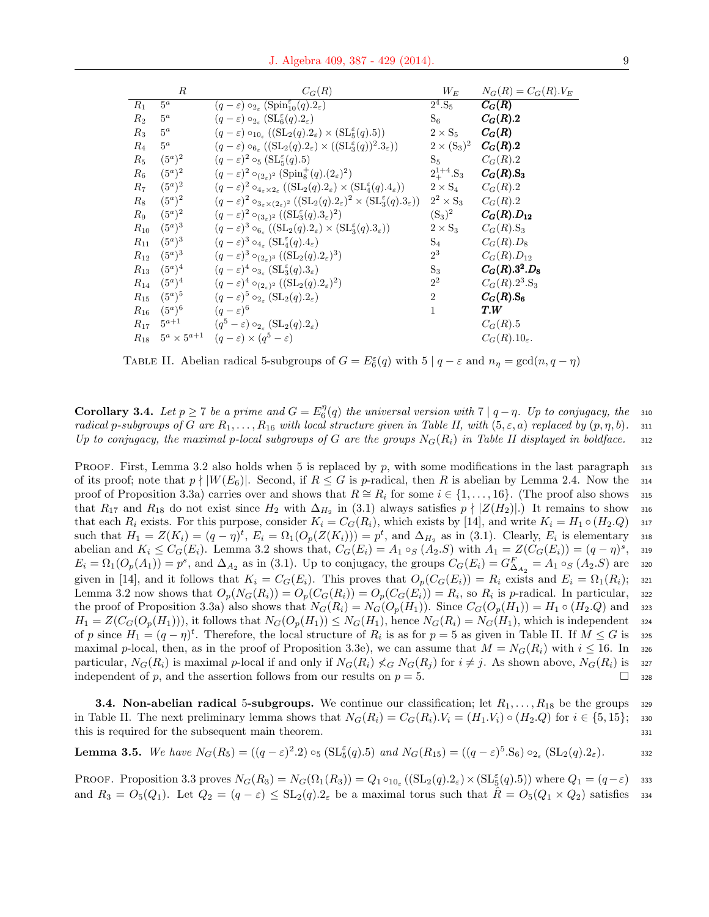| | $R$ | $C_G(R)$ | $W_E$ | $N_G(R) = C_G(R).V_E$ |
|---|---|---|---|---|
| $R_1$ | $5^a$ | $(q-\varepsilon)\circ_{2_\varepsilon}(\mathrm{Spin}_{10}^{\varepsilon}(q).2_\varepsilon)$ | $2^4.\mathrm{S}_5$ | $\boldsymbol{C_G(R)}$ |
| $R_2$ | $5^a$ | $(q-\varepsilon)\circ_{2_\varepsilon}(\mathrm{SL}_6^{\varepsilon}(q).2_\varepsilon)$ | $\mathrm{S}_6$ | $\boldsymbol{C_G(R).2}$ |
| $R_3$ | $5^a$ | $(q-\varepsilon)\circ_{10_\varepsilon}((\mathrm{SL}_2(q).2_\varepsilon)\times(\mathrm{SL}_5^{\varepsilon}(q).5))$ | $2\times\mathrm{S}_5$ | $\boldsymbol{C_G(R)}$ |
| $R_4$ | $5^a$ | $(q-\varepsilon)\circ_{6_\varepsilon}((\mathrm{SL}_2(q).2_\varepsilon)\times((\mathrm{SL}_3^{\varepsilon}(q))^2.3_\varepsilon))$ | $2\times(\mathrm{S}_3)^2$ | $\boldsymbol{C_G(R).2}$ |
| $R_5$ | $(5^a)^2$ | $(q-\varepsilon)^2\circ_5(\mathrm{SL}_5^{\varepsilon}(q).5)$ | $\mathrm{S}_5$ | $C_G(R).2$ |
| $R_6$ | $(5^a)^2$ | $(q-\varepsilon)^2\circ_{(2_\varepsilon)^2}(\mathrm{Spin}_8^{+}(q).(2_\varepsilon)^2)$ | $2_+^{1+4}.\mathrm{S}_3$ | $\boldsymbol{C_G(R).S_3}$ |
| $R_7$ | $(5^a)^2$ | $(q-\varepsilon)^2\circ_{4_\varepsilon\times 2_\varepsilon}((\mathrm{SL}_2(q).2_\varepsilon)\times(\mathrm{SL}_4^{\varepsilon}(q).4_\varepsilon))$ | $2\times\mathrm{S}_4$ | $C_G(R).2$ |
| $R_8$ | $(5^a)^2$ | $(q-\varepsilon)^2\circ_{3_\varepsilon\times(2_\varepsilon)^2}((\mathrm{SL}_2(q).2_\varepsilon)^2\times(\mathrm{SL}_3^{\varepsilon}(q).3_\varepsilon))$ | $2^2\times\mathrm{S}_3$ | $C_G(R).2$ |
| $R_9$ | $(5^a)^2$ | $(q-\varepsilon)^2\circ_{(3_\varepsilon)^2}((\mathrm{SL}_3^{\varepsilon}(q).3_\varepsilon)^2)$ | $(\mathrm{S}_3)^2$ | $\boldsymbol{C_G(R).D_{12}}$ |
| $R_{10}$ | $(5^a)^3$ | $(q-\varepsilon)^3\circ_{6_\varepsilon}((\mathrm{SL}_2(q).2_\varepsilon)\times(\mathrm{SL}_3^{\varepsilon}(q).3_\varepsilon))$ | $2\times\mathrm{S}_3$ | $C_G(R).\mathrm{S}_3$ |
| $R_{11}$ | $(5^a)^3$ | $(q-\varepsilon)^3\circ_{4_\varepsilon}(\mathrm{SL}_4^{\varepsilon}(q).4_\varepsilon)$ | $\mathrm{S}_4$ | $C_G(R).D_8$ |
| $R_{12}$ | $(5^a)^3$ | $(q-\varepsilon)^3\circ_{(2_\varepsilon)^3}((\mathrm{SL}_2(q).2_\varepsilon)^3)$ | $2^3$ | $C_G(R).D_{12}$ |
| $R_{13}$ | $(5^a)^4$ | $(q-\varepsilon)^4\circ_{3_\varepsilon}(\mathrm{SL}_3^{\varepsilon}(q).3_\varepsilon)$ | $\mathrm{S}_3$ | $\boldsymbol{C_G(R).3^2.D_8}$ |
| $R_{14}$ | $(5^a)^4$ | $(q-\varepsilon)^4\circ_{(2_\varepsilon)^2}((\mathrm{SL}_2(q).2_\varepsilon)^2)$ | $2^2$ | $C_G(R).2^3.\mathrm{S}_3$ |
| $R_{15}$ | $(5^a)^5$ | $(q-\varepsilon)^5\circ_{2_\varepsilon}(\mathrm{SL}_2(q).2_\varepsilon)$ | $2$ | $\boldsymbol{C_G(R).S_6}$ |
| $R_{16}$ | $(5^a)^6$ | $(q-\varepsilon)^6$ | $1$ | $\boldsymbol{T.W}$ |
| $R_{17}$ | $5^{a+1}$ | $(q^5-\varepsilon)\circ_{2_\varepsilon}(\mathrm{SL}_2(q).2_\varepsilon)$ | | $C_G(R).5$ |
| $R_{18}$ | $5^a\times 5^{a+1}$ | $(q-\varepsilon)\times(q^5-\varepsilon)$ | | $C_G(R).10_\varepsilon.$ |

TABLE II. Abelian radical 5-subgroups of $G = E_6^{\varepsilon}(q)$ with $5 \mid q-\varepsilon$ and $n_\eta = \gcd(n, q-\eta)$

**Corollary 3.4.** *Let $p \geq 7$ be a prime and $G = E_6^{\eta}(q)$ the universal version with $7 \mid q-\eta$. Up to conjugacy, the radical $p$-subgroups of $G$ are $R_1,\ldots,R_{16}$ with local structure given in Table II, with $(5,\varepsilon,a)$ replaced by $(p,\eta,b)$. Up to conjugacy, the maximal $p$-local subgroups of $G$ are the groups $N_G(R_i)$ in Table II displayed in boldface.*

PROOF. First, Lemma 3.2 also holds when 5 is replaced by $p$, with some modifications in the last paragraph of its proof; note that $p \nmid |W(E_6)|$. Second, if $R \leq G$ is $p$-radical, then $R$ is abelian by Lemma 2.4. Now the proof of Proposition 3.3a) carries over and shows that $R \cong R_i$ for some $i \in \{1,\ldots,16\}$. (The proof also shows that $R_{17}$ and $R_{18}$ do not exist since $H_2$ with $\Delta_{H_2}$ in (3.1) always satisfies $p \nmid |Z(H_2)|$.) It remains to show that each $R_i$ exists. For this purpose, consider $K_i = C_G(R_i)$, which exists by [14], and write $K_i = H_1 \circ (H_2.Q)$ such that $H_1 = Z(K_i) = (q-\eta)^t$, $E_i = \Omega_1(O_p(Z(K_i))) = p^t$, and $\Delta_{H_2}$ as in (3.1). Clearly, $E_i$ is elementary abelian and $K_i \leq C_G(E_i)$. Lemma 3.2 shows that, $C_G(E_i) = A_1 \circ_S (A_2.S)$ with $A_1 = Z(C_G(E_i)) = (q-\eta)^s$, $E_i = \Omega_1(O_p(A_1)) = p^s$, and $\Delta_{A_2}$ as in (3.1). Up to conjugacy, the groups $C_G(E_i) = G^F_{\Delta_{A_2}} = A_1 \circ_S (A_2.S)$ are given in [14], and it follows that $K_i = C_G(E_i)$. This proves that $O_p(C_G(E_i)) = R_i$ exists and $E_i = \Omega_1(R_i)$; Lemma 3.2 now shows that $O_p(N_G(R_i)) = O_p(C_G(R_i)) = O_p(C_G(E_i)) = R_i$, so $R_i$ is $p$-radical. In particular, the proof of Proposition 3.3a) also shows that $N_G(R_i) = N_G(O_p(H_1))$. Since $C_G(O_p(H_1)) = H_1 \circ (H_2.Q)$ and $H_1 = Z(C_G(O_p(H_1)))$, it follows that $N_G(O_p(H_1)) \leq N_G(H_1)$, hence $N_G(R_i) = N_G(H_1)$, which is independent of $p$ since $H_1 = (q-\eta)^t$. Therefore, the local structure of $R_i$ is as for $p=5$ as given in Table II. If $M \leq G$ is maximal $p$-local, then, as in the proof of Proposition 3.3e), we can assume that $M = N_G(R_i)$ with $i \leq 16$. In particular, $N_G(R_i)$ is maximal $p$-local if and only if $N_G(R_i) \not<_G N_G(R_j)$ for $i \neq j$. As shown above, $N_G(R_i)$ is independent of $p$, and the assertion follows from our results on $p=5$. ☐

**3.4. Non-abelian radical 5-subgroups.** We continue our classification; let $R_1,\ldots,R_{18}$ be the groups in Table II. The next preliminary lemma shows that $N_G(R_i) = C_G(R_i).V_i = (H_1.V_i)\circ(H_2.Q)$ for $i \in \{5,15\}$; this is required for the subsequent main theorem.

**Lemma 3.5.** *We have $N_G(R_5) = ((q-\varepsilon)^2.2)\circ_5(\mathrm{SL}_5^{\varepsilon}(q).5)$ and $N_G(R_{15}) = ((q-\varepsilon)^5.\mathrm{S}_6)\circ_{2_\varepsilon}(\mathrm{SL}_2(q).2_\varepsilon)$.*

PROOF. Proposition 3.3 proves $N_G(R_3) = N_G(\Omega_1(R_3)) = Q_1 \circ_{10_\varepsilon}((\mathrm{SL}_2(q).2_\varepsilon)\times(\mathrm{SL}_5^{\varepsilon}(q).5))$ where $Q_1 = (q-\varepsilon)$ and $R_3 = O_5(Q_1)$. Let $Q_2 = (q-\varepsilon) \leq \mathrm{SL}_2(q).2_\varepsilon$ be a maximal torus such that $\hat{R} = O_5(Q_1 \times Q_2)$ satisfies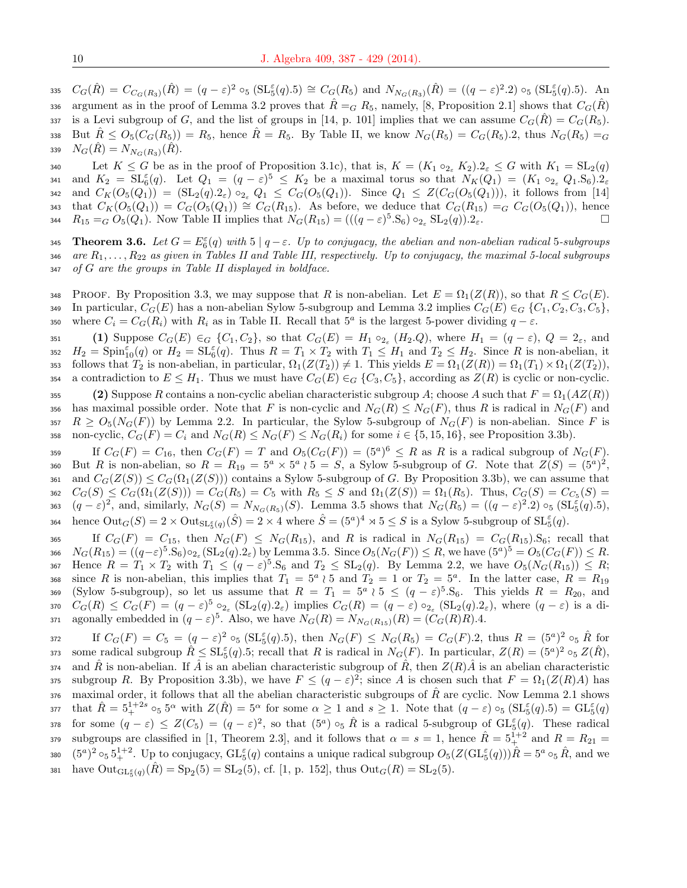$C_G(\hat{R}) = C_{C_G(R_3)}(\hat{R}) = (q-\varepsilon)^2 \circ_5 (\mathrm{SL}_5^\varepsilon(q).5) \cong C_G(R_5)$ and $N_{N_G(R_3)}(\hat{R}) = ((q-\varepsilon)^2.2) \circ_5 (\mathrm{SL}_5^\varepsilon(q).5)$. An argument as in the proof of Lemma 3.2 proves that $\hat{R} =_G R_5$, namely, [8, Proposition 2.1] shows that $C_G(\hat{R})$ is a Levi subgroup of $G$, and the list of groups in [14, p. 101] implies that we can assume $C_G(\hat{R}) = C_G(R_5)$. But $\hat{R} \leq O_5(C_G(R_5)) = R_5$, hence $\hat{R} = R_5$. By Table II, we know $N_G(R_5) = C_G(R_5).2$, thus $N_G(R_5) =_G N_{N_G(R_3)}(\hat{R})$.

Let $K \leq G$ be as in the proof of Proposition 3.1c), that is, $K = (K_1 \circ_{2_\varepsilon} K_2).2_\varepsilon \leq G$ with $K_1 = \mathrm{SL}_2(q)$ and $K_2 = \mathrm{SL}_6^\varepsilon(q)$. Let $Q_1 = (q-\varepsilon)^5 \leq K_2$ be a maximal torus so that $N_K(Q_1) = (K_1 \circ_{2_\varepsilon} Q_1.S_6).2_\varepsilon$ and $C_K(O_5(Q_1)) = (\mathrm{SL}_2(q).2_\varepsilon) \circ_{2_\varepsilon} Q_1 \leq C_G(O_5(Q_1))$. Since $Q_1 \leq Z(C_G(O_5(Q_1)))$, it follows from [14] that $C_K(O_5(Q_1)) = C_G(O_5(Q_1)) \cong C_G(R_{15})$. As before, we deduce that $C_G(R_{15}) =_G C_G(O_5(Q_1))$, hence $R_{15} =_G O_5(Q_1)$. Now Table II implies that $N_G(R_{15}) = (((q-\varepsilon)^5.S_6) \circ_{2_\varepsilon} \mathrm{SL}_2(q)).2_\varepsilon$. □

**Theorem 3.6.** *Let $G = E_6^\varepsilon(q)$ with $5 \mid q-\varepsilon$. Up to conjugacy, the abelian and non-abelian radical 5-subgroups are $R_1, \ldots, R_{22}$ as given in Tables II and Table III, respectively. Up to conjugacy, the maximal 5-local subgroups of $G$ are the groups in Table II displayed in boldface.*

Proof. By Proposition 3.3, we may suppose that $R$ is non-abelian. Let $E = \Omega_1(Z(R))$, so that $R \leq C_G(E)$. In particular, $C_G(E)$ has a non-abelian Sylow 5-subgroup and Lemma 3.2 implies $C_G(E) \in_G \{C_1, C_2, C_3, C_5\}$, where $C_i = C_G(R_i)$ with $R_i$ as in Table II. Recall that $5^a$ is the largest 5-power dividing $q-\varepsilon$.

**(1)** Suppose $C_G(E) \in_G \{C_1, C_2\}$, so that $C_G(E) = H_1 \circ_{2_\varepsilon} (H_2.Q)$, where $H_1 = (q-\varepsilon)$, $Q = 2_\varepsilon$, and $H_2 = \mathrm{Spin}_{10}^\varepsilon(q)$ or $H_2 = \mathrm{SL}_6^\varepsilon(q)$. Thus $R = T_1 \times T_2$ with $T_1 \leq H_1$ and $T_2 \leq H_2$. Since $R$ is non-abelian, it follows that $T_2$ is non-abelian, in particular, $\Omega_1(Z(T_2)) \neq 1$. This yields $E = \Omega_1(Z(R)) = \Omega_1(T_1) \times \Omega_1(Z(T_2))$, a contradiction to $E \leq H_1$. Thus we must have $C_G(E) \in_G \{C_3, C_5\}$, according as $Z(R)$ is cyclic or non-cyclic.

**(2)** Suppose $R$ contains a non-cyclic abelian characteristic subgroup $A$; choose $A$ such that $F = \Omega_1(AZ(R))$ has maximal possible order. Note that $F$ is non-cyclic and $N_G(R) \leq N_G(F)$, thus $R$ is radical in $N_G(F)$ and $R \geq O_5(N_G(F))$ by Lemma 2.2. In particular, the Sylow 5-subgroup of $N_G(F)$ is non-abelian. Since $F$ is non-cyclic, $C_G(F) = C_i$ and $N_G(R) \leq N_G(F) \leq N_G(R_i)$ for some $i \in \{5, 15, 16\}$, see Proposition 3.3b).

If $C_G(F) = C_{16}$, then $C_G(F) = T$ and $O_5(C_G(F)) = (5^a)^6 \leq R$ as $R$ is a radical subgroup of $N_G(F)$. But $R$ is non-abelian, so $R = R_{19} = 5^a \times 5^a \wr 5 = S$, a Sylow 5-subgroup of $G$. Note that $Z(S) = (5^a)^2$, and $C_G(Z(S)) \leq C_G(\Omega_1(Z(S)))$ contains a Sylow 5-subgroup of $G$. By Proposition 3.3b), we can assume that $C_G(S) \leq C_G(\Omega_1(Z(S))) = C_G(R_5) = C_5$ with $R_5 \leq S$ and $\Omega_1(Z(S)) = \Omega_1(R_5)$. Thus, $C_G(S) = C_{C_5}(S) = (q-\varepsilon)^2$, and, similarly, $N_G(S) = N_{N_G(R_5)}(S)$. Lemma 3.5 shows that $N_G(R_5) = ((q-\varepsilon)^2.2) \circ_5 (\mathrm{SL}_5^\varepsilon(q).5)$, hence $\mathrm{Out}_G(S) = 2 \times \mathrm{Out}_{\mathrm{SL}_5^\varepsilon(q)}(\hat{S}) = 2 \times 4$ where $\hat{S} = (5^a)^4 \rtimes 5 \leq S$ is a Sylow 5-subgroup of $\mathrm{SL}_5^\varepsilon(q)$.

If $C_G(F) = C_{15}$, then $N_G(F) \leq N_G(R_{15})$, and $R$ is radical in $N_G(R_{15}) = C_G(R_{15}).S_6$; recall that $N_G(R_{15}) = ((q-\varepsilon)^5.S_6) \circ_{2_\varepsilon} (\mathrm{SL}_2(q).2_\varepsilon)$ by Lemma 3.5. Since $O_5(N_G(F)) \leq R$, we have $(5^a)^5 = O_5(C_G(F)) \leq R$. Hence $R = T_1 \times T_2$ with $T_1 \leq (q-\varepsilon)^5.S_6$ and $T_2 \leq \mathrm{SL}_2(q)$. By Lemma 2.2, we have $O_5(N_G(R_{15})) \leq R$; since $R$ is non-abelian, this implies that $T_1 = 5^a \wr 5$ and $T_2 = 1$ or $T_2 = 5^a$. In the latter case, $R = R_{19}$ (Sylow 5-subgroup), so let us assume that $R = T_1 = 5^a \wr 5 \leq (q-\varepsilon)^5.S_6$. This yields $R = R_{20}$, and $C_G(R) \leq C_G(F) = (q-\varepsilon)^5 \circ_{2_\varepsilon} (\mathrm{SL}_2(q).2_\varepsilon)$ implies $C_G(R) = (q-\varepsilon) \circ_{2_\varepsilon} (\mathrm{SL}_2(q).2_\varepsilon)$, where $(q-\varepsilon)$ is a diagonally embedded in $(q-\varepsilon)^5$. Also, we have $N_G(R) = N_{N_G(R_{15})}(R) = (C_G(R)R).4$.

If $C_G(F) = C_5 = (q-\varepsilon)^2 \circ_5 (\mathrm{SL}_5^\varepsilon(q).5)$, then $N_G(F) \leq N_G(R_5) = C_G(F).2$, thus $R = (5^a)^2 \circ_5 \hat{R}$ for some radical subgroup $\hat{R} \leq \mathrm{SL}_5^\varepsilon(q).5$; recall that $R$ is radical in $N_G(F)$. In particular, $Z(R) = (5^a)^2 \circ_5 Z(\hat{R})$, and $\hat{R}$ is non-abelian. If $\hat{A}$ is an abelian characteristic subgroup of $\hat{R}$, then $Z(R)\hat{A}$ is an abelian characteristic subgroup $R$. By Proposition 3.3b), we have $F \leq (q-\varepsilon)^2$; since $A$ is chosen such that $F = \Omega_1(Z(R)A)$ has maximal order, it follows that all the abelian characteristic subgroups of $\hat{R}$ are cyclic. Now Lemma 2.1 shows that $\hat{R} = 5_+^{1+2s} \circ_5 5^\alpha$ with $Z(\hat{R}) = 5^\alpha$ for some $\alpha \geq 1$ and $s \geq 1$. Note that $(q-\varepsilon) \circ_5 (\mathrm{SL}_5^\varepsilon(q).5) = \mathrm{GL}_5^\varepsilon(q)$ for some $(q-\varepsilon) \leq Z(C_5) = (q-\varepsilon)^2$, so that $(5^a) \circ_5 \hat{R}$ is a radical 5-subgroup of $\mathrm{GL}_5^\varepsilon(q)$. These radical subgroups are classified in [1, Theorem 2.3], and it follows that $\alpha = s = 1$, hence $\hat{R} = 5_+^{1+2}$ and $R = R_{21} = (5^a)^2 \circ_5 5_+^{1+2}$. Up to conjugacy, $\mathrm{GL}_5^\varepsilon(q)$ contains a unique radical subgroup $O_5(Z(\mathrm{GL}_5^\varepsilon(q)))\hat{R} = 5^a \circ_5 \hat{R}$, and we have $\mathrm{Out}_{\mathrm{GL}_5^\varepsilon(q)}(\hat{R}) = \mathrm{Sp}_2(5) = \mathrm{SL}_2(5)$, cf. [1, p. 152], thus $\mathrm{Out}_G(R) = \mathrm{SL}_2(5)$.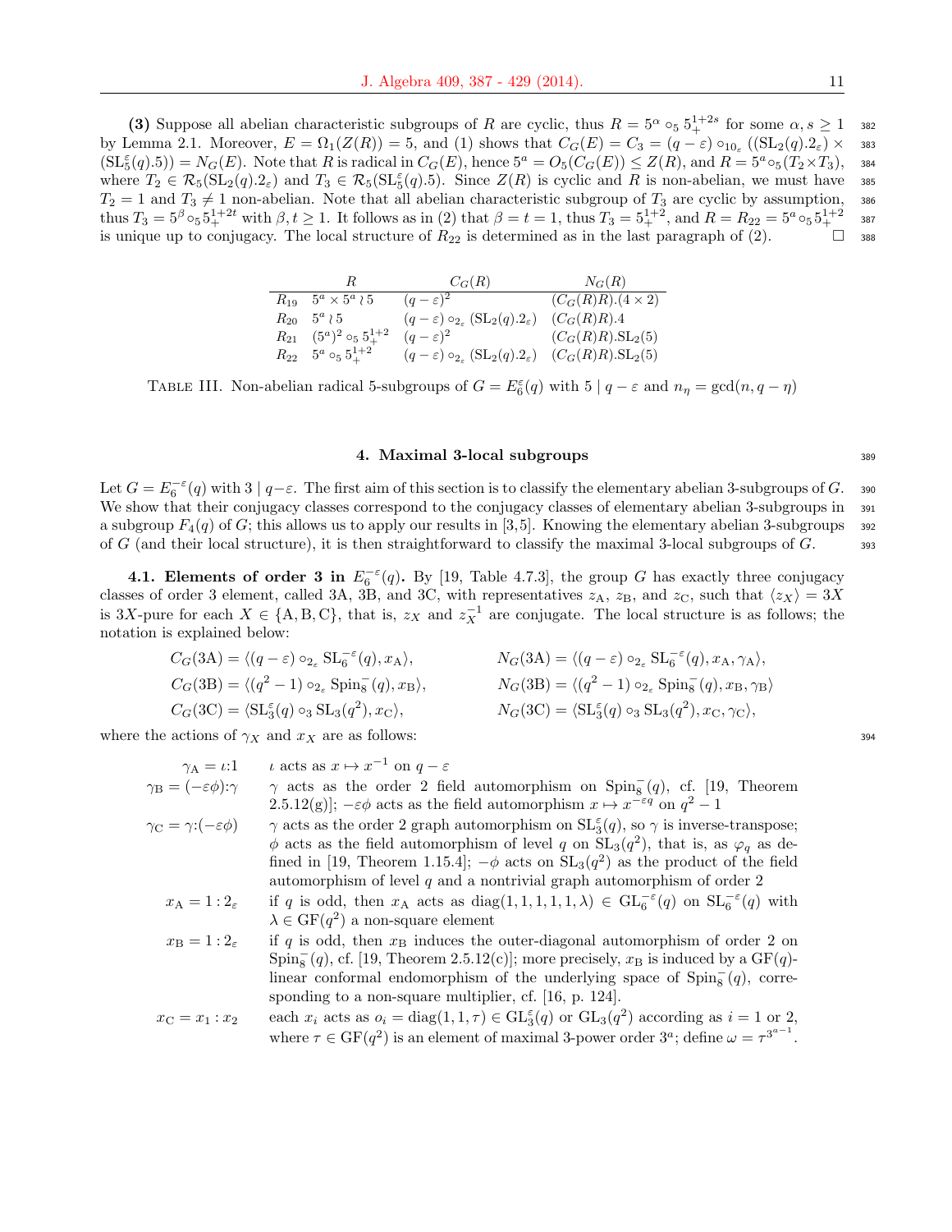**(3)** Suppose all abelian characteristic subgroups of $R$ are cyclic, thus $R = 5^\alpha \circ_5 5_+^{1+2s}$ for some $\alpha, s \geq 1$ by Lemma 2.1. Moreover, $E = \Omega_1(Z(R)) = 5$, and (1) shows that $C_G(E) = C_3 = (q-\varepsilon) \circ_{10_\varepsilon} ((\mathrm{SL}_2(q).2_\varepsilon) \times (\mathrm{SL}_5^\varepsilon(q).5)) = N_G(E)$. Note that $R$ is radical in $C_G(E)$, hence $5^a = O_5(C_G(E)) \leq Z(R)$, and $R = 5^a \circ_5 (T_2 \times T_3)$, where $T_2 \in \mathcal{R}_5(\mathrm{SL}_2(q).2_\varepsilon)$ and $T_3 \in \mathcal{R}_5(\mathrm{SL}_5^\varepsilon(q).5)$. Since $Z(R)$ is cyclic and $R$ is non-abelian, we must have $T_2 = 1$ and $T_3 \neq 1$ non-abelian. Note that all abelian characteristic subgroup of $T_3$ are cyclic by assumption, thus $T_3 = 5^\beta \circ_5 5_+^{1+2t}$ with $\beta, t \geq 1$. It follows as in (2) that $\beta = t = 1$, thus $T_3 = 5_+^{1+2}$, and $R = R_{22} = 5^a \circ_5 5_+^{1+2}$ is unique up to conjugacy. The local structure of $R_{22}$ is determined as in the last paragraph of (2). $\square$

| | $R$ | $C_G(R)$ | $N_G(R)$ |
|---|---|---|---|
| $R_{19}$ | $5^a \times 5^a \wr 5$ | $(q-\varepsilon)^2$ | $(C_G(R)R).(4 \times 2)$ |
| $R_{20}$ | $5^a \wr 5$ | $(q-\varepsilon) \circ_{2_\varepsilon} (\mathrm{SL}_2(q).2_\varepsilon)$ | $(C_G(R)R).4$ |
| $R_{21}$ | $(5^a)^2 \circ_5 5_+^{1+2}$ | $(q-\varepsilon)^2$ | $(C_G(R)R).\mathrm{SL}_2(5)$ |
| $R_{22}$ | $5^a \circ_5 5_+^{1+2}$ | $(q-\varepsilon) \circ_{2_\varepsilon} (\mathrm{SL}_2(q).2_\varepsilon)$ | $(C_G(R)R).\mathrm{SL}_2(5)$ |

TABLE III. Non-abelian radical 5-subgroups of $G = E_6^\varepsilon(q)$ with $5 \mid q-\varepsilon$ and $n_\eta = \gcd(n, q-\eta)$

## 4. Maximal 3-local subgroups

Let $G = E_6^{-\varepsilon}(q)$ with $3 \mid q-\varepsilon$. The first aim of this section is to classify the elementary abelian 3-subgroups of $G$. We show that their conjugacy classes correspond to the conjugacy classes of elementary abelian 3-subgroups in a subgroup $F_4(q)$ of $G$; this allows us to apply our results in [3,5]. Knowing the elementary abelian 3-subgroups of $G$ (and their local structure), it is then straightforward to classify the maximal 3-local subgroups of $G$.

**4.1. Elements of order 3 in $E_6^{-\varepsilon}(q)$.** By [19, Table 4.7.3], the group $G$ has exactly three conjugacy classes of order 3 element, called 3A, 3B, and 3C, with representatives $z_{\mathrm{A}}$, $z_{\mathrm{B}}$, and $z_{\mathrm{C}}$, such that $\langle z_X \rangle = 3X$ is $3X$-pure for each $X \in \{\mathrm{A}, \mathrm{B}, \mathrm{C}\}$, that is, $z_X$ and $z_X^{-1}$ are conjugate. The local structure is as follows; the notation is explained below:

$$C_G(3\mathrm{A}) = \langle (q-\varepsilon) \circ_{2_\varepsilon} \mathrm{SL}_6^{-\varepsilon}(q), x_{\mathrm{A}} \rangle, \qquad N_G(3\mathrm{A}) = \langle (q-\varepsilon) \circ_{2_\varepsilon} \mathrm{SL}_6^{-\varepsilon}(q), x_{\mathrm{A}}, \gamma_{\mathrm{A}} \rangle,$$

$$C_G(3\mathrm{B}) = \langle (q^2-1) \circ_{2_\varepsilon} \mathrm{Spin}_8^-(q), x_{\mathrm{B}} \rangle, \qquad N_G(3\mathrm{B}) = \langle (q^2-1) \circ_{2_\varepsilon} \mathrm{Spin}_8^-(q), x_{\mathrm{B}}, \gamma_{\mathrm{B}} \rangle$$

$$C_G(3\mathrm{C}) = \langle \mathrm{SL}_3^\varepsilon(q) \circ_3 \mathrm{SL}_3(q^2), x_{\mathrm{C}} \rangle, \qquad N_G(3\mathrm{C}) = \langle \mathrm{SL}_3^\varepsilon(q) \circ_3 \mathrm{SL}_3(q^2), x_{\mathrm{C}}, \gamma_{\mathrm{C}} \rangle,$$

where the actions of $\gamma_X$ and $x_X$ are as follows:

- $\gamma_{\mathrm{A}} = \iota{:}1$ — $\iota$ acts as $x \mapsto x^{-1}$ on $q-\varepsilon$
- $\gamma_{\mathrm{B}} = (-\varepsilon\phi){:}\gamma$ — $\gamma$ acts as the order 2 field automorphism on $\mathrm{Spin}_8^-(q)$, cf. [19, Theorem 2.5.12(g)]; $-\varepsilon\phi$ acts as the field automorphism $x \mapsto x^{-\varepsilon q}$ on $q^2-1$
- $\gamma_{\mathrm{C}} = \gamma{:}(-\varepsilon\phi)$ — $\gamma$ acts as the order 2 graph automorphism on $\mathrm{SL}_3^\varepsilon(q)$, so $\gamma$ is inverse-transpose; $\phi$ acts as the field automorphism of level $q$ on $\mathrm{SL}_3(q^2)$, that is, as $\varphi_q$ as defined in [19, Theorem 1.15.4]; $-\phi$ acts on $\mathrm{SL}_3(q^2)$ as the product of the field automorphism of level $q$ and a nontrivial graph automorphism of order 2
- $x_{\mathrm{A}} = 1 : 2_\varepsilon$ — if $q$ is odd, then $x_{\mathrm{A}}$ acts as $\mathrm{diag}(1,1,1,1,1,\lambda) \in \mathrm{GL}_6^{-\varepsilon}(q)$ on $\mathrm{SL}_6^{-\varepsilon}(q)$ with $\lambda \in \mathrm{GF}(q^2)$ a non-square element
- $x_{\mathrm{B}} = 1 : 2_\varepsilon$ — if $q$ is odd, then $x_{\mathrm{B}}$ induces the outer-diagonal automorphism of order 2 on $\mathrm{Spin}_8^-(q)$, cf. [19, Theorem 2.5.12(c)]; more precisely, $x_{\mathrm{B}}$ is induced by a $\mathrm{GF}(q)$-linear conformal endomorphism of the underlying space of $\mathrm{Spin}_8^-(q)$, corresponding to a non-square multiplier, cf. [16, p. 124].
- $x_{\mathrm{C}} = x_1 : x_2$ — each $x_i$ acts as $o_i = \mathrm{diag}(1,1,\tau) \in \mathrm{GL}_3^\varepsilon(q)$ or $\mathrm{GL}_3(q^2)$ according as $i = 1$ or 2, where $\tau \in \mathrm{GF}(q^2)$ is an element of maximal 3-power order $3^a$; define $\omega = \tau^{3^{a-1}}$.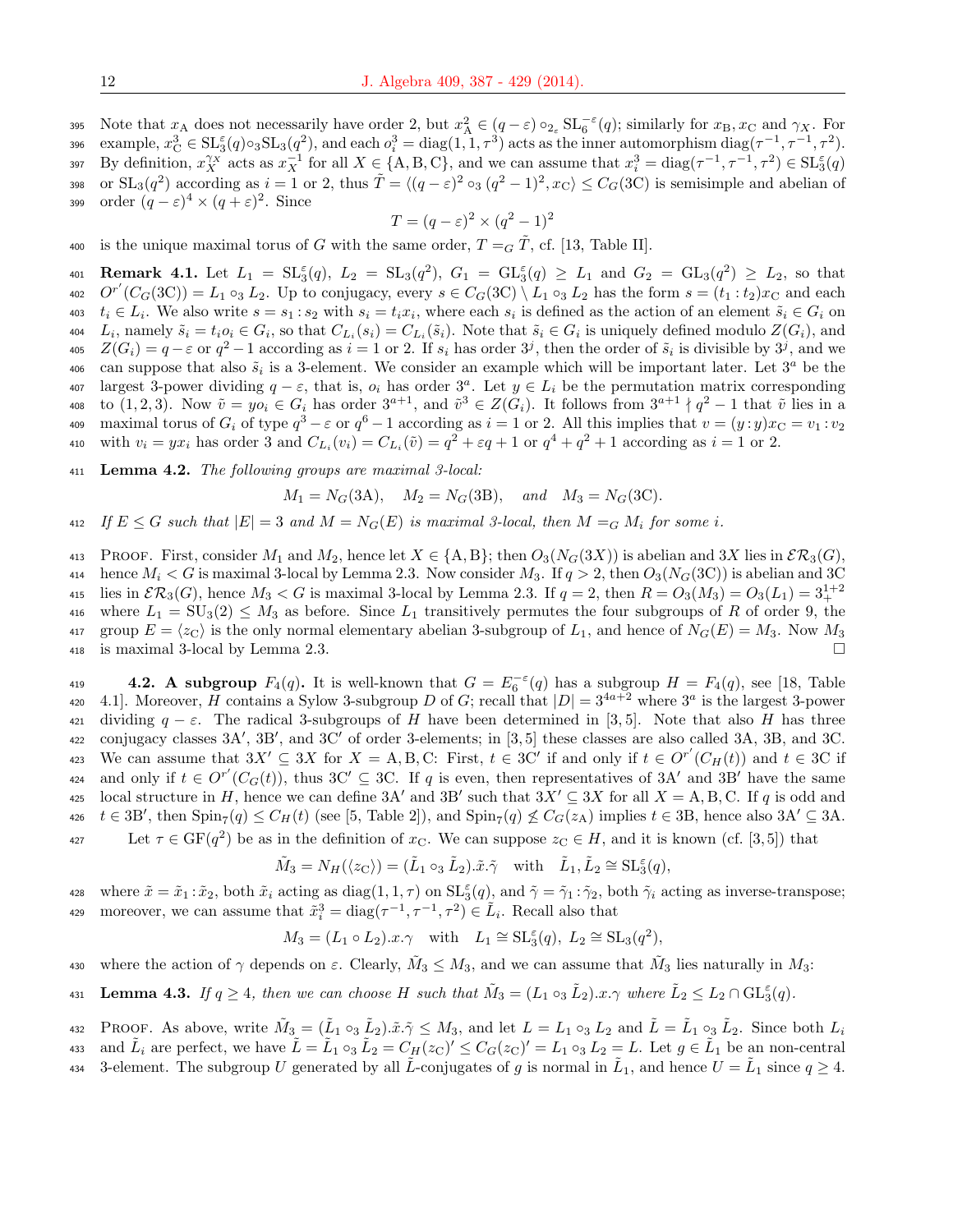Note that $x_{\mathrm{A}}$ does not necessarily have order 2, but $x_{\mathrm{A}}^2 \in (q-\varepsilon)\circ_{2_\varepsilon} \mathrm{SL}_6^{-\varepsilon}(q)$; similarly for $x_{\mathrm{B}}, x_{\mathrm{C}}$ and $\gamma_X$. For example, $x_{\mathrm{C}}^3 \in \mathrm{SL}_3^{\varepsilon}(q)\circ_3 \mathrm{SL}_3(q^2)$, and each $o_i^3 = \mathrm{diag}(1,1,\tau^3)$ acts as the inner automorphism $\mathrm{diag}(\tau^{-1},\tau^{-1},\tau^2)$. By definition, $x_X^{\gamma_X}$ acts as $x_X^{-1}$ for all $X \in \{\mathrm{A},\mathrm{B},\mathrm{C}\}$, and we can assume that $x_i^3 = \mathrm{diag}(\tau^{-1},\tau^{-1},\tau^2) \in \mathrm{SL}_3^{\varepsilon}(q)$ or $\mathrm{SL}_3(q^2)$ according as $i=1$ or 2, thus $\tilde{T} = \langle (q-\varepsilon)^2 \circ_3 (q^2-1)^2, x_{\mathrm{C}}\rangle \le C_G(3\mathrm{C})$ is semisimple and abelian of order $(q-\varepsilon)^4 \times (q+\varepsilon)^2$. Since

$$T = (q-\varepsilon)^2 \times (q^2-1)^2$$

is the unique maximal torus of $G$ with the same order, $T =_G \tilde{T}$, cf. [13, Table II].

**Remark 4.1.** Let $L_1 = \mathrm{SL}_3^{\varepsilon}(q)$, $L_2 = \mathrm{SL}_3(q^2)$, $G_1 = \mathrm{GL}_3^{\varepsilon}(q) \ge L_1$ and $G_2 = \mathrm{GL}_3(q^2) \ge L_2$, so that $O^{r'}(C_G(3\mathrm{C})) = L_1 \circ_3 L_2$. Up to conjugacy, every $s \in C_G(3\mathrm{C}) \setminus L_1 \circ_3 L_2$ has the form $s = (t_1 : t_2)x_{\mathrm{C}}$ and each $t_i \in L_i$. We also write $s = s_1 : s_2$ with $s_i = t_i x_i$, where each $s_i$ is defined as the action of an element $\tilde{s}_i \in G_i$ on $L_i$, namely $\tilde{s}_i = t_i o_i \in G_i$, so that $C_{L_i}(s_i) = C_{L_i}(\tilde{s}_i)$. Note that $\tilde{s}_i \in G_i$ is uniquely defined modulo $Z(G_i)$, and $Z(G_i) = q-\varepsilon$ or $q^2-1$ according as $i=1$ or 2. If $s_i$ has order $3^j$, then the order of $\tilde{s}_i$ is divisible by $3^j$, and we can suppose that also $\tilde{s}_i$ is a 3-element. We consider an example which will be important later. Let $3^a$ be the largest 3-power dividing $q-\varepsilon$, that is, $o_i$ has order $3^a$. Let $y \in L_i$ be the permutation matrix corresponding to $(1,2,3)$. Now $\tilde{v} = y o_i \in G_i$ has order $3^{a+1}$, and $\tilde{v}^3 \in Z(G_i)$. It follows from $3^{a+1} \nmid q^2-1$ that $\tilde{v}$ lies in a maximal torus of $G_i$ of type $q^3-\varepsilon$ or $q^6-1$ according as $i=1$ or 2. All this implies that $v = (y:y)x_{\mathrm{C}} = v_1 : v_2$ with $v_i = y x_i$ has order 3 and $C_{L_i}(v_i) = C_{L_i}(\tilde{v}) = q^2+\varepsilon q+1$ or $q^4+q^2+1$ according as $i=1$ or 2.

**Lemma 4.2.** *The following groups are maximal 3-local:*

$$M_1 = N_G(3\mathrm{A}), \quad M_2 = N_G(3\mathrm{B}), \quad \textit{and} \quad M_3 = N_G(3\mathrm{C}).$$

*If $E \le G$ such that $|E| = 3$ and $M = N_G(E)$ is maximal 3-local, then $M =_G M_i$ for some $i$.*

Proof. First, consider $M_1$ and $M_2$, hence let $X \in \{\mathrm{A},\mathrm{B}\}$; then $O_3(N_G(3X))$ is abelian and $3X$ lies in $\mathcal{ER}_3(G)$, hence $M_i < G$ is maximal 3-local by Lemma 2.3. Now consider $M_3$. If $q > 2$, then $O_3(N_G(3\mathrm{C}))$ is abelian and 3C lies in $\mathcal{ER}_3(G)$, hence $M_3 < G$ is maximal 3-local by Lemma 2.3. If $q=2$, then $R = O_3(M_3) = O_3(L_1) = 3_+^{1+2}$ where $L_1 = \mathrm{SU}_3(2) \le M_3$ as before. Since $L_1$ transitively permutes the four subgroups of $R$ of order 9, the group $E = \langle z_{\mathrm{C}}\rangle$ is the only normal elementary abelian 3-subgroup of $L_1$, and hence of $N_G(E) = M_3$. Now $M_3$ is maximal 3-local by Lemma 2.3. □

### 4.2. A subgroup $F_4(q)$.

It is well-known that $G = E_6^{-\varepsilon}(q)$ has a subgroup $H = F_4(q)$, see [18, Table 4.1]. Moreover, $H$ contains a Sylow 3-subgroup $D$ of $G$; recall that $|D| = 3^{4a+2}$ where $3^a$ is the largest 3-power dividing $q-\varepsilon$. The radical 3-subgroups of $H$ have been determined in [3, 5]. Note that also $H$ has three conjugacy classes 3A′, 3B′, and 3C′ of order 3-elements; in [3, 5] these classes are also called 3A, 3B, and 3C. We can assume that $3X' \subseteq 3X$ for $X = \mathrm{A},\mathrm{B},\mathrm{C}$: First, $t \in 3\mathrm{C}'$ if and only if $t \in O^{r'}(C_H(t))$ and $t \in 3\mathrm{C}$ if and only if $t \in O^{r'}(C_G(t))$, thus $3\mathrm{C}' \subseteq 3\mathrm{C}$. If $q$ is even, then representatives of 3A′ and 3B′ have the same local structure in $H$, hence we can define 3A′ and 3B′ such that $3X' \subseteq 3X$ for all $X = \mathrm{A},\mathrm{B},\mathrm{C}$. If $q$ is odd and $t \in 3\mathrm{B}'$, then $\mathrm{Spin}_7(q) \le C_H(t)$ (see [5, Table 2]), and $\mathrm{Spin}_7(q) \not\le C_G(z_{\mathrm{A}})$ implies $t \in 3\mathrm{B}$, hence also $3\mathrm{A}' \subseteq 3\mathrm{A}$.

Let $\tau \in \mathrm{GF}(q^2)$ be as in the definition of $x_{\mathrm{C}}$. We can suppose $z_{\mathrm{C}} \in H$, and it is known (cf. [3, 5]) that

$$\tilde{M}_3 = N_H(\langle z_{\mathrm{C}}\rangle) = (\tilde{L}_1 \circ_3 \tilde{L}_2).\tilde{x}.\tilde{\gamma} \quad \text{with} \quad \tilde{L}_1, \tilde{L}_2 \cong \mathrm{SL}_3^{\varepsilon}(q),$$

where $\tilde{x} = \tilde{x}_1 : \tilde{x}_2$, both $\tilde{x}_i$ acting as $\mathrm{diag}(1,1,\tau)$ on $\mathrm{SL}_3^{\varepsilon}(q)$, and $\tilde{\gamma} = \tilde{\gamma}_1 : \tilde{\gamma}_2$, both $\tilde{\gamma}_i$ acting as inverse-transpose; moreover, we can assume that $\tilde{x}_i^3 = \mathrm{diag}(\tau^{-1},\tau^{-1},\tau^2) \in \tilde{L}_i$. Recall also that

$$M_3 = (L_1 \circ L_2).x.\gamma \quad \text{with} \quad L_1 \cong \mathrm{SL}_3^{\varepsilon}(q),\ L_2 \cong \mathrm{SL}_3(q^2),$$

where the action of $\gamma$ depends on $\varepsilon$. Clearly, $\tilde{M}_3 \le M_3$, and we can assume that $\tilde{M}_3$ lies naturally in $M_3$:

**Lemma 4.3.** *If $q \ge 4$, then we can choose $H$ such that $\tilde{M}_3 = (L_1 \circ_3 \tilde{L}_2).x.\gamma$ where $\tilde{L}_2 \le L_2 \cap \mathrm{GL}_3^{\varepsilon}(q)$.*

Proof. As above, write $\tilde{M}_3 = (\tilde{L}_1 \circ_3 \tilde{L}_2).\tilde{x}.\tilde{\gamma} \le M_3$, and let $L = L_1 \circ_3 L_2$ and $\tilde{L} = \tilde{L}_1 \circ_3 \tilde{L}_2$. Since both $L_i$ and $\tilde{L}_i$ are perfect, we have $\tilde{L} = \tilde{L}_1 \circ_3 \tilde{L}_2 = C_H(z_{\mathrm{C}})' \le C_G(z_{\mathrm{C}})' = L_1 \circ_3 L_2 = L$. Let $g \in \tilde{L}_1$ be an non-central 3-element. The subgroup $U$ generated by all $\tilde{L}$-conjugates of $g$ is normal in $\tilde{L}_1$, and hence $U = \tilde{L}_1$ since $q \ge 4$.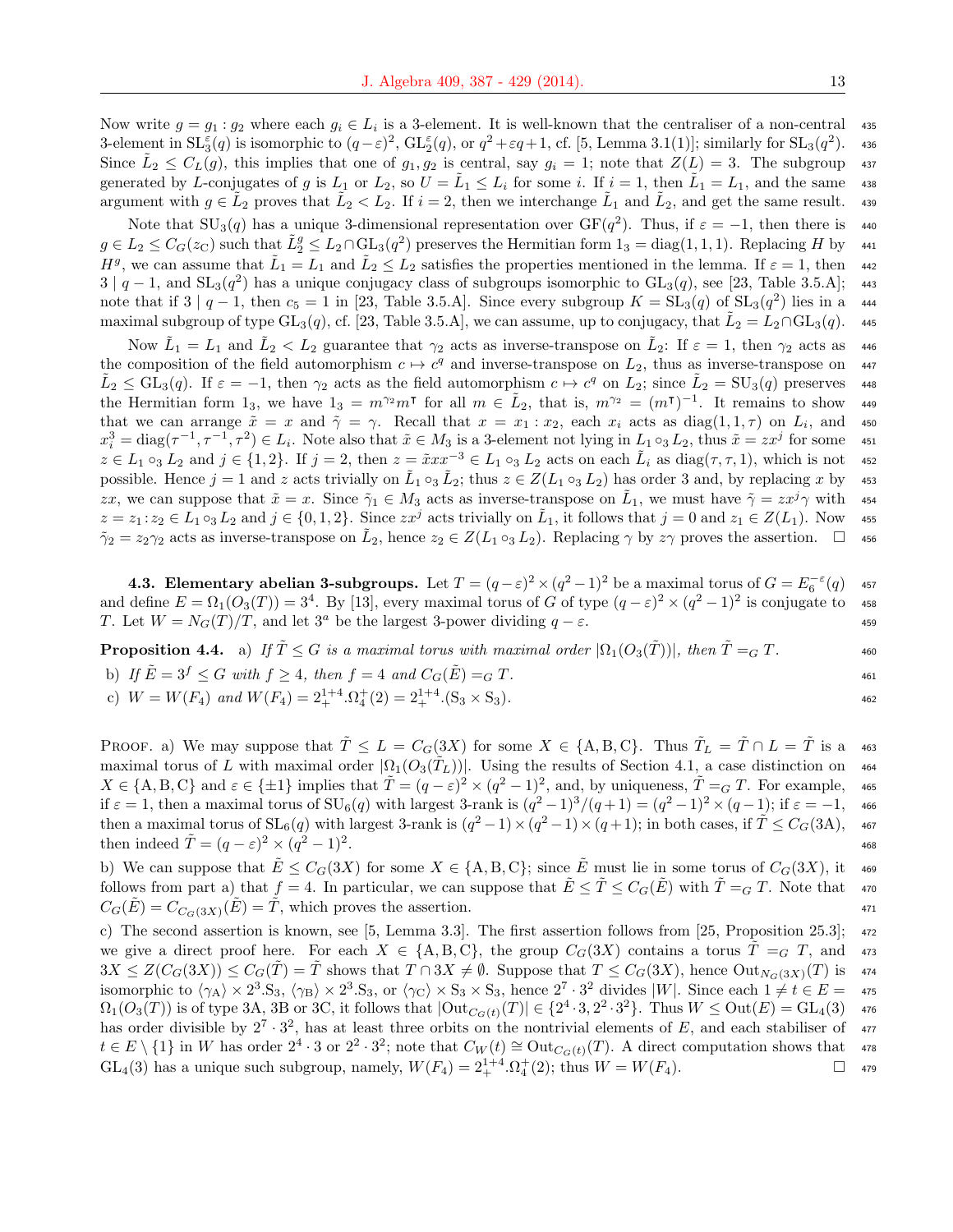Now write $g = g_1 : g_2$ where each $g_i \in L_i$ is a 3-element. It is well-known that the centraliser of a non-central 3-element in $\mathrm{SL}_3^\varepsilon(q)$ is isomorphic to $(q-\varepsilon)^2$, $\mathrm{GL}_2^\varepsilon(q)$, or $q^2+\varepsilon q+1$, cf. [5, Lemma 3.1(1)]; similarly for $\mathrm{SL}_3(q^2)$. Since $\tilde{L}_2 \leq C_L(g)$, this implies that one of $g_1, g_2$ is central, say $g_i = 1$; note that $Z(L) = 3$. The subgroup generated by $L$-conjugates of $g$ is $L_1$ or $L_2$, so $U = \tilde{L}_1 \leq L_i$ for some $i$. If $i = 1$, then $\tilde{L}_1 = L_1$, and the same argument with $g \in \tilde{L}_2$ proves that $\tilde{L}_2 < L_2$. If $i = 2$, then we interchange $\tilde{L}_1$ and $\tilde{L}_2$, and get the same result.

Note that $\mathrm{SU}_3(q)$ has a unique 3-dimensional representation over $\mathrm{GF}(q^2)$. Thus, if $\varepsilon = -1$, then there is $g \in L_2 \leq C_G(z_{\mathrm{C}})$ such that $\tilde{L}_2^g \leq L_2 \cap \mathrm{GL}_3(q^2)$ preserves the Hermitian form $1_3 = \mathrm{diag}(1,1,1)$. Replacing $H$ by $H^g$, we can assume that $\tilde{L}_1 = L_1$ and $\tilde{L}_2 \leq L_2$ satisfies the properties mentioned in the lemma. If $\varepsilon = 1$, then $3 \mid q-1$, and $\mathrm{SL}_3(q^2)$ has a unique conjugacy class of subgroups isomorphic to $\mathrm{GL}_3(q)$, see [23, Table 3.5.A]; note that if $3 \mid q-1$, then $c_5 = 1$ in [23, Table 3.5.A]. Since every subgroup $K = \mathrm{SL}_3(q)$ of $\mathrm{SL}_3(q^2)$ lies in a maximal subgroup of type $\mathrm{GL}_3(q)$, cf. [23, Table 3.5.A], we can assume, up to conjugacy, that $\tilde{L}_2 = L_2 \cap \mathrm{GL}_3(q)$.

Now $\tilde{L}_1 = L_1$ and $\tilde{L}_2 < L_2$ guarantee that $\gamma_2$ acts as inverse-transpose on $\tilde{L}_2$: If $\varepsilon = 1$, then $\gamma_2$ acts as the composition of the field automorphism $c \mapsto c^q$ and inverse-transpose on $L_2$, thus as inverse-transpose on $\tilde{L}_2 \leq \mathrm{GL}_3(q)$. If $\varepsilon = -1$, then $\gamma_2$ acts as the field automorphism $c \mapsto c^q$ on $L_2$; since $\tilde{L}_2 = \mathrm{SU}_3(q)$ preserves the Hermitian form $1_3$, we have $1_3 = m^{\gamma_2} m^{\intercal}$ for all $m \in \tilde{L}_2$, that is, $m^{\gamma_2} = (m^{\intercal})^{-1}$. It remains to show that we can arrange $\tilde{x} = x$ and $\tilde{\gamma} = \gamma$. Recall that $x = x_1 : x_2$, each $x_i$ acts as $\mathrm{diag}(1,1,\tau)$ on $L_i$, and $x_i^3 = \mathrm{diag}(\tau^{-1},\tau^{-1},\tau^2) \in L_i$. Note also that $\tilde{x} \in M_3$ is a 3-element not lying in $L_1 \circ_3 L_2$, thus $\tilde{x} = zx^j$ for some $z \in L_1 \circ_3 L_2$ and $j \in \{1,2\}$. If $j = 2$, then $z = \tilde{x}xx^{-3} \in L_1 \circ_3 L_2$ acts on each $\tilde{L}_i$ as $\mathrm{diag}(\tau,\tau,1)$, which is not possible. Hence $j = 1$ and $z$ acts trivially on $\tilde{L}_1 \circ_3 \tilde{L}_2$; thus $z \in Z(L_1 \circ_3 L_2)$ has order 3 and, by replacing $x$ by $zx$, we can suppose that $\tilde{x} = x$. Since $\tilde{\gamma}_1 \in M_3$ acts as inverse-transpose on $\tilde{L}_1$, we must have $\tilde{\gamma} = zx^j\gamma$ with $z = z_1 : z_2 \in L_1 \circ_3 L_2$ and $j \in \{0,1,2\}$. Since $zx^j$ acts trivially on $\tilde{L}_1$, it follows that $j = 0$ and $z_1 \in Z(L_1)$. Now $\tilde{\gamma}_2 = z_2\gamma_2$ acts as inverse-transpose on $\tilde{L}_2$, hence $z_2 \in Z(L_1 \circ_3 L_2)$. Replacing $\gamma$ by $z\gamma$ proves the assertion. $\square$

**4.3. Elementary abelian 3-subgroups.** Let $T = (q-\varepsilon)^2 \times (q^2-1)^2$ be a maximal torus of $G = E_6^{-\varepsilon}(q)$ and define $E = \Omega_1(O_3(T)) = 3^4$. By [13], every maximal torus of $G$ of type $(q-\varepsilon)^2 \times (q^2-1)^2$ is conjugate to $T$. Let $W = N_G(T)/T$, and let $3^a$ be the largest 3-power dividing $q - \varepsilon$.

**Proposition 4.4.** a) *If $\tilde{T} \leq G$ is a maximal torus with maximal order $|\Omega_1(O_3(\tilde{T}))|$, then $\tilde{T} =_G T$.*

b) *If $\tilde{E} = 3^f \leq G$ with $f \geq 4$, then $f = 4$ and $C_G(\tilde{E}) =_G T$.*

c) *$W = W(F_4)$ and $W(F_4) = 2_+^{1+4}.\Omega_4^+(2) = 2_+^{1+4}.(\mathrm{S}_3 \times \mathrm{S}_3)$.*

Proof. a) We may suppose that $\tilde{T} \leq L = C_G(3X)$ for some $X \in \{\mathrm{A},\mathrm{B},\mathrm{C}\}$. Thus $\tilde{T}_L = \tilde{T} \cap L = \tilde{T}$ is a maximal torus of $L$ with maximal order $|\Omega_1(O_3(\tilde{T}_L))|$. Using the results of Section 4.1, a case distinction on $X \in \{\mathrm{A},\mathrm{B},\mathrm{C}\}$ and $\varepsilon \in \{\pm 1\}$ implies that $\tilde{T} = (q-\varepsilon)^2 \times (q^2-1)^2$, and, by uniqueness, $\tilde{T} =_G T$. For example, if $\varepsilon = 1$, then a maximal torus of $\mathrm{SU}_6(q)$ with largest 3-rank is $(q^2-1)^3/(q+1) = (q^2-1)^2 \times (q-1)$; if $\varepsilon = -1$, then a maximal torus of $\mathrm{SL}_6(q)$ with largest 3-rank is $(q^2-1) \times (q^2-1) \times (q+1)$; in both cases, if $\tilde{T} \leq C_G(3\mathrm{A})$, then indeed $\tilde{T} = (q-\varepsilon)^2 \times (q^2-1)^2$.

b) We can suppose that $\tilde{E} \leq C_G(3X)$ for some $X \in \{\mathrm{A},\mathrm{B},\mathrm{C}\}$; since $\tilde{E}$ must lie in some torus of $C_G(3X)$, it follows from part a) that $f = 4$. In particular, we can suppose that $\tilde{E} \leq \tilde{T} \leq C_G(\tilde{E})$ with $\tilde{T} =_G T$. Note that $C_G(\tilde{E}) = C_{C_G(3X)}(\tilde{E}) = \tilde{T}$, which proves the assertion.

c) The second assertion is known, see [5, Lemma 3.3]. The first assertion follows from [25, Proposition 25.3]; we give a direct proof here. For each $X \in \{\mathrm{A},\mathrm{B},\mathrm{C}\}$, the group $C_G(3X)$ contains a torus $\tilde{T} =_G T$, and $3X \leq Z(C_G(3X)) \leq C_G(\tilde{T}) = \tilde{T}$ shows that $T \cap 3X \neq \emptyset$. Suppose that $T \leq C_G(3X)$, hence $\mathrm{Out}_{N_G(3X)}(T)$ is isomorphic to $\langle\gamma_{\mathrm{A}}\rangle \times 2^3.\mathrm{S}_3$, $\langle\gamma_{\mathrm{B}}\rangle \times 2^3.\mathrm{S}_3$, or $\langle\gamma_{\mathrm{C}}\rangle \times \mathrm{S}_3 \times \mathrm{S}_3$, hence $2^7 \cdot 3^2$ divides $|W|$. Since each $1 \neq t \in E = \Omega_1(O_3(T))$ is of type 3A, 3B or 3C, it follows that $|\mathrm{Out}_{C_G(t)}(T)| \in \{2^4 \cdot 3, 2^2 \cdot 3^2\}$. Thus $W \leq \mathrm{Out}(E) = \mathrm{GL}_4(3)$ has order divisible by $2^7 \cdot 3^2$, has at least three orbits on the nontrivial elements of $E$, and each stabiliser of $t \in E \setminus \{1\}$ in $W$ has order $2^4 \cdot 3$ or $2^2 \cdot 3^2$; note that $C_W(t) \cong \mathrm{Out}_{C_G(t)}(T)$. A direct computation shows that $\mathrm{GL}_4(3)$ has a unique such subgroup, namely, $W(F_4) = 2_+^{1+4}.\Omega_4^+(2)$; thus $W = W(F_4)$. $\square$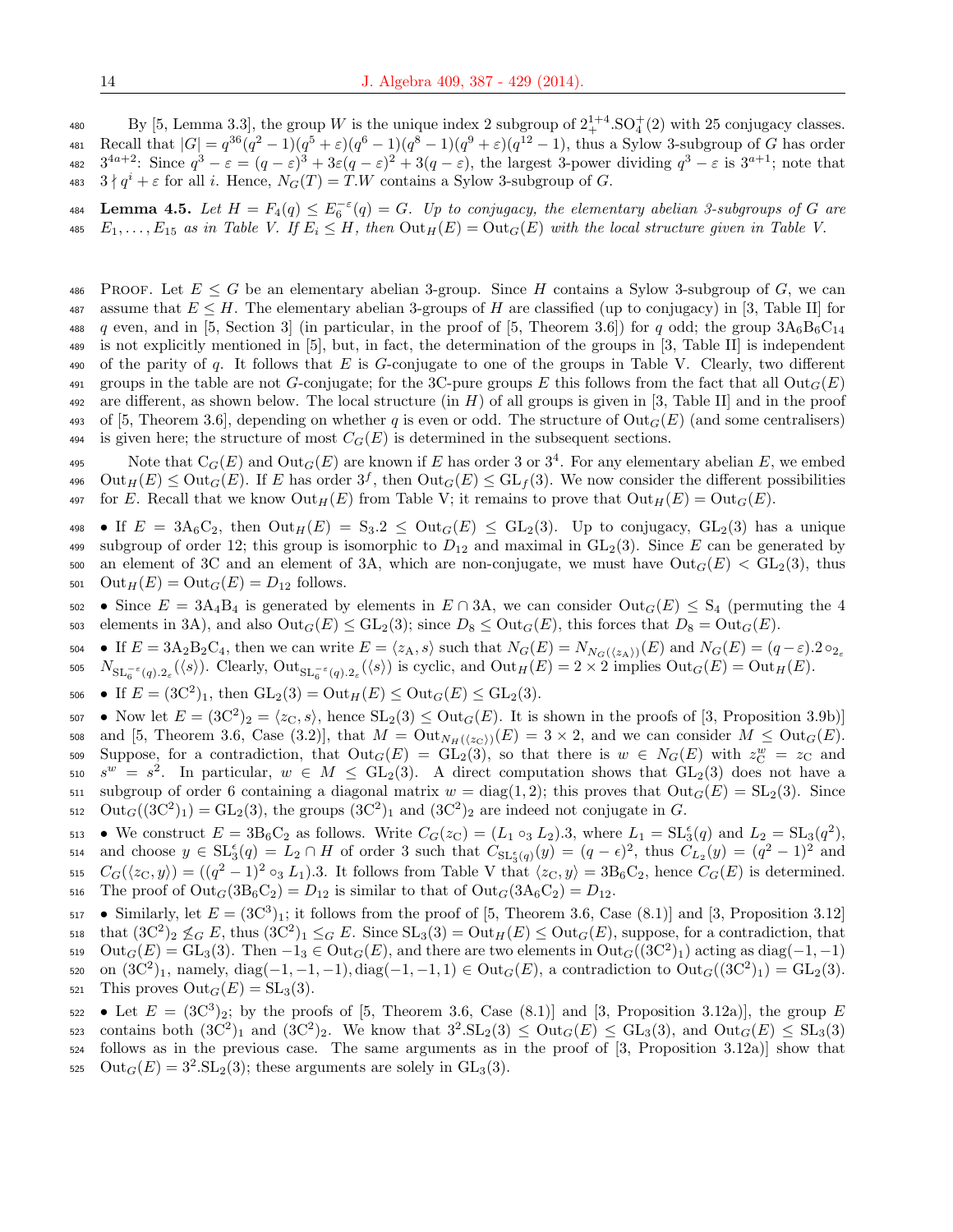By [5, Lemma 3.3], the group $W$ is the unique index 2 subgroup of $2^{1+4}_{+}.\mathrm{SO}_4^+(2)$ with 25 conjugacy classes. Recall that $|G| = q^{36}(q^2-1)(q^5+\varepsilon)(q^6-1)(q^8-1)(q^9+\varepsilon)(q^{12}-1)$, thus a Sylow 3-subgroup of $G$ has order $3^{4a+2}$: Since $q^3 - \varepsilon = (q-\varepsilon)^3 + 3\varepsilon(q-\varepsilon)^2 + 3(q-\varepsilon)$, the largest 3-power dividing $q^3-\varepsilon$ is $3^{a+1}$; note that $3 \nmid q^i + \varepsilon$ for all $i$. Hence, $N_G(T) = T.W$ contains a Sylow 3-subgroup of $G$.

**Lemma 4.5.** *Let $H = F_4(q) \leq E_6^{-\varepsilon}(q) = G$. Up to conjugacy, the elementary abelian 3-subgroups of $G$ are $E_1, \ldots, E_{15}$ as in Table V. If $E_i \leq H$, then $\mathrm{Out}_H(E) = \mathrm{Out}_G(E)$ with the local structure given in Table V.*

Proof. Let $E \leq G$ be an elementary abelian 3-group. Since $H$ contains a Sylow 3-subgroup of $G$, we can assume that $E \leq H$. The elementary abelian 3-groups of $H$ are classified (up to conjugacy) in [3, Table II] for $q$ even, and in [5, Section 3] (in particular, in the proof of [5, Theorem 3.6]) for $q$ odd; the group $3\mathrm{A}_6\mathrm{B}_6\mathrm{C}_{14}$ is not explicitly mentioned in [5], but, in fact, the determination of the groups in [3, Table II] is independent of the parity of $q$. It follows that $E$ is $G$-conjugate to one of the groups in Table V. Clearly, two different groups in the table are not $G$-conjugate; for the 3C-pure groups $E$ this follows from the fact that all $\mathrm{Out}_G(E)$ are different, as shown below. The local structure (in $H$) of all groups is given in [3, Table II] and in the proof of [5, Theorem 3.6], depending on whether $q$ is even or odd. The structure of $\mathrm{Out}_G(E)$ (and some centralisers) is given here; the structure of most $C_G(E)$ is determined in the subsequent sections.

Note that $\mathrm{C}_G(E)$ and $\mathrm{Out}_G(E)$ are known if $E$ has order 3 or $3^4$. For any elementary abelian $E$, we embed $\mathrm{Out}_H(E) \leq \mathrm{Out}_G(E)$. If $E$ has order $3^f$, then $\mathrm{Out}_G(E) \leq \mathrm{GL}_f(3)$. We now consider the different possibilities for $E$. Recall that we know $\mathrm{Out}_H(E)$ from Table V; it remains to prove that $\mathrm{Out}_H(E) = \mathrm{Out}_G(E)$.

- If $E = 3\mathrm{A}_6\mathrm{C}_2$, then $\mathrm{Out}_H(E) = \mathrm{S}_3.2 \leq \mathrm{Out}_G(E) \leq \mathrm{GL}_2(3)$. Up to conjugacy, $\mathrm{GL}_2(3)$ has a unique subgroup of order 12; this group is isomorphic to $D_{12}$ and maximal in $\mathrm{GL}_2(3)$. Since $E$ can be generated by an element of 3C and an element of 3A, which are non-conjugate, we must have $\mathrm{Out}_G(E) < \mathrm{GL}_2(3)$, thus $\mathrm{Out}_H(E) = \mathrm{Out}_G(E) = D_{12}$ follows.
- Since $E = 3\mathrm{A}_4\mathrm{B}_4$ is generated by elements in $E \cap 3\mathrm{A}$, we can consider $\mathrm{Out}_G(E) \leq \mathrm{S}_4$ (permuting the 4 elements in 3A), and also $\mathrm{Out}_G(E) \leq \mathrm{GL}_2(3)$; since $D_8 \leq \mathrm{Out}_G(E)$, this forces that $D_8 = \mathrm{Out}_G(E)$.
- If $E = 3\mathrm{A}_2\mathrm{B}_2\mathrm{C}_4$, then we can write $E = \langle z_\mathrm{A}, s\rangle$ such that $N_G(E) = N_{N_G(\langle z_\mathrm{A}\rangle)}(E)$ and $N_G(E) = (q-\varepsilon).2 \circ_{2_\varepsilon} N_{\mathrm{SL}_6^{-\varepsilon}(q).2_\varepsilon}(\langle s\rangle)$. Clearly, $\mathrm{Out}_{\mathrm{SL}_6^{-\varepsilon}(q).2_\varepsilon}(\langle s\rangle)$ is cyclic, and $\mathrm{Out}_H(E) = 2 \times 2$ implies $\mathrm{Out}_G(E) = \mathrm{Out}_H(E)$.
- If $E = (3\mathrm{C}^2)_1$, then $\mathrm{GL}_2(3) = \mathrm{Out}_H(E) \leq \mathrm{Out}_G(E) \leq \mathrm{GL}_2(3)$.
- Now let $E = (3\mathrm{C}^2)_2 = \langle z_\mathrm{C}, s\rangle$, hence $\mathrm{SL}_2(3) \leq \mathrm{Out}_G(E)$. It is shown in the proofs of [3, Proposition 3.9b)] and [5, Theorem 3.6, Case (3.2)], that $M = \mathrm{Out}_{N_H(\langle z_\mathrm{C}\rangle)}(E) = 3 \times 2$, and we can consider $M \leq \mathrm{Out}_G(E)$. Suppose, for a contradiction, that $\mathrm{Out}_G(E) = \mathrm{GL}_2(3)$, so that there is $w \in N_G(E)$ with $z_\mathrm{C}^w = z_\mathrm{C}$ and $s^w = s^2$. In particular, $w \in M \leq \mathrm{GL}_2(3)$. A direct computation shows that $\mathrm{GL}_2(3)$ does not have a subgroup of order 6 containing a diagonal matrix $w = \mathrm{diag}(1,2)$; this proves that $\mathrm{Out}_G(E) = \mathrm{SL}_2(3)$. Since $\mathrm{Out}_G((3\mathrm{C}^2)_1) = \mathrm{GL}_2(3)$, the groups $(3\mathrm{C}^2)_1$ and $(3\mathrm{C}^2)_2$ are indeed not conjugate in $G$.
- We construct $E = 3\mathrm{B}_6\mathrm{C}_2$ as follows. Write $C_G(z_\mathrm{C}) = (L_1 \circ_3 L_2).3$, where $L_1 = \mathrm{SL}_3^\epsilon(q)$ and $L_2 = \mathrm{SL}_3(q^2)$, and choose $y \in \mathrm{SL}_3^\epsilon(q) = L_2 \cap H$ of order 3 such that $C_{\mathrm{SL}_3^\epsilon(q)}(y) = (q-\epsilon)^2$, thus $C_{L_2}(y) = (q^2-1)^2$ and $C_G(\langle z_\mathrm{C}, y\rangle) = ((q^2-1)^2 \circ_3 L_1).3$. It follows from Table V that $\langle z_\mathrm{C}, y\rangle = 3\mathrm{B}_6\mathrm{C}_2$, hence $C_G(E)$ is determined. The proof of $\mathrm{Out}_G(3\mathrm{B}_6\mathrm{C}_2) = D_{12}$ is similar to that of $\mathrm{Out}_G(3\mathrm{A}_6\mathrm{C}_2) = D_{12}$.
- Similarly, let $E = (3\mathrm{C}^3)_1$; it follows from the proof of [5, Theorem 3.6, Case (8.1)] and [3, Proposition 3.12] that $(3\mathrm{C}^2)_2 \not\leq_G E$, thus $(3\mathrm{C}^2)_1 \leq_G E$. Since $\mathrm{SL}_3(3) = \mathrm{Out}_H(E) \leq \mathrm{Out}_G(E)$, suppose, for a contradiction, that $\mathrm{Out}_G(E) = \mathrm{GL}_3(3)$. Then $-1_3 \in \mathrm{Out}_G(E)$, and there are two elements in $\mathrm{Out}_G((3\mathrm{C}^2)_1)$ acting as $\mathrm{diag}(-1,-1)$ on $(3\mathrm{C}^2)_1$, namely, $\mathrm{diag}(-1,-1,-1), \mathrm{diag}(-1,-1,1) \in \mathrm{Out}_G(E)$, a contradiction to $\mathrm{Out}_G((3\mathrm{C}^2)_1) = \mathrm{GL}_2(3)$. This proves $\mathrm{Out}_G(E) = \mathrm{SL}_3(3)$.
- Let $E = (3\mathrm{C}^3)_2$; by the proofs of [5, Theorem 3.6, Case (8.1)] and [3, Proposition 3.12a)], the group $E$ contains both $(3\mathrm{C}^2)_1$ and $(3\mathrm{C}^2)_2$. We know that $3^2.\mathrm{SL}_2(3) \leq \mathrm{Out}_G(E) \leq \mathrm{GL}_3(3)$, and $\mathrm{Out}_G(E) \leq \mathrm{SL}_3(3)$ follows as in the previous case. The same arguments as in the proof of [3, Proposition 3.12a)] show that $\mathrm{Out}_G(E) = 3^2.\mathrm{SL}_2(3)$; these arguments are solely in $\mathrm{GL}_3(3)$.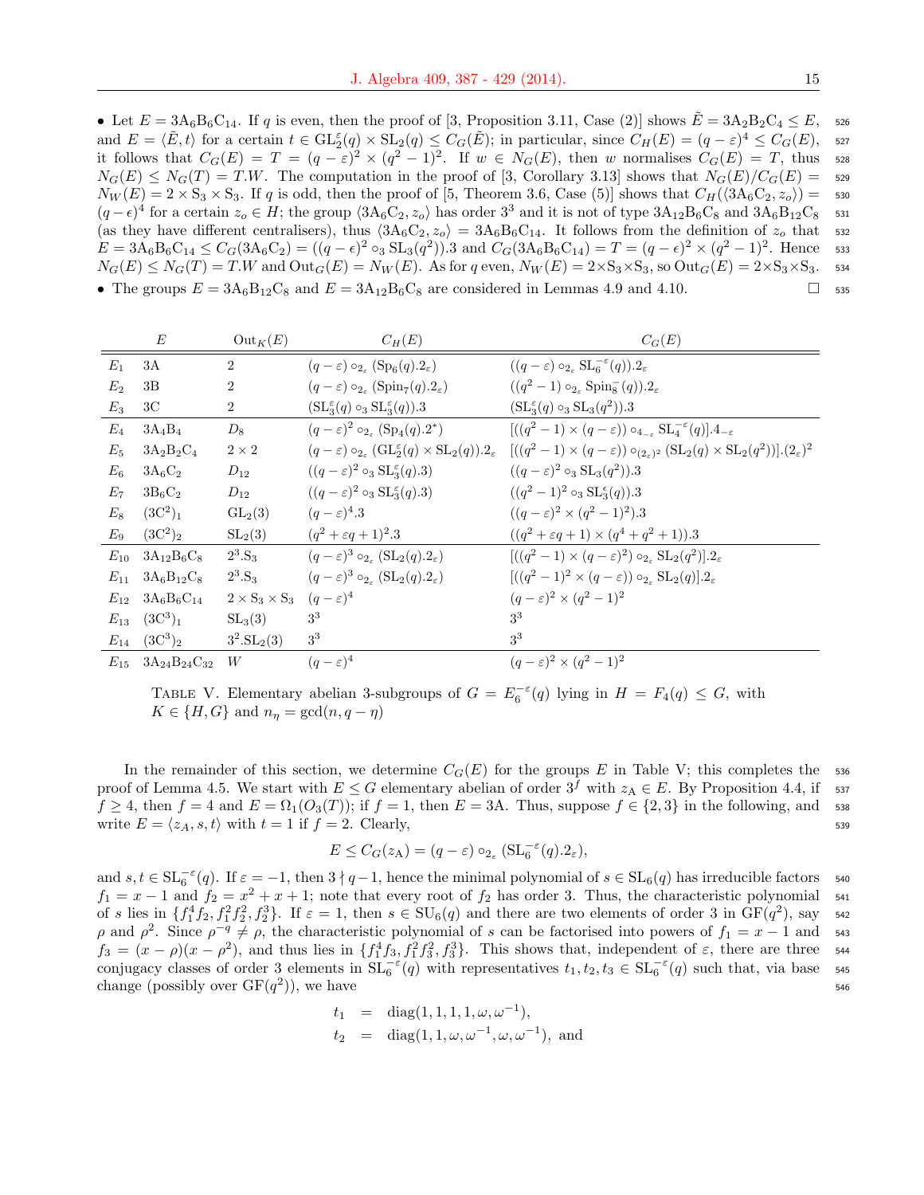• Let $E = 3A_6B_6C_{14}$. If $q$ is even, then the proof of [3, Proposition 3.11, Case (2)] shows $\tilde{E} = 3A_2B_2C_4 \leq E$, and $E = \langle \tilde{E}, t\rangle$ for a certain $t \in \mathrm{GL}_2^{\varepsilon}(q) \times \mathrm{SL}_2(q) \leq C_G(\tilde{E})$; in particular, since $C_H(E) = (q-\varepsilon)^4 \leq C_G(E)$, it follows that $C_G(E) = T = (q-\varepsilon)^2 \times (q^2-1)^2$. If $w \in N_G(E)$, then $w$ normalises $C_G(E) = T$, thus $N_G(E) \leq N_G(T) = T.W$. The computation in the proof of [3, Corollary 3.13] shows that $N_G(E)/C_G(E) = N_W(E) = 2 \times \mathrm{S}_3 \times \mathrm{S}_3$. If $q$ is odd, then the proof of [5, Theorem 3.6, Case (5)] shows that $C_H(\langle 3A_6C_2, z_o\rangle) = (q-\epsilon)^4$ for a certain $z_o \in H$; the group $\langle 3A_6C_2, z_o\rangle$ has order $3^3$ and it is not of type $3A_{12}B_6C_8$ and $3A_6B_{12}C_8$ (as they have different centralisers), thus $\langle 3A_6C_2, z_o\rangle = 3A_6B_6C_{14}$. It follows from the definition of $z_o$ that $E = 3A_6B_6C_{14} \leq C_G(3A_6C_2) = ((q-\epsilon)^2 \circ_3 \mathrm{SL}_3(q^2)).3$ and $C_G(3A_6B_6C_{14}) = T = (q-\epsilon)^2 \times (q^2-1)^2$. Hence $N_G(E) \leq N_G(T) = T.W$ and $\mathrm{Out}_G(E) = N_W(E)$. As for $q$ even, $N_W(E) = 2\times\mathrm{S}_3\times\mathrm{S}_3$, so $\mathrm{Out}_G(E) = 2\times\mathrm{S}_3\times\mathrm{S}_3$.

• The groups $E = 3A_6B_{12}C_8$ and $E = 3A_{12}B_6C_8$ are considered in Lemmas 4.9 and 4.10. □

| | $E$ | $\mathrm{Out}_K(E)$ | $C_H(E)$ | $C_G(E)$ |
|---|---|---|---|---|
| $E_1$ | 3A | 2 | $(q-\varepsilon)\circ_{2_\varepsilon}(\mathrm{Sp}_6(q).2_\varepsilon)$ | $((q-\varepsilon)\circ_{2_\varepsilon}\mathrm{SL}_6^{-\varepsilon}(q)).2_\varepsilon$ |
| $E_2$ | 3B | 2 | $(q-\varepsilon)\circ_{2_\varepsilon}(\mathrm{Spin}_7(q).2_\varepsilon)$ | $((q^2-1)\circ_{2_\varepsilon}\mathrm{Spin}_8^-(q)).2_\varepsilon$ |
| $E_3$ | 3C | 2 | $(\mathrm{SL}_3^\varepsilon(q)\circ_3\mathrm{SL}_3^\varepsilon(q)).3$ | $(\mathrm{SL}_3^\varepsilon(q)\circ_3\mathrm{SL}_3(q^2)).3$ |
| $E_4$ | $3A_4B_4$ | $D_8$ | $(q-\varepsilon)^2\circ_{2_\varepsilon}(\mathrm{Sp}_4(q).2^*)$ | $[((q^2-1)\times(q-\varepsilon))\circ_{4_{-\varepsilon}}\mathrm{SL}_4^{-\varepsilon}(q)].4_{-\varepsilon}$ |
| $E_5$ | $3A_2B_2C_4$ | $2\times 2$ | $(q-\varepsilon)\circ_{2_\varepsilon}(\mathrm{GL}_2^\varepsilon(q)\times\mathrm{SL}_2(q)).2_\varepsilon$ | $[((q^2-1)\times(q-\varepsilon))\circ_{(2_\varepsilon)^2}(\mathrm{SL}_2(q)\times\mathrm{SL}_2(q^2))].(2_\varepsilon)^2$ |
| $E_6$ | $3A_6C_2$ | $D_{12}$ | $((q-\varepsilon)^2\circ_3\mathrm{SL}_3^\varepsilon(q).3)$ | $((q-\varepsilon)^2\circ_3\mathrm{SL}_3(q^2)).3$ |
| $E_7$ | $3B_6C_2$ | $D_{12}$ | $((q-\varepsilon)^2\circ_3\mathrm{SL}_3^\varepsilon(q).3)$ | $((q^2-1)^2\circ_3\mathrm{SL}_3^\epsilon(q)).3$ |
| $E_8$ | $(3C^2)_1$ | $\mathrm{GL}_2(3)$ | $(q-\varepsilon)^4.3$ | $((q-\varepsilon)^2\times(q^2-1)^2).3$ |
| $E_9$ | $(3C^2)_2$ | $\mathrm{SL}_2(3)$ | $(q^2+\varepsilon q+1)^2.3$ | $((q^2+\varepsilon q+1)\times(q^4+q^2+1)).3$ |
| $E_{10}$ | $3A_{12}B_6C_8$ | $2^3.\mathrm{S}_3$ | $(q-\varepsilon)^3\circ_{2_\varepsilon}(\mathrm{SL}_2(q).2_\varepsilon)$ | $[((q^2-1)\times(q-\varepsilon)^2)\circ_{2_\varepsilon}\mathrm{SL}_2(q^2)].2_\varepsilon$ |
| $E_{11}$ | $3A_6B_{12}C_8$ | $2^3.\mathrm{S}_3$ | $(q-\varepsilon)^3\circ_{2_\varepsilon}(\mathrm{SL}_2(q).2_\varepsilon)$ | $[((q^2-1)^2\times(q-\varepsilon))\circ_{2_\varepsilon}\mathrm{SL}_2(q)].2_\varepsilon$ |
| $E_{12}$ | $3A_6B_6C_{14}$ | $2\times\mathrm{S}_3\times\mathrm{S}_3$ | $(q-\varepsilon)^4$ | $(q-\varepsilon)^2\times(q^2-1)^2$ |
| $E_{13}$ | $(3C^3)_1$ | $\mathrm{SL}_3(3)$ | $3^3$ | $3^3$ |
| $E_{14}$ | $(3C^3)_2$ | $3^2.\mathrm{SL}_2(3)$ | $3^3$ | $3^3$ |
| $E_{15}$ | $3A_{24}B_{24}C_{32}$ | $W$ | $(q-\varepsilon)^4$ | $(q-\varepsilon)^2\times(q^2-1)^2$ |

TABLE V. Elementary abelian 3-subgroups of $G = E_6^{-\varepsilon}(q)$ lying in $H = F_4(q) \leq G$, with $K \in \{H, G\}$ and $n_\eta = \gcd(n, q-\eta)$

In the remainder of this section, we determine $C_G(E)$ for the groups $E$ in Table V; this completes the proof of Lemma 4.5. We start with $E \leq G$ elementary abelian of order $3^f$ with $z_A \in E$. By Proposition 4.4, if $f \geq 4$, then $f = 4$ and $E = \Omega_1(O_3(T))$; if $f = 1$, then $E = 3A$. Thus, suppose $f \in \{2, 3\}$ in the following, and write $E = \langle z_A, s, t\rangle$ with $t = 1$ if $f = 2$. Clearly,

$$E \leq C_G(z_A) = (q-\varepsilon)\circ_{2_\varepsilon}(\mathrm{SL}_6^{-\varepsilon}(q).2_\varepsilon),$$

and $s, t \in \mathrm{SL}_6^{-\varepsilon}(q)$. If $\varepsilon = -1$, then $3 \nmid q-1$, hence the minimal polynomial of $s \in \mathrm{SL}_6(q)$ has irreducible factors $f_1 = x-1$ and $f_2 = x^2+x+1$; note that every root of $f_2$ has order 3. Thus, the characteristic polynomial of $s$ lies in $\{f_1^4 f_2, f_1^2 f_2^2, f_2^3\}$. If $\varepsilon = 1$, then $s \in \mathrm{SU}_6(q)$ and there are two elements of order 3 in $\mathrm{GF}(q^2)$, say $\rho$ and $\rho^2$. Since $\rho^{-q} \neq \rho$, the characteristic polynomial of $s$ can be factorised into powers of $f_1 = x-1$ and $f_3 = (x-\rho)(x-\rho^2)$, and thus lies in $\{f_1^4 f_3, f_1^2 f_3^2, f_3^3\}$. This shows that, independent of $\varepsilon$, there are three conjugacy classes of order 3 elements in $\mathrm{SL}_6^{-\varepsilon}(q)$ with representatives $t_1, t_2, t_3 \in \mathrm{SL}_6^{-\varepsilon}(q)$ such that, via base change (possibly over $\mathrm{GF}(q^2)$), we have

$$\begin{aligned} t_1 &= \mathrm{diag}(1,1,1,1,\omega,\omega^{-1}), \\ t_2 &= \mathrm{diag}(1,1,\omega,\omega^{-1},\omega,\omega^{-1}), \text{ and} \end{aligned}$$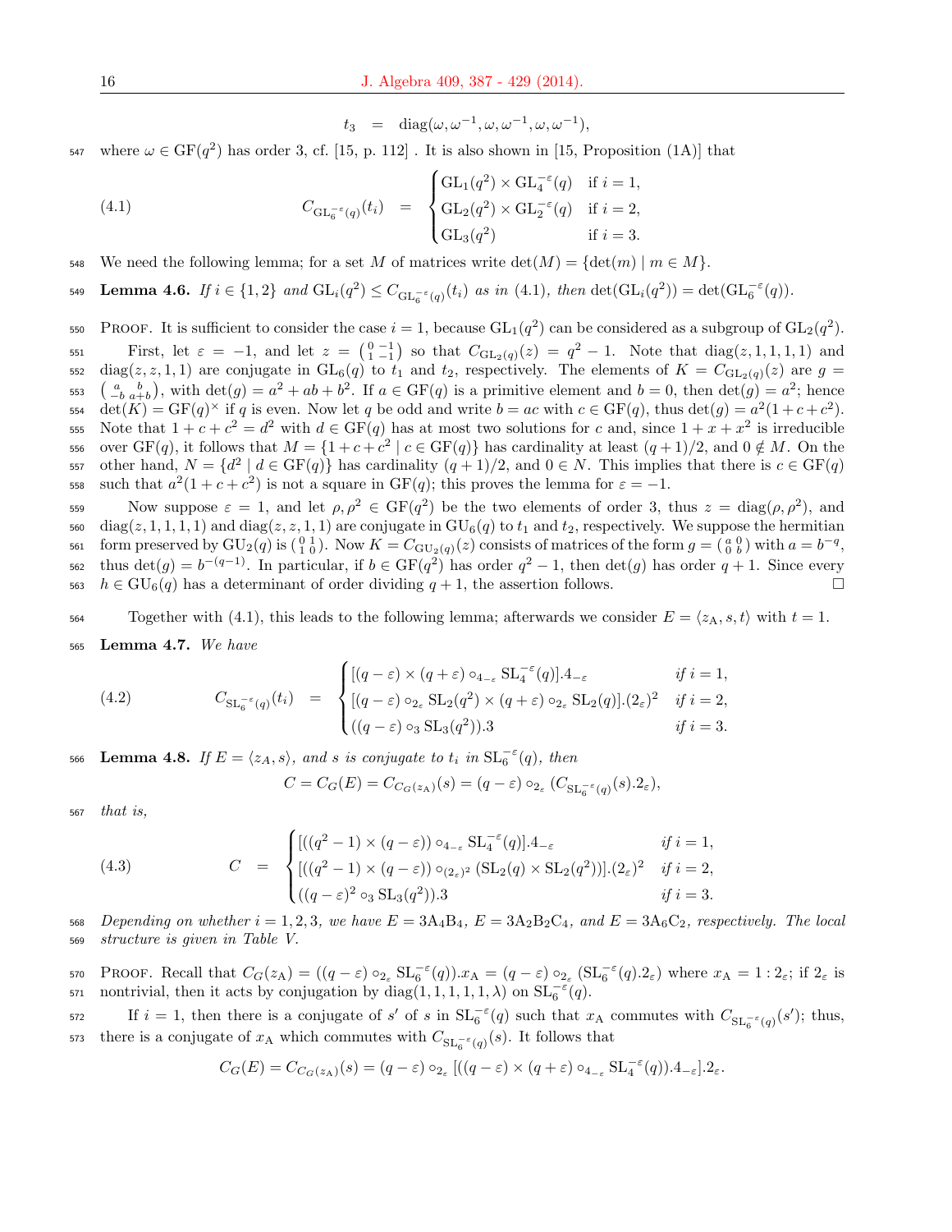$$t_3 \;=\; \mathrm{diag}(\omega,\omega^{-1},\omega,\omega^{-1},\omega,\omega^{-1}),$$

where $\omega \in \mathrm{GF}(q^2)$ has order 3, cf. [15, p. 112] . It is also shown in [15, Proposition (1A)] that

$$(4.1) \qquad C_{\mathrm{GL}_6^{-\varepsilon}(q)}(t_i) \;=\; \begin{cases} \mathrm{GL}_1(q^2)\times \mathrm{GL}_4^{-\varepsilon}(q) & \text{if } i=1,\\ \mathrm{GL}_2(q^2)\times \mathrm{GL}_2^{-\varepsilon}(q) & \text{if } i=2,\\ \mathrm{GL}_3(q^2) & \text{if } i=3.\end{cases}$$

We need the following lemma; for a set $M$ of matrices write $\det(M)=\{\det(m)\mid m\in M\}$.

**Lemma 4.6.** *If $i\in\{1,2\}$ and $\mathrm{GL}_i(q^2)\le C_{\mathrm{GL}_6^{-\varepsilon}(q)}(t_i)$ as in (4.1), then $\det(\mathrm{GL}_i(q^2))=\det(\mathrm{GL}_6^{-\varepsilon}(q))$.*

Proof. It is sufficient to consider the case $i=1$, because $\mathrm{GL}_1(q^2)$ can be considered as a subgroup of $\mathrm{GL}_2(q^2)$.

First, let $\varepsilon=-1$, and let $z=\left(\begin{smallmatrix}0&-1\\1&-1\end{smallmatrix}\right)$ so that $C_{\mathrm{GL}_2(q)}(z)=q^2-1$. Note that $\mathrm{diag}(z,1,1,1,1)$ and $\mathrm{diag}(z,z,1,1)$ are conjugate in $\mathrm{GL}_6(q)$ to $t_1$ and $t_2$, respectively. The elements of $K=C_{\mathrm{GL}_2(q)}(z)$ are $g=\left(\begin{smallmatrix}a&b\\-b&a+b\end{smallmatrix}\right)$, with $\det(g)=a^2+ab+b^2$. If $a\in\mathrm{GF}(q)$ is a primitive element and $b=0$, then $\det(g)=a^2$; hence $\det(K)=\mathrm{GF}(q)^\times$ if $q$ is even. Now let $q$ be odd and write $b=ac$ with $c\in\mathrm{GF}(q)$, thus $\det(g)=a^2(1+c+c^2)$. Note that $1+c+c^2=d^2$ with $d\in\mathrm{GF}(q)$ has at most two solutions for $c$ and, since $1+x+x^2$ is irreducible over $\mathrm{GF}(q)$, it follows that $M=\{1+c+c^2\mid c\in\mathrm{GF}(q)\}$ has cardinality at least $(q+1)/2$, and $0\notin M$. On the other hand, $N=\{d^2\mid d\in\mathrm{GF}(q)\}$ has cardinality $(q+1)/2$, and $0\in N$. This implies that there is $c\in\mathrm{GF}(q)$ such that $a^2(1+c+c^2)$ is not a square in $\mathrm{GF}(q)$; this proves the lemma for $\varepsilon=-1$.

Now suppose $\varepsilon=1$, and let $\rho,\rho^2\in\mathrm{GF}(q^2)$ be the two elements of order 3, thus $z=\mathrm{diag}(\rho,\rho^2)$, and $\mathrm{diag}(z,1,1,1,1)$ and $\mathrm{diag}(z,z,1,1)$ are conjugate in $\mathrm{GU}_6(q)$ to $t_1$ and $t_2$, respectively. We suppose the hermitian form preserved by $\mathrm{GU}_2(q)$ is $\left(\begin{smallmatrix}0&1\\1&0\end{smallmatrix}\right)$. Now $K=C_{\mathrm{GU}_2(q)}(z)$ consists of matrices of the form $g=\left(\begin{smallmatrix}a&0\\0&b\end{smallmatrix}\right)$ with $a=b^{-q}$, thus $\det(g)=b^{-(q-1)}$. In particular, if $b\in\mathrm{GF}(q^2)$ has order $q^2-1$, then $\det(g)$ has order $q+1$. Since every $h\in\mathrm{GU}_6(q)$ has a determinant of order dividing $q+1$, the assertion follows. □

Together with (4.1), this leads to the following lemma; afterwards we consider $E=\langle z_{\mathrm{A}},s,t\rangle$ with $t=1$.

**Lemma 4.7.** *We have*

$$(4.2) \qquad C_{\mathrm{SL}_6^{-\varepsilon}(q)}(t_i) \;=\; \begin{cases} [(q-\varepsilon)\times(q+\varepsilon)\circ_{4_{-\varepsilon}}\mathrm{SL}_4^{-\varepsilon}(q)].4_{-\varepsilon} & \text{if } i=1,\\ [(q-\varepsilon)\circ_{2_\varepsilon}\mathrm{SL}_2(q^2)\times(q+\varepsilon)\circ_{2_\varepsilon}\mathrm{SL}_2(q)].(2_\varepsilon)^2 & \text{if } i=2,\\ ((q-\varepsilon)\circ_3\mathrm{SL}_3(q^2)).3 & \text{if } i=3.\end{cases}$$

**Lemma 4.8.** *If $E=\langle z_A,s\rangle$, and $s$ is conjugate to $t_i$ in $\mathrm{SL}_6^{-\varepsilon}(q)$, then*

$$C=C_G(E)=C_{C_G(z_{\mathrm{A}})}(s)=(q-\varepsilon)\circ_{2_\varepsilon}(C_{\mathrm{SL}_6^{-\varepsilon}(q)}(s).2_\varepsilon),$$

*that is,*

$$(4.3) \qquad C \;=\; \begin{cases} [((q^2-1)\times(q-\varepsilon))\circ_{4_{-\varepsilon}}\mathrm{SL}_4^{-\varepsilon}(q)].4_{-\varepsilon} & \text{if } i=1,\\ [((q^2-1)\times(q-\varepsilon))\circ_{(2_\varepsilon)^2}(\mathrm{SL}_2(q)\times\mathrm{SL}_2(q^2))].(2_\varepsilon)^2 & \text{if } i=2,\\ ((q-\varepsilon)^2\circ_3\mathrm{SL}_3(q^2)).3 & \text{if } i=3.\end{cases}$$

*Depending on whether $i=1,2,3$, we have $E=3\mathrm{A}_4\mathrm{B}_4$, $E=3\mathrm{A}_2\mathrm{B}_2\mathrm{C}_4$, and $E=3\mathrm{A}_6\mathrm{C}_2$, respectively. The local structure is given in Table V.*

Proof. Recall that $C_G(z_{\mathrm{A}})=((q-\varepsilon)\circ_{2_\varepsilon}\mathrm{SL}_6^{-\varepsilon}(q)).x_{\mathrm{A}}=(q-\varepsilon)\circ_{2_\varepsilon}(\mathrm{SL}_6^{-\varepsilon}(q).2_\varepsilon)$ where $x_{\mathrm{A}}=1:2_\varepsilon$; if $2_\varepsilon$ is nontrivial, then it acts by conjugation by $\mathrm{diag}(1,1,1,1,1,\lambda)$ on $\mathrm{SL}_6^{-\varepsilon}(q)$.

If $i=1$, then there is a conjugate of $s'$ of $s$ in $\mathrm{SL}_6^{-\varepsilon}(q)$ such that $x_{\mathrm{A}}$ commutes with $C_{\mathrm{SL}_6^{-\varepsilon}(q)}(s')$; thus, there is a conjugate of $x_{\mathrm{A}}$ which commutes with $C_{\mathrm{SL}_6^{-\varepsilon}(q)}(s)$. It follows that

$$C_G(E)=C_{C_G(z_{\mathrm{A}})}(s)=(q-\varepsilon)\circ_{2_\varepsilon}[((q-\varepsilon)\times(q+\varepsilon)\circ_{4_{-\varepsilon}}\mathrm{SL}_4^{-\varepsilon}(q)).4_{-\varepsilon}].2_\varepsilon.$$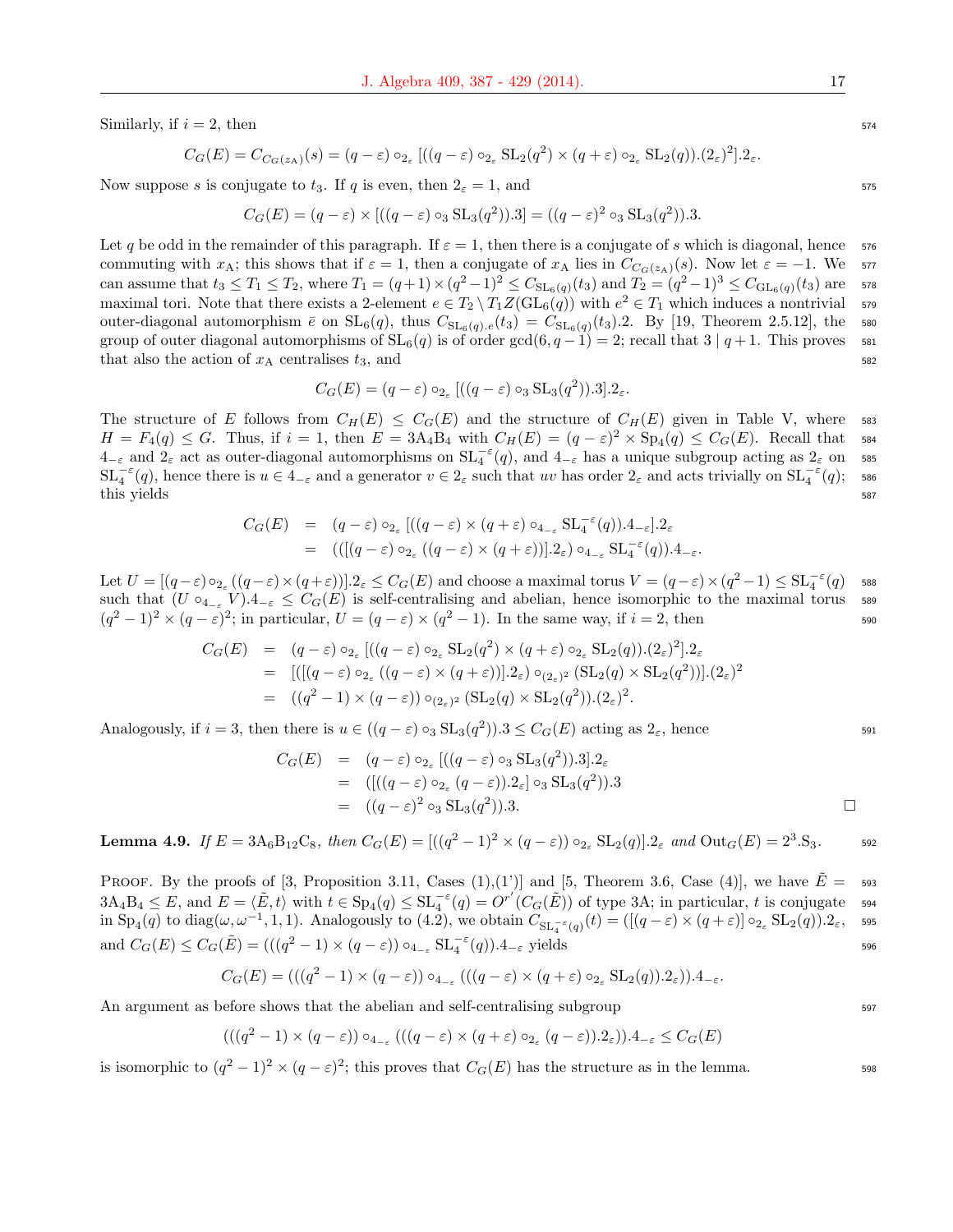Similarly, if $i = 2$, then

$$C_G(E) = C_{C_G(z_{\rm A})}(s) = (q-\varepsilon) \circ_{2_\varepsilon} [((q-\varepsilon) \circ_{2_\varepsilon} \mathrm{SL}_2(q^2) \times (q+\varepsilon) \circ_{2_\varepsilon} \mathrm{SL}_2(q)).(2_\varepsilon)^2].2_\varepsilon.$$

Now suppose $s$ is conjugate to $t_3$. If $q$ is even, then $2_\varepsilon = 1$, and

$$C_G(E) = (q-\varepsilon) \times [((q-\varepsilon) \circ_3 \mathrm{SL}_3(q^2)).3] = ((q-\varepsilon)^2 \circ_3 \mathrm{SL}_3(q^2)).3.$$

Let $q$ be odd in the remainder of this paragraph. If $\varepsilon = 1$, then there is a conjugate of $s$ which is diagonal, hence commuting with $x_{\rm A}$; this shows that if $\varepsilon = 1$, then a conjugate of $x_{\rm A}$ lies in $C_{C_G(z_{\rm A})}(s)$. Now let $\varepsilon = -1$. We can assume that $t_3 \leq T_1 \leq T_2$, where $T_1 = (q+1)\times(q^2-1)^2 \leq C_{\mathrm{SL}_6(q)}(t_3)$ and $T_2 = (q^2-1)^3 \leq C_{\mathrm{GL}_6(q)}(t_3)$ are maximal tori. Note that there exists a 2-element $e \in T_2 \setminus T_1 Z(\mathrm{GL}_6(q))$ with $e^2 \in T_1$ which induces a nontrivial outer-diagonal automorphism $\bar{e}$ on $\mathrm{SL}_6(q)$, thus $C_{\mathrm{SL}_6(q).e}(t_3) = C_{\mathrm{SL}_6(q)}(t_3).2$. By [19, Theorem 2.5.12], the group of outer diagonal automorphisms of $\mathrm{SL}_6(q)$ is of order $\gcd(6, q-1) = 2$; recall that $3 \mid q+1$. This proves that also the action of $x_{\rm A}$ centralises $t_3$, and

$$C_G(E) = (q-\varepsilon) \circ_{2_\varepsilon} [((q-\varepsilon) \circ_3 \mathrm{SL}_3(q^2)).3].2_\varepsilon.$$

The structure of $E$ follows from $C_H(E) \leq C_G(E)$ and the structure of $C_H(E)$ given in Table V, where $H = F_4(q) \leq G$. Thus, if $i = 1$, then $E = 3\mathrm{A}_4\mathrm{B}_4$ with $C_H(E) = (q-\varepsilon)^2 \times \mathrm{Sp}_4(q) \leq C_G(E)$. Recall that $4_{-\varepsilon}$ and $2_\varepsilon$ act as outer-diagonal automorphisms on $\mathrm{SL}_4^{-\varepsilon}(q)$, and $4_{-\varepsilon}$ has a unique subgroup acting as $2_\varepsilon$ on $\mathrm{SL}_4^{-\varepsilon}(q)$, hence there is $u \in 4_{-\varepsilon}$ and a generator $v \in 2_\varepsilon$ such that $uv$ has order $2_\varepsilon$ and acts trivially on $\mathrm{SL}_4^{-\varepsilon}(q)$; this yields

$$\begin{aligned}
C_G(E) &= (q-\varepsilon) \circ_{2_\varepsilon} [((q-\varepsilon) \times (q+\varepsilon) \circ_{4_{-\varepsilon}} \mathrm{SL}_4^{-\varepsilon}(q)).4_{-\varepsilon}].2_\varepsilon \\
&= (([(q-\varepsilon) \circ_{2_\varepsilon} ((q-\varepsilon) \times (q+\varepsilon))].2_\varepsilon) \circ_{4_{-\varepsilon}} \mathrm{SL}_4^{-\varepsilon}(q)).4_{-\varepsilon}.
\end{aligned}$$

Let $U = [(q-\varepsilon) \circ_{2_\varepsilon} ((q-\varepsilon) \times (q+\varepsilon))].2_\varepsilon \leq C_G(E)$ and choose a maximal torus $V = (q-\varepsilon) \times (q^2-1) \leq \mathrm{SL}_4^{-\varepsilon}(q)$ such that $(U \circ_{4_{-\varepsilon}} V).4_{-\varepsilon} \leq C_G(E)$ is self-centralising and abelian, hence isomorphic to the maximal torus $(q^2-1)^2 \times (q-\varepsilon)^2$; in particular, $U = (q-\varepsilon) \times (q^2-1)$. In the same way, if $i = 2$, then

$$\begin{aligned}
C_G(E) &= (q-\varepsilon) \circ_{2_\varepsilon} [((q-\varepsilon) \circ_{2_\varepsilon} \mathrm{SL}_2(q^2) \times (q+\varepsilon) \circ_{2_\varepsilon} \mathrm{SL}_2(q)).(2_\varepsilon)^2].2_\varepsilon \\
&= [([(q-\varepsilon) \circ_{2_\varepsilon} ((q-\varepsilon) \times (q+\varepsilon))].2_\varepsilon) \circ_{(2_\varepsilon)^2} (\mathrm{SL}_2(q) \times \mathrm{SL}_2(q^2))].(2_\varepsilon)^2 \\
&= ((q^2-1) \times (q-\varepsilon)) \circ_{(2_\varepsilon)^2} (\mathrm{SL}_2(q) \times \mathrm{SL}_2(q^2)).(2_\varepsilon)^2.
\end{aligned}$$

Analogously, if $i = 3$, then there is $u \in ((q-\varepsilon) \circ_3 \mathrm{SL}_3(q^2)).3 \leq C_G(E)$ acting as $2_\varepsilon$, hence

$$\begin{aligned}
C_G(E) &= (q-\varepsilon) \circ_{2_\varepsilon} [((q-\varepsilon) \circ_3 \mathrm{SL}_3(q^2)).3].2_\varepsilon \\
&= ([((q-\varepsilon) \circ_{2_\varepsilon} (q-\varepsilon)).2_\varepsilon] \circ_3 \mathrm{SL}_3(q^2)).3 \\
&= ((q-\varepsilon)^2 \circ_3 \mathrm{SL}_3(q^2)).3.
\end{aligned}$$

□

**Lemma 4.9.** *If $E = 3\mathrm{A}_6\mathrm{B}_{12}\mathrm{C}_8$, then $C_G(E) = [((q^2-1)^2 \times (q-\varepsilon)) \circ_{2_\varepsilon} \mathrm{SL}_2(q)].2_\varepsilon$ and $\mathrm{Out}_G(E) = 2^3.\mathrm{S}_3$.*

Proof. By the proofs of [3, Proposition 3.11, Cases (1),(1')] and [5, Theorem 3.6, Case (4)], we have $\tilde{E} = 3\mathrm{A}_4\mathrm{B}_4 \leq E$, and $E = \langle \tilde{E}, t\rangle$ with $t \in \mathrm{Sp}_4(q) \leq \mathrm{SL}_4^{-\varepsilon}(q) = O^{r'}(C_G(\tilde{E}))$ of type 3A; in particular, $t$ is conjugate in $\mathrm{Sp}_4(q)$ to $\mathrm{diag}(\omega, \omega^{-1}, 1, 1)$. Analogously to (4.2), we obtain $C_{\mathrm{SL}_4^{-\varepsilon}(q)}(t) = ([(q-\varepsilon)\times(q+\varepsilon)] \circ_{2_\varepsilon} \mathrm{SL}_2(q)).2_\varepsilon$, and $C_G(E) \leq C_G(\tilde{E}) = (((q^2-1)\times(q-\varepsilon)) \circ_{4_{-\varepsilon}} \mathrm{SL}_4^{-\varepsilon}(q)).4_{-\varepsilon}$ yields

$$C_G(E) = (((q^2-1)\times(q-\varepsilon)) \circ_{4_{-\varepsilon}} (((q-\varepsilon)\times(q+\varepsilon) \circ_{2_\varepsilon} \mathrm{SL}_2(q)).2_\varepsilon)).4_{-\varepsilon}.$$

An argument as before shows that the abelian and self-centralising subgroup

$$(((q^2-1)\times(q-\varepsilon)) \circ_{4_{-\varepsilon}} (((q-\varepsilon)\times(q+\varepsilon) \circ_{2_\varepsilon} (q-\varepsilon)).2_\varepsilon)).4_{-\varepsilon} \leq C_G(E)$$

is isomorphic to $(q^2-1)^2 \times (q-\varepsilon)^2$; this proves that $C_G(E)$ has the structure as in the lemma.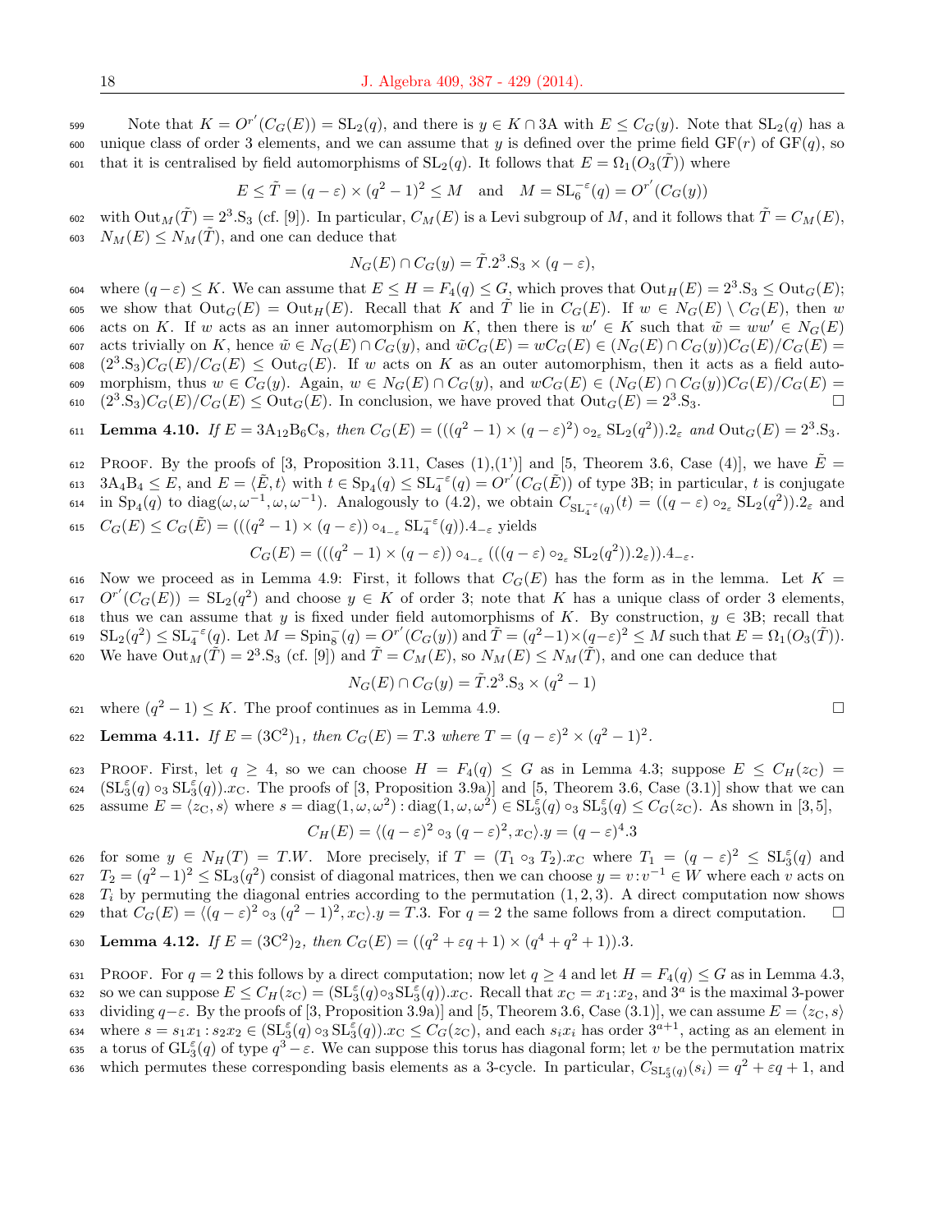Note that $K = O^{r'}(C_G(E)) = \mathrm{SL}_2(q)$, and there is $y \in K \cap 3\mathrm{A}$ with $E \leq C_G(y)$. Note that $\mathrm{SL}_2(q)$ has a unique class of order 3 elements, and we can assume that $y$ is defined over the prime field $\mathrm{GF}(r)$ of $\mathrm{GF}(q)$, so that it is centralised by field automorphisms of $\mathrm{SL}_2(q)$. It follows that $E = \Omega_1(O_3(\tilde{T}))$ where

$$E \leq \tilde{T} = (q-\varepsilon) \times (q^2-1)^2 \leq M \quad \text{and} \quad M = \mathrm{SL}_6^{-\varepsilon}(q) = O^{r'}(C_G(y))$$

with $\mathrm{Out}_M(\tilde{T}) = 2^3.\mathrm{S}_3$ (cf. [9]). In particular, $C_M(E)$ is a Levi subgroup of $M$, and it follows that $\tilde{T} = C_M(E)$, $N_M(E) \leq N_M(\tilde{T})$, and one can deduce that

$$N_G(E) \cap C_G(y) = \tilde{T}.2^3.\mathrm{S}_3 \times (q-\varepsilon),$$

where $(q-\varepsilon) \leq K$. We can assume that $E \leq H = F_4(q) \leq G$, which proves that $\mathrm{Out}_H(E) = 2^3.\mathrm{S}_3 \leq \mathrm{Out}_G(E)$; we show that $\mathrm{Out}_G(E) = \mathrm{Out}_H(E)$. Recall that $K$ and $\tilde{T}$ lie in $C_G(E)$. If $w \in N_G(E) \setminus C_G(E)$, then $w$ acts on $K$. If $w$ acts as an inner automorphism on $K$, then there is $w' \in K$ such that $\tilde{w} = ww' \in N_G(E)$ acts trivially on $K$, hence $\tilde{w} \in N_G(E) \cap C_G(y)$, and $\tilde{w}C_G(E) = wC_G(E) \in (N_G(E) \cap C_G(y))C_G(E)/C_G(E) = (2^3.\mathrm{S}_3)C_G(E)/C_G(E) \leq \mathrm{Out}_G(E)$. If $w$ acts on $K$ as an outer automorphism, then it acts as a field automorphism, thus $w \in C_G(y)$. Again, $w \in N_G(E) \cap C_G(y)$, and $wC_G(E) \in (N_G(E) \cap C_G(y))C_G(E)/C_G(E) = (2^3.\mathrm{S}_3)C_G(E)/C_G(E) \leq \mathrm{Out}_G(E)$. In conclusion, we have proved that $\mathrm{Out}_G(E) = 2^3.\mathrm{S}_3$. □

**Lemma 4.10.** *If $E = 3\mathrm{A}_{12}\mathrm{B}_6\mathrm{C}_8$, then $C_G(E) = (((q^2-1) \times (q-\varepsilon)^2) \circ_{2_\varepsilon} \mathrm{SL}_2(q^2)).2_\varepsilon$ and $\mathrm{Out}_G(E) = 2^3.\mathrm{S}_3$.*

Proof. By the proofs of [3, Proposition 3.11, Cases (1),(1')] and [5, Theorem 3.6, Case (4)], we have $\tilde{E} = 3\mathrm{A}_4\mathrm{B}_4 \leq E$, and $E = \langle \tilde{E}, t\rangle$ with $t \in \mathrm{Sp}_4(q) \leq \mathrm{SL}_4^{-\varepsilon}(q) = O^{r'}(C_G(\tilde{E}))$ of type 3B; in particular, $t$ is conjugate in $\mathrm{Sp}_4(q)$ to $\mathrm{diag}(\omega, \omega^{-1}, \omega, \omega^{-1})$. Analogously to (4.2), we obtain $C_{\mathrm{SL}_4^{-\varepsilon}(q)}(t) = ((q-\varepsilon) \circ_{2_\varepsilon} \mathrm{SL}_2(q^2)).2_\varepsilon$ and $C_G(E) \leq C_G(\tilde{E}) = (((q^2-1) \times (q-\varepsilon)) \circ_{4_{-\varepsilon}} \mathrm{SL}_4^{-\varepsilon}(q)).4_{-\varepsilon}$ yields

$$C_G(E) = (((q^2-1) \times (q-\varepsilon)) \circ_{4_{-\varepsilon}} (((q-\varepsilon) \circ_{2_\varepsilon} \mathrm{SL}_2(q^2)).2_\varepsilon)).4_{-\varepsilon}.$$

Now we proceed as in Lemma 4.9: First, it follows that $C_G(E)$ has the form as in the lemma. Let $K = O^{r'}(C_G(E)) = \mathrm{SL}_2(q^2)$ and choose $y \in K$ of order 3; note that $K$ has a unique class of order 3 elements, thus we can assume that $y$ is fixed under field automorphisms of $K$. By construction, $y \in 3\mathrm{B}$; recall that $\mathrm{SL}_2(q^2) \leq \mathrm{SL}_4^{-\varepsilon}(q)$. Let $M = \mathrm{Spin}_8^-(q) = O^{r'}(C_G(y))$ and $\tilde{T} = (q^2-1) \times (q-\varepsilon)^2 \leq M$ such that $E = \Omega_1(O_3(\tilde{T}))$. We have $\mathrm{Out}_M(\tilde{T}) = 2^3.\mathrm{S}_3$ (cf. [9]) and $\tilde{T} = C_M(E)$, so $N_M(E) \leq N_M(\tilde{T})$, and one can deduce that

$$N_G(E) \cap C_G(y) = \tilde{T}.2^3.\mathrm{S}_3 \times (q^2-1)$$

where $(q^2-1) \leq K$. The proof continues as in Lemma 4.9. □

**Lemma 4.11.** *If $E = (3\mathrm{C}^2)_1$, then $C_G(E) = T.3$ where $T = (q-\varepsilon)^2 \times (q^2-1)^2$.*

Proof. First, let $q \geq 4$, so we can choose $H = F_4(q) \leq G$ as in Lemma 4.3; suppose $E \leq C_H(z_\mathrm{C}) = (\mathrm{SL}_3^\varepsilon(q) \circ_3 \mathrm{SL}_3^\varepsilon(q)).x_\mathrm{C}$. The proofs of [3, Proposition 3.9a)] and [5, Theorem 3.6, Case (3.1)] show that we can assume $E = \langle z_\mathrm{C}, s\rangle$ where $s = \mathrm{diag}(1,\omega,\omega^2) : \mathrm{diag}(1,\omega,\omega^2) \in \mathrm{SL}_3^\varepsilon(q) \circ_3 \mathrm{SL}_3^\varepsilon(q) \leq C_G(z_\mathrm{C})$. As shown in [3,5],

$$C_H(E) = \langle (q-\varepsilon)^2 \circ_3 (q-\varepsilon)^2, x_\mathrm{C}\rangle.y = (q-\varepsilon)^4.3$$

for some $y \in N_H(T) = T.W$. More precisely, if $T = (T_1 \circ_3 T_2).x_\mathrm{C}$ where $T_1 = (q-\varepsilon)^2 \leq \mathrm{SL}_3^\varepsilon(q)$ and $T_2 = (q^2-1)^2 \leq \mathrm{SL}_3(q^2)$ consist of diagonal matrices, then we can choose $y = v : v^{-1} \in W$ where each $v$ acts on $T_i$ by permuting the diagonal entries according to the permutation $(1,2,3)$. A direct computation now shows that $C_G(E) = \langle (q-\varepsilon)^2 \circ_3 (q^2-1)^2, x_\mathrm{C}\rangle.y = T.3$. For $q = 2$ the same follows from a direct computation. □

**Lemma 4.12.** *If $E = (3\mathrm{C}^2)_2$, then $C_G(E) = ((q^2+\varepsilon q+1) \times (q^4+q^2+1)).3$.*

Proof. For $q = 2$ this follows by a direct computation; now let $q \geq 4$ and let $H = F_4(q) \leq G$ as in Lemma 4.3, so we can suppose $E \leq C_H(z_\mathrm{C}) = (\mathrm{SL}_3^\varepsilon(q) \circ_3 \mathrm{SL}_3^\varepsilon(q)).x_\mathrm{C}$. Recall that $x_\mathrm{C} = x_1 : x_2$, and $3^a$ is the maximal 3-power dividing $q-\varepsilon$. By the proofs of [3, Proposition 3.9a)] and [5, Theorem 3.6, Case (3.1)], we can assume $E = \langle z_\mathrm{C}, s\rangle$ where $s = s_1x_1 : s_2x_2 \in (\mathrm{SL}_3^\varepsilon(q) \circ_3 \mathrm{SL}_3^\varepsilon(q)).x_\mathrm{C} \leq C_G(z_\mathrm{C})$, and each $s_ix_i$ has order $3^{a+1}$, acting as an element in a torus of $\mathrm{GL}_3^\varepsilon(q)$ of type $q^3-\varepsilon$. We can suppose this torus has diagonal form; let $v$ be the permutation matrix which permutes these corresponding basis elements as a 3-cycle. In particular, $C_{\mathrm{SL}_3^\varepsilon(q)}(s_i) = q^2+\varepsilon q+1$, and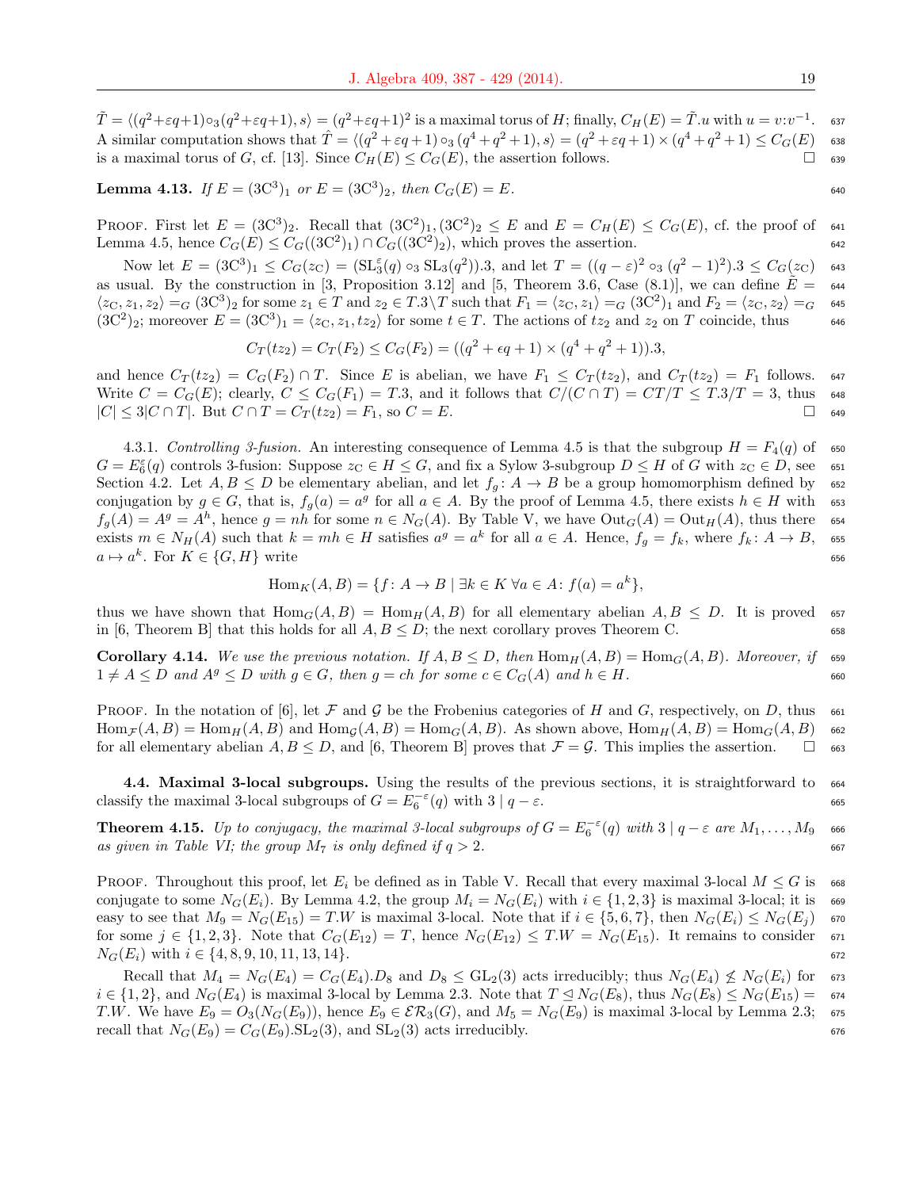$\tilde{T} = \langle (q^2+\varepsilon q+1)\circ_3 (q^2+\varepsilon q+1), s\rangle = (q^2+\varepsilon q+1)^2$ is a maximal torus of $H$; finally, $C_H(E) = \tilde{T}.u$ with $u = v{:}v^{-1}$. A similar computation shows that $\hat{T} = \langle (q^2+\varepsilon q+1)\circ_3 (q^4+q^2+1), s\rangle = (q^2+\varepsilon q+1)\times(q^4+q^2+1) \leq C_G(E)$ is a maximal torus of $G$, cf. [13]. Since $C_H(E) \leq C_G(E)$, the assertion follows. □

**Lemma 4.13.** *If $E = (3\mathrm{C}^3)_1$ or $E = (3\mathrm{C}^3)_2$, then $C_G(E) = E$.*

Proof. First let $E = (3\mathrm{C}^3)_2$. Recall that $(3\mathrm{C}^2)_1, (3\mathrm{C}^2)_2 \leq E$ and $E = C_H(E) \leq C_G(E)$, cf. the proof of Lemma 4.5, hence $C_G(E) \leq C_G((3\mathrm{C}^2)_1) \cap C_G((3\mathrm{C}^2)_2)$, which proves the assertion.

Now let $E = (3\mathrm{C}^3)_1 \leq C_G(z_\mathrm{C}) = (\mathrm{SL}_3^\varepsilon(q)\circ_3 \mathrm{SL}_3(q^2)).3$, and let $T = ((q-\varepsilon)^2 \circ_3 (q^2-1)^2).3 \leq C_G(z_\mathrm{C})$ as usual. By the construction in [3, Proposition 3.12] and [5, Theorem 3.6, Case (8.1)], we can define $\tilde{E} = \langle z_\mathrm{C}, z_1, z_2\rangle =_G (3\mathrm{C}^3)_2$ for some $z_1 \in T$ and $z_2 \in T.3\backslash T$ such that $F_1 = \langle z_\mathrm{C}, z_1\rangle =_G (3\mathrm{C}^2)_1$ and $F_2 = \langle z_\mathrm{C}, z_2\rangle =_G (3\mathrm{C}^2)_2$; moreover $E = (3\mathrm{C}^3)_1 = \langle z_\mathrm{C}, z_1, tz_2\rangle$ for some $t \in T$. The actions of $tz_2$ and $z_2$ on $T$ coincide, thus

$$C_T(tz_2) = C_T(F_2) \leq C_G(F_2) = ((q^2+\epsilon q+1)\times(q^4+q^2+1)).3,$$

and hence $C_T(tz_2) = C_G(F_2)\cap T$. Since $E$ is abelian, we have $F_1 \leq C_T(tz_2)$, and $C_T(tz_2) = F_1$ follows. Write $C = C_G(E)$; clearly, $C \leq C_G(F_1) = T.3$, and it follows that $C/(C\cap T) = CT/T \leq T.3/T = 3$, thus $|C| \leq 3|C\cap T|$. But $C \cap T = C_T(tz_2) = F_1$, so $C = E$. □

4.3.1. *Controlling 3-fusion.* An interesting consequence of Lemma 4.5 is that the subgroup $H = F_4(q)$ of $G = E_6^\varepsilon(q)$ controls 3-fusion: Suppose $z_\mathrm{C} \in H \leq G$, and fix a Sylow 3-subgroup $D \leq H$ of $G$ with $z_\mathrm{C} \in D$, see Section 4.2. Let $A, B \leq D$ be elementary abelian, and let $f_g\colon A \to B$ be a group homomorphism defined by conjugation by $g \in G$, that is, $f_g(a) = a^g$ for all $a \in A$. By the proof of Lemma 4.5, there exists $h \in H$ with $f_g(A) = A^g = A^h$, hence $g = nh$ for some $n \in N_G(A)$. By Table V, we have $\mathrm{Out}_G(A) = \mathrm{Out}_H(A)$, thus there exists $m \in N_H(A)$ such that $k = mh \in H$ satisfies $a^g = a^k$ for all $a \in A$. Hence, $f_g = f_k$, where $f_k\colon A \to B$, $a \mapsto a^k$. For $K \in \{G, H\}$ write

$$\mathrm{Hom}_K(A,B) = \{f\colon A \to B \mid \exists k \in K\ \forall a \in A\colon f(a) = a^k\},$$

thus we have shown that $\mathrm{Hom}_G(A,B) = \mathrm{Hom}_H(A,B)$ for all elementary abelian $A, B \leq D$. It is proved in [6, Theorem B] that this holds for all $A, B \leq D$; the next corollary proves Theorem C.

**Corollary 4.14.** *We use the previous notation. If $A, B \leq D$, then $\mathrm{Hom}_H(A,B) = \mathrm{Hom}_G(A,B)$. Moreover, if $1 \neq A \leq D$ and $A^g \leq D$ with $g \in G$, then $g = ch$ for some $c \in C_G(A)$ and $h \in H$.*

Proof. In the notation of [6], let $\mathcal{F}$ and $\mathcal{G}$ be the Frobenius categories of $H$ and $G$, respectively, on $D$, thus $\mathrm{Hom}_\mathcal{F}(A,B) = \mathrm{Hom}_H(A,B)$ and $\mathrm{Hom}_\mathcal{G}(A,B) = \mathrm{Hom}_G(A,B)$. As shown above, $\mathrm{Hom}_H(A,B) = \mathrm{Hom}_G(A,B)$ for all elementary abelian $A, B \leq D$, and [6, Theorem B] proves that $\mathcal{F} = \mathcal{G}$. This implies the assertion. □

**4.4. Maximal 3-local subgroups.** Using the results of the previous sections, it is straightforward to classify the maximal 3-local subgroups of $G = E_6^{-\varepsilon}(q)$ with $3 \mid q-\varepsilon$.

**Theorem 4.15.** *Up to conjugacy, the maximal 3-local subgroups of $G = E_6^{-\varepsilon}(q)$ with $3 \mid q-\varepsilon$ are $M_1, \ldots, M_9$ as given in Table VI; the group $M_7$ is only defined if $q > 2$.*

Proof. Throughout this proof, let $E_i$ be defined as in Table V. Recall that every maximal 3-local $M \leq G$ is conjugate to some $N_G(E_i)$. By Lemma 4.2, the group $M_i = N_G(E_i)$ with $i \in \{1,2,3\}$ is maximal 3-local; it is easy to see that $M_9 = N_G(E_{15}) = T.W$ is maximal 3-local. Note that if $i \in \{5,6,7\}$, then $N_G(E_i) \leq N_G(E_j)$ for some $j \in \{1,2,3\}$. Note that $C_G(E_{12}) = T$, hence $N_G(E_{12}) \leq T.W = N_G(E_{15})$. It remains to consider $N_G(E_i)$ with $i \in \{4,8,9,10,11,13,14\}$.

Recall that $M_4 = N_G(E_4) = C_G(E_4).D_8$ and $D_8 \leq \mathrm{GL}_2(3)$ acts irreducibly; thus $N_G(E_4) \not\leq N_G(E_i)$ for $i \in \{1,2\}$, and $N_G(E_4)$ is maximal 3-local by Lemma 2.3. Note that $T \trianglelefteq N_G(E_8)$, thus $N_G(E_8) \leq N_G(E_{15}) = T.W$. We have $E_9 = O_3(N_G(E_9))$, hence $E_9 \in \mathcal{ER}_3(G)$, and $M_5 = N_G(E_9)$ is maximal 3-local by Lemma 2.3; recall that $N_G(E_9) = C_G(E_9).\mathrm{SL}_2(3)$, and $\mathrm{SL}_2(3)$ acts irreducibly.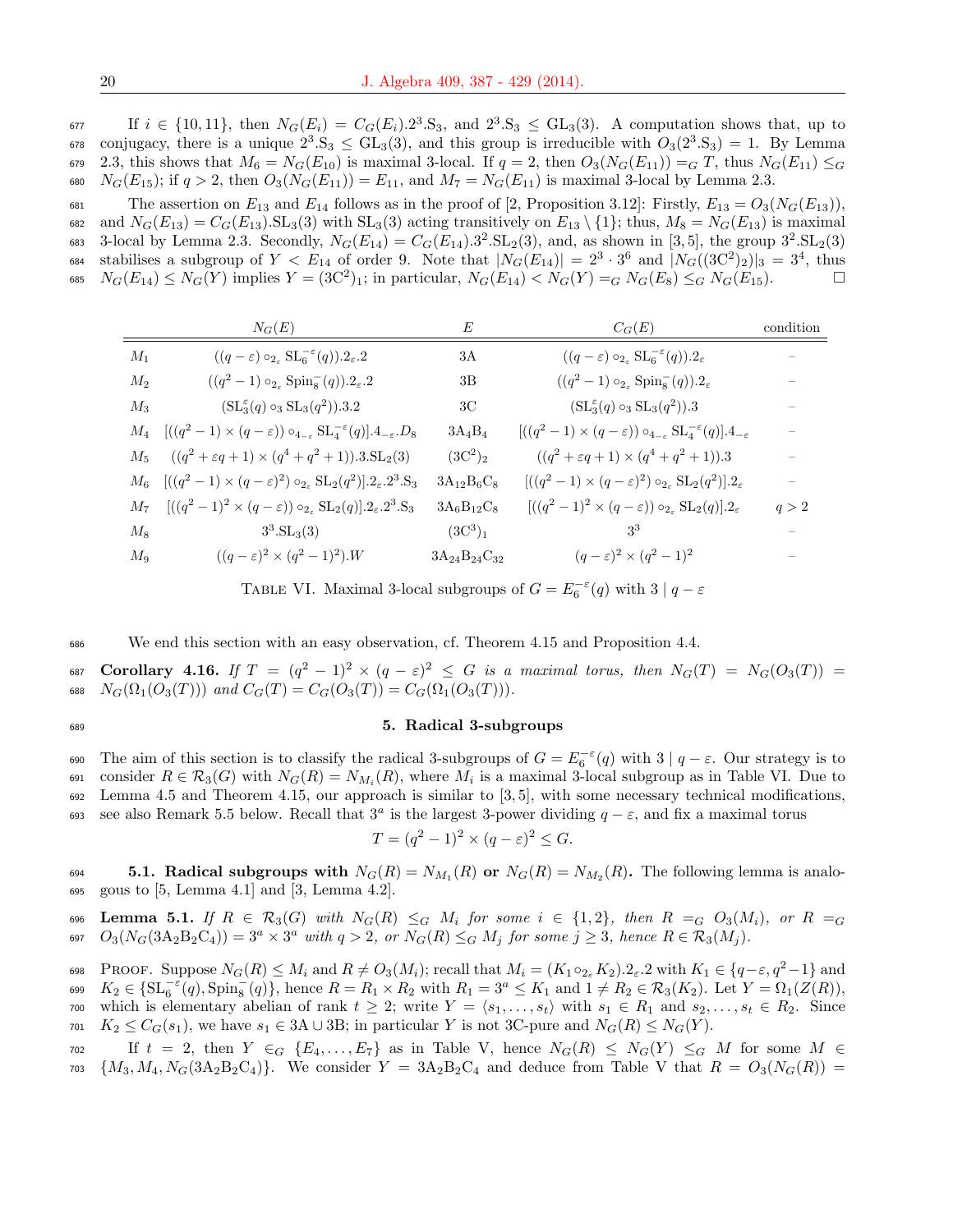If $i \in \{10, 11\}$, then $N_G(E_i) = C_G(E_i).2^3.S_3$, and $2^3.S_3 \leq GL_3(3)$. A computation shows that, up to conjugacy, there is a unique $2^3.S_3 \leq GL_3(3)$, and this group is irreducible with $O_3(2^3.S_3) = 1$. By Lemma 2.3, this shows that $M_6 = N_G(E_{10})$ is maximal 3-local. If $q = 2$, then $O_3(N_G(E_{11})) =_G T$, thus $N_G(E_{11}) \leq_G N_G(E_{15})$; if $q > 2$, then $O_3(N_G(E_{11})) = E_{11}$, and $M_7 = N_G(E_{11})$ is maximal 3-local by Lemma 2.3.

The assertion on $E_{13}$ and $E_{14}$ follows as in the proof of [2, Proposition 3.12]: Firstly, $E_{13} = O_3(N_G(E_{13}))$, and $N_G(E_{13}) = C_G(E_{13}).SL_3(3)$ with $SL_3(3)$ acting transitively on $E_{13} \setminus \{1\}$; thus, $M_8 = N_G(E_{13})$ is maximal 3-local by Lemma 2.3. Secondly, $N_G(E_{14}) = C_G(E_{14}).3^2.SL_2(3)$, and, as shown in [3, 5], the group $3^2.SL_2(3)$ stabilises a subgroup of $Y < E_{14}$ of order 9. Note that $|N_G(E_{14})| = 2^3 \cdot 3^6$ and $|N_G((3C^2)_2)|_3 = 3^4$, thus $N_G(E_{14}) \leq N_G(Y)$ implies $Y = (3C^2)_1$; in particular, $N_G(E_{14}) < N_G(Y) =_G N_G(E_8) \leq_G N_G(E_{15})$. □

| | $N_G(E)$ | $E$ | $C_G(E)$ | condition |
|---|---|---|---|---|
| $M_1$ | $((q-\varepsilon) \circ_{2_\varepsilon} SL_6^{-\varepsilon}(q)).2_\varepsilon.2$ | 3A | $((q-\varepsilon) \circ_{2_\varepsilon} SL_6^{-\varepsilon}(q)).2_\varepsilon$ | – |
| $M_2$ | $((q^2-1) \circ_{2_\varepsilon} Spin_8^-(q)).2_\varepsilon.2$ | 3B | $((q^2-1) \circ_{2_\varepsilon} Spin_8^-(q)).2_\varepsilon$ | – |
| $M_3$ | $(SL_3^\varepsilon(q) \circ_3 SL_3(q^2)).3.2$ | 3C | $(SL_3^\varepsilon(q) \circ_3 SL_3(q^2)).3$ | – |
| $M_4$ | $[((q^2-1) \times (q-\varepsilon)) \circ_{4_{-\varepsilon}} SL_4^{-\varepsilon}(q)].4_{-\varepsilon}.D_8$ | $3A_4B_4$ | $[((q^2-1) \times (q-\varepsilon)) \circ_{4_{-\varepsilon}} SL_4^{-\varepsilon}(q)].4_{-\varepsilon}$ | – |
| $M_5$ | $((q^2+\varepsilon q+1) \times (q^4+q^2+1)).3.SL_2(3)$ | $(3C^2)_2$ | $((q^2+\varepsilon q+1) \times (q^4+q^2+1)).3$ | – |
| $M_6$ | $[((q^2-1) \times (q-\varepsilon)^2) \circ_{2_\varepsilon} SL_2(q^2)].2_\varepsilon.2^3.S_3$ | $3A_{12}B_6C_8$ | $[((q^2-1) \times (q-\varepsilon)^2) \circ_{2_\varepsilon} SL_2(q^2)].2_\varepsilon$ | – |
| $M_7$ | $[((q^2-1)^2 \times (q-\varepsilon)) \circ_{2_\varepsilon} SL_2(q)].2_\varepsilon.2^3.S_3$ | $3A_6B_{12}C_8$ | $[((q^2-1)^2 \times (q-\varepsilon)) \circ_{2_\varepsilon} SL_2(q)].2_\varepsilon$ | $q > 2$ |
| $M_8$ | $3^3.SL_3(3)$ | $(3C^3)_1$ | $3^3$ | – |
| $M_9$ | $((q-\varepsilon)^2 \times (q^2-1)^2).W$ | $3A_{24}B_{24}C_{32}$ | $(q-\varepsilon)^2 \times (q^2-1)^2$ | – |

TABLE VI. Maximal 3-local subgroups of $G = E_6^{-\varepsilon}(q)$ with $3 \mid q - \varepsilon$

We end this section with an easy observation, cf. Theorem 4.15 and Proposition 4.4.

**Corollary 4.16.** *If $T = (q^2-1)^2 \times (q-\varepsilon)^2 \leq G$ is a maximal torus, then $N_G(T) = N_G(O_3(T)) = N_G(\Omega_1(O_3(T)))$ and $C_G(T) = C_G(O_3(T)) = C_G(\Omega_1(O_3(T)))$.*

## 5. Radical 3-subgroups

The aim of this section is to classify the radical 3-subgroups of $G = E_6^{-\varepsilon}(q)$ with $3 \mid q - \varepsilon$. Our strategy is to consider $R \in \mathcal{R}_3(G)$ with $N_G(R) = N_{M_i}(R)$, where $M_i$ is a maximal 3-local subgroup as in Table VI. Due to Lemma 4.5 and Theorem 4.15, our approach is similar to [3, 5], with some necessary technical modifications, see also Remark 5.5 below. Recall that $3^a$ is the largest 3-power dividing $q - \varepsilon$, and fix a maximal torus

$$T = (q^2-1)^2 \times (q-\varepsilon)^2 \leq G.$$

**5.1. Radical subgroups with $N_G(R) = N_{M_1}(R)$ or $N_G(R) = N_{M_2}(R)$.** The following lemma is analogous to [5, Lemma 4.1] and [3, Lemma 4.2].

**Lemma 5.1.** *If $R \in \mathcal{R}_3(G)$ with $N_G(R) \leq_G M_i$ for some $i \in \{1, 2\}$, then $R =_G O_3(M_i)$, or $R =_G O_3(N_G(3A_2B_2C_4)) = 3^a \times 3^a$ with $q > 2$, or $N_G(R) \leq_G M_j$ for some $j \geq 3$, hence $R \in \mathcal{R}_3(M_j)$.*

PROOF. Suppose $N_G(R) \leq M_i$ and $R \neq O_3(M_i)$; recall that $M_i = (K_1 \circ_{2_\varepsilon} K_2).2_\varepsilon.2$ with $K_1 \in \{q-\varepsilon, q^2-1\}$ and $K_2 \in \{SL_6^{-\varepsilon}(q), Spin_8^-(q)\}$, hence $R = R_1 \times R_2$ with $R_1 = 3^a \leq K_1$ and $1 \neq R_2 \in \mathcal{R}_3(K_2)$. Let $Y = \Omega_1(Z(R))$, which is elementary abelian of rank $t \geq 2$; write $Y = \langle s_1, \ldots, s_t \rangle$ with $s_1 \in R_1$ and $s_2, \ldots, s_t \in R_2$. Since $K_2 \leq C_G(s_1)$, we have $s_1 \in 3A \cup 3B$; in particular $Y$ is not 3C-pure and $N_G(R) \leq N_G(Y)$.

If $t = 2$, then $Y \in_G \{E_4, \ldots, E_7\}$ as in Table V, hence $N_G(R) \leq N_G(Y) \leq_G M$ for some $M \in \{M_3, M_4, N_G(3A_2B_2C_4)\}$. We consider $Y = 3A_2B_2C_4$ and deduce from Table V that $R = O_3(N_G(R)) =$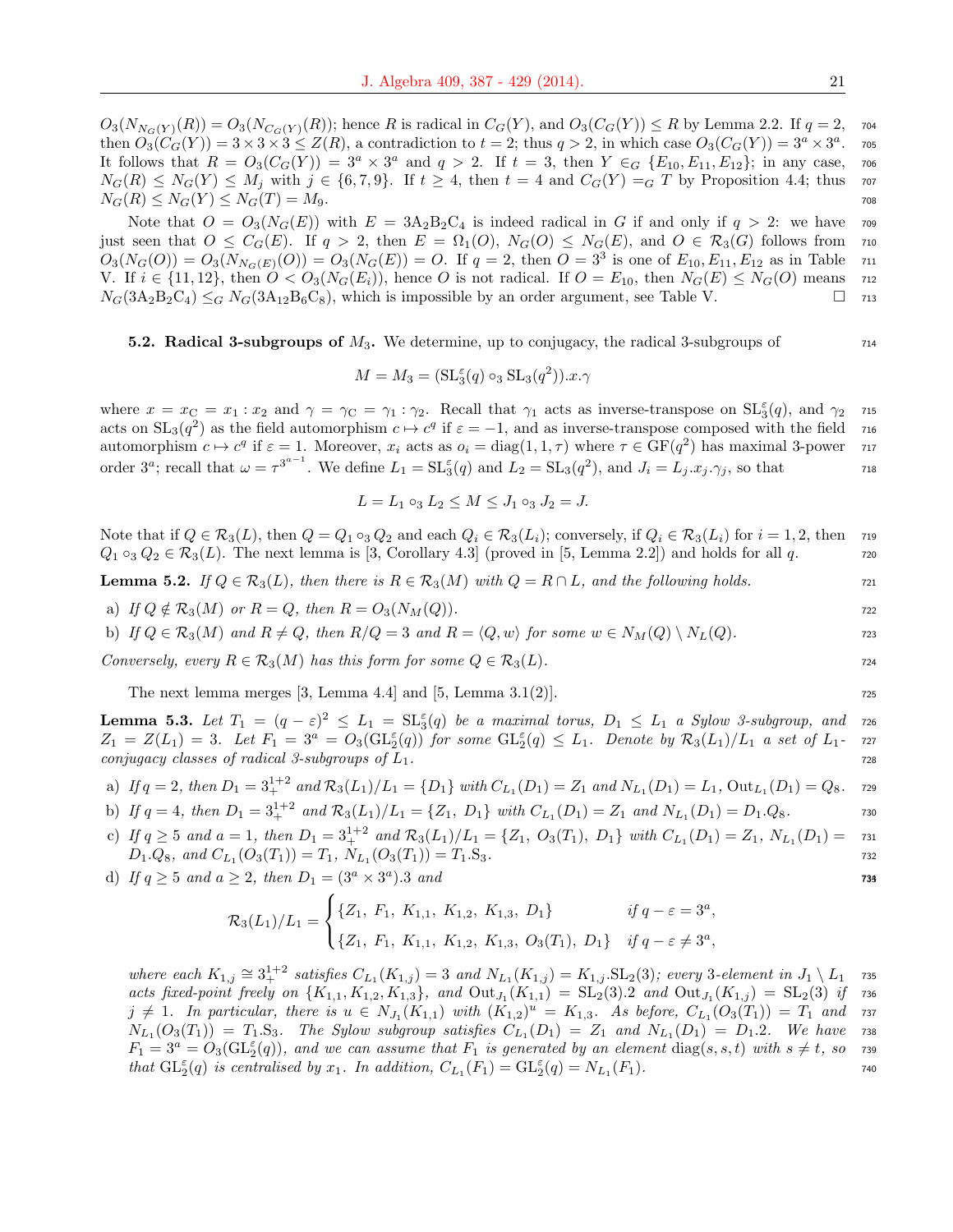$O_3(N_{N_G(Y)}(R)) = O_3(N_{C_G(Y)}(R))$; hence $R$ is radical in $C_G(Y)$, and $O_3(C_G(Y)) \leq R$ by Lemma 2.2. If $q = 2$, then $O_3(C_G(Y)) = 3 \times 3 \times 3 \leq Z(R)$, a contradiction to $t = 2$; thus $q > 2$, in which case $O_3(C_G(Y)) = 3^a \times 3^a$. It follows that $R = O_3(C_G(Y)) = 3^a \times 3^a$ and $q > 2$. If $t = 3$, then $Y \in_G \{E_{10}, E_{11}, E_{12}\}$; in any case, $N_G(R) \leq N_G(Y) \leq M_j$ with $j \in \{6, 7, 9\}$. If $t \geq 4$, then $t = 4$ and $C_G(Y) =_G T$ by Proposition 4.4; thus $N_G(R) \leq N_G(Y) \leq N_G(T) = M_9$.

Note that $O = O_3(N_G(E))$ with $E = 3\mathrm{A}_2\mathrm{B}_2\mathrm{C}_4$ is indeed radical in $G$ if and only if $q > 2$: we have just seen that $O \leq C_G(E)$. If $q > 2$, then $E = \Omega_1(O)$, $N_G(O) \leq N_G(E)$, and $O \in \mathcal{R}_3(G)$ follows from $O_3(N_G(O)) = O_3(N_{N_G(E)}(O)) = O_3(N_G(E)) = O$. If $q = 2$, then $O = 3^3$ is one of $E_{10}, E_{11}, E_{12}$ as in Table V. If $i \in \{11, 12\}$, then $O < O_3(N_G(E_i))$, hence $O$ is not radical. If $O = E_{10}$, then $N_G(E) \leq N_G(O)$ means $N_G(3\mathrm{A}_2\mathrm{B}_2\mathrm{C}_4) \leq_G N_G(3\mathrm{A}_{12}\mathrm{B}_6\mathrm{C}_8)$, which is impossible by an order argument, see Table V. $\square$

### 5.2. Radical 3-subgroups of $M_3$.

We determine, up to conjugacy, the radical 3-subgroups of

$$M = M_3 = (\mathrm{SL}_3^\varepsilon(q) \circ_3 \mathrm{SL}_3(q^2)).x.\gamma$$

where $x = x_\mathrm{C} = x_1 : x_2$ and $\gamma = \gamma_\mathrm{C} = \gamma_1 : \gamma_2$. Recall that $\gamma_1$ acts as inverse-transpose on $\mathrm{SL}_3^\varepsilon(q)$, and $\gamma_2$ acts on $\mathrm{SL}_3(q^2)$ as the field automorphism $c \mapsto c^q$ if $\varepsilon = -1$, and as inverse-transpose composed with the field automorphism $c \mapsto c^q$ if $\varepsilon = 1$. Moreover, $x_i$ acts as $o_i = \mathrm{diag}(1, 1, \tau)$ where $\tau \in \mathrm{GF}(q^2)$ has maximal 3-power order $3^a$; recall that $\omega = \tau^{3^{a-1}}$. We define $L_1 = \mathrm{SL}_3^\varepsilon(q)$ and $L_2 = \mathrm{SL}_3(q^2)$, and $J_i = L_j.x_j.\gamma_j$, so that

$$L = L_1 \circ_3 L_2 \leq M \leq J_1 \circ_3 J_2 = J.$$

Note that if $Q \in \mathcal{R}_3(L)$, then $Q = Q_1 \circ_3 Q_2$ and each $Q_i \in \mathcal{R}_3(L_i)$; conversely, if $Q_i \in \mathcal{R}_3(L_i)$ for $i = 1, 2$, then $Q_1 \circ_3 Q_2 \in \mathcal{R}_3(L)$. The next lemma is [3, Corollary 4.3] (proved in [5, Lemma 2.2]) and holds for all $q$.

**Lemma 5.2.** *If $Q \in \mathcal{R}_3(L)$, then there is $R \in \mathcal{R}_3(M)$ with $Q = R \cap L$, and the following holds.*

a) *If $Q \notin \mathcal{R}_3(M)$ or $R = Q$, then $R = O_3(N_M(Q))$.*

b) *If $Q \in \mathcal{R}_3(M)$ and $R \neq Q$, then $R/Q = 3$ and $R = \langle Q, w\rangle$ for some $w \in N_M(Q) \setminus N_L(Q)$.*

*Conversely, every $R \in \mathcal{R}_3(M)$ has this form for some $Q \in \mathcal{R}_3(L)$.*

The next lemma merges [3, Lemma 4.4] and [5, Lemma 3.1(2)].

**Lemma 5.3.** *Let $T_1 = (q - \varepsilon)^2 \leq L_1 = \mathrm{SL}_3^\varepsilon(q)$ be a maximal torus, $D_1 \leq L_1$ a Sylow 3-subgroup, and $Z_1 = Z(L_1) = 3$. Let $F_1 = 3^a = O_3(\mathrm{GL}_2^\varepsilon(q))$ for some $\mathrm{GL}_2^\varepsilon(q) \leq L_1$. Denote by $\mathcal{R}_3(L_1)/L_1$ a set of $L_1$-conjugacy classes of radical 3-subgroups of $L_1$.*

a) *If $q = 2$, then $D_1 = 3_+^{1+2}$ and $\mathcal{R}_3(L_1)/L_1 = \{D_1\}$ with $C_{L_1}(D_1) = Z_1$ and $N_{L_1}(D_1) = L_1$, $\mathrm{Out}_{L_1}(D_1) = Q_8$.*

b) *If $q = 4$, then $D_1 = 3_+^{1+2}$ and $\mathcal{R}_3(L_1)/L_1 = \{Z_1,\ D_1\}$ with $C_{L_1}(D_1) = Z_1$ and $N_{L_1}(D_1) = D_1.Q_8$.*

c) *If $q \geq 5$ and $a = 1$, then $D_1 = 3_+^{1+2}$ and $\mathcal{R}_3(L_1)/L_1 = \{Z_1,\ O_3(T_1),\ D_1\}$ with $C_{L_1}(D_1) = Z_1$, $N_{L_1}(D_1) = D_1.Q_8$, and $C_{L_1}(O_3(T_1)) = T_1$, $N_{L_1}(O_3(T_1)) = T_1.\mathrm{S}_3$.*

d) *If $q \geq 5$ and $a \geq 2$, then $D_1 = (3^a \times 3^a).3$ and*

$$\mathcal{R}_3(L_1)/L_1 = \begin{cases} \{Z_1,\ F_1,\ K_{1,1},\ K_{1,2},\ K_{1,3},\ D_1\} & \text{if } q - \varepsilon = 3^a, \\ \{Z_1,\ F_1,\ K_{1,1},\ K_{1,2},\ K_{1,3},\ O_3(T_1),\ D_1\} & \text{if } q - \varepsilon \neq 3^a, \end{cases}$$

*where each $K_{1,j} \cong 3_+^{1+2}$ satisfies $C_{L_1}(K_{1,j}) = 3$ and $N_{L_1}(K_{1,j}) = K_{1,j}.\mathrm{SL}_2(3)$; every 3-element in $J_1 \setminus L_1$ acts fixed-point freely on $\{K_{1,1}, K_{1,2}, K_{1,3}\}$, and $\mathrm{Out}_{J_1}(K_{1,1}) = \mathrm{SL}_2(3).2$ and $\mathrm{Out}_{J_1}(K_{1,j}) = \mathrm{SL}_2(3)$ if $j \neq 1$. In particular, there is $u \in N_{J_1}(K_{1,1})$ with $(K_{1,2})^u = K_{1,3}$. As before, $C_{L_1}(O_3(T_1)) = T_1$ and $N_{L_1}(O_3(T_1)) = T_1.\mathrm{S}_3$. The Sylow subgroup satisfies $C_{L_1}(D_1) = Z_1$ and $N_{L_1}(D_1) = D_1.2$. We have $F_1 = 3^a = O_3(\mathrm{GL}_2^\varepsilon(q))$, and we can assume that $F_1$ is generated by an element $\mathrm{diag}(s, s, t)$ with $s \neq t$, so that $\mathrm{GL}_2^\varepsilon(q)$ is centralised by $x_1$. In addition, $C_{L_1}(F_1) = \mathrm{GL}_2^\varepsilon(q) = N_{L_1}(F_1)$.*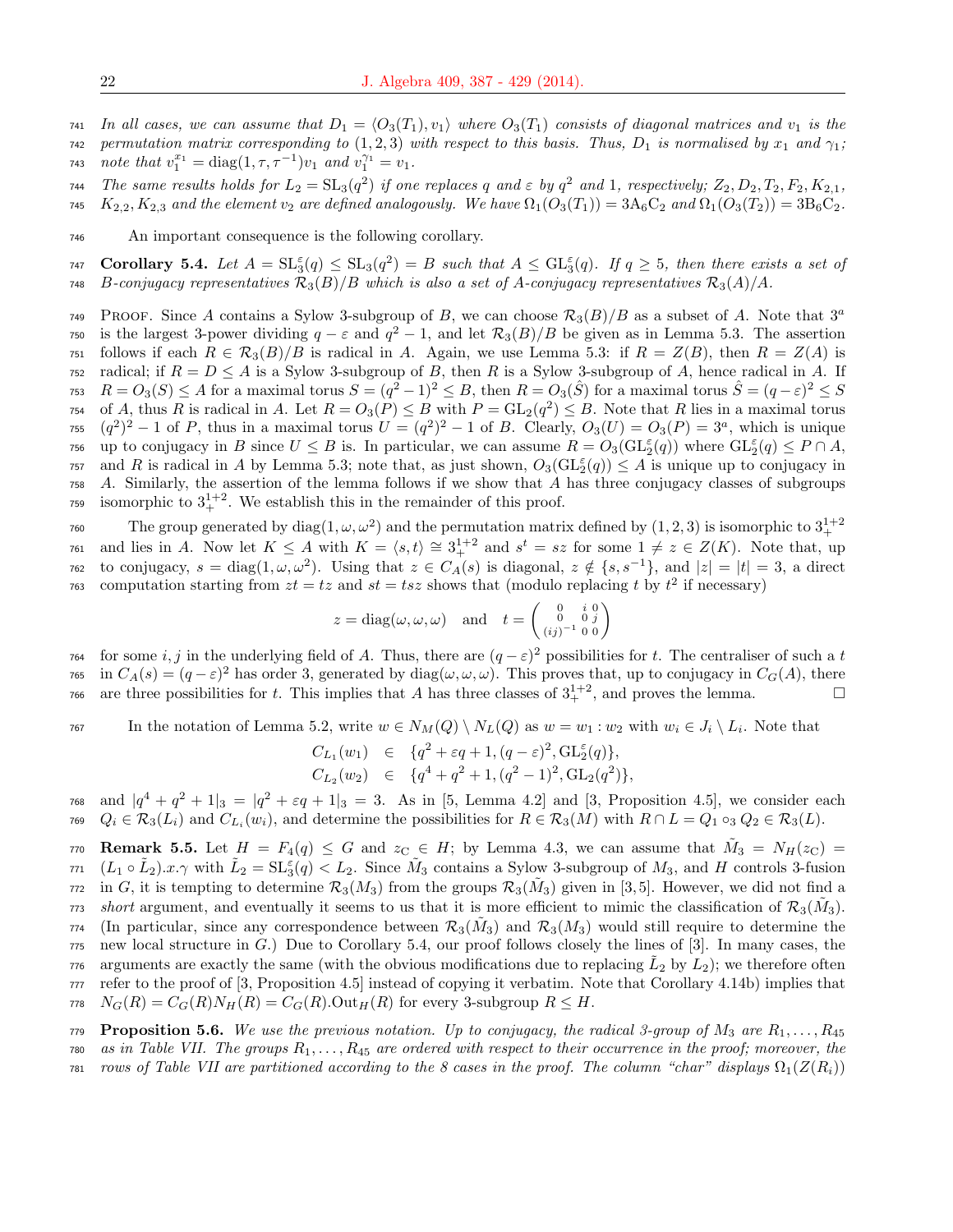*In all cases, we can assume that $D_1 = \langle O_3(T_1), v_1\rangle$ where $O_3(T_1)$ consists of diagonal matrices and $v_1$ is the permutation matrix corresponding to $(1,2,3)$ with respect to this basis. Thus, $D_1$ is normalised by $x_1$ and $\gamma_1$; note that $v_1^{x_1} = \mathrm{diag}(1,\tau,\tau^{-1})v_1$ and $v_1^{\gamma_1} = v_1$.*

*The same results holds for $L_2 = \mathrm{SL}_3(q^2)$ if one replaces $q$ and $\varepsilon$ by $q^2$ and $1$, respectively; $Z_2, D_2, T_2, F_2, K_{2,1}, K_{2,2}, K_{2,3}$ and the element $v_2$ are defined analogously. We have $\Omega_1(O_3(T_1)) = 3\mathrm{A}_6\mathrm{C}_2$ and $\Omega_1(O_3(T_2)) = 3\mathrm{B}_6\mathrm{C}_2$.*

An important consequence is the following corollary.

**Corollary 5.4.** *Let $A = \mathrm{SL}_3^\varepsilon(q) \leq \mathrm{SL}_3(q^2) = B$ such that $A \leq \mathrm{GL}_3^\varepsilon(q)$. If $q \geq 5$, then there exists a set of $B$-conjugacy representatives $\mathcal{R}_3(B)/B$ which is also a set of $A$-conjugacy representatives $\mathcal{R}_3(A)/A$.*

Proof. Since $A$ contains a Sylow 3-subgroup of $B$, we can choose $\mathcal{R}_3(B)/B$ as a subset of $A$. Note that $3^a$ is the largest 3-power dividing $q-\varepsilon$ and $q^2-1$, and let $\mathcal{R}_3(B)/B$ be given as in Lemma 5.3. The assertion follows if each $R \in \mathcal{R}_3(B)/B$ is radical in $A$. Again, we use Lemma 5.3: if $R = Z(B)$, then $R = Z(A)$ is radical; if $R = D \leq A$ is a Sylow 3-subgroup of $B$, then $R$ is a Sylow 3-subgroup of $A$, hence radical in $A$. If $R = O_3(S) \leq A$ for a maximal torus $S = (q^2-1)^2 \leq B$, then $R = O_3(\hat{S})$ for a maximal torus $\hat{S} = (q-\varepsilon)^2 \leq S$ of $A$, thus $R$ is radical in $A$. Let $R = O_3(P) \leq B$ with $P = \mathrm{GL}_2(q^2) \leq B$. Note that $R$ lies in a maximal torus $(q^2)^2 - 1$ of $P$, thus in a maximal torus $U = (q^2)^2 - 1$ of $B$. Clearly, $O_3(U) = O_3(P) = 3^a$, which is unique up to conjugacy in $B$ since $U \leq B$ is. In particular, we can assume $R = O_3(\mathrm{GL}_2^\varepsilon(q))$ where $\mathrm{GL}_2^\varepsilon(q) \leq P \cap A$, and $R$ is radical in $A$ by Lemma 5.3; note that, as just shown, $O_3(\mathrm{GL}_2^\varepsilon(q)) \leq A$ is unique up to conjugacy in $A$. Similarly, the assertion of the lemma follows if we show that $A$ has three conjugacy classes of subgroups isomorphic to $3_+^{1+2}$. We establish this in the remainder of this proof.

The group generated by $\mathrm{diag}(1,\omega,\omega^2)$ and the permutation matrix defined by $(1,2,3)$ is isomorphic to $3_+^{1+2}$ and lies in $A$. Now let $K \leq A$ with $K = \langle s,t\rangle \cong 3_+^{1+2}$ and $s^t = sz$ for some $1 \neq z \in Z(K)$. Note that, up to conjugacy, $s = \mathrm{diag}(1,\omega,\omega^2)$. Using that $z \in C_A(s)$ is diagonal, $z \notin \{s, s^{-1}\}$, and $|z| = |t| = 3$, a direct computation starting from $zt = tz$ and $st = tsz$ shows that (modulo replacing $t$ by $t^2$ if necessary)

$$z = \mathrm{diag}(\omega,\omega,\omega) \quad \text{and} \quad t = \begin{pmatrix} 0 & i & 0 \\ 0 & 0 & j \\ (ij)^{-1} & 0 & 0 \end{pmatrix}$$

for some $i,j$ in the underlying field of $A$. Thus, there are $(q-\varepsilon)^2$ possibilities for $t$. The centraliser of such a $t$ in $C_A(s) = (q-\varepsilon)^2$ has order 3, generated by $\mathrm{diag}(\omega,\omega,\omega)$. This proves that, up to conjugacy in $C_G(A)$, there are three possibilities for $t$. This implies that $A$ has three classes of $3_+^{1+2}$, and proves the lemma. $\square$

In the notation of Lemma 5.2, write $w \in N_M(Q) \setminus N_L(Q)$ as $w = w_1 : w_2$ with $w_i \in J_i \setminus L_i$. Note that

$$\begin{aligned} C_{L_1}(w_1) &\in \{q^2+\varepsilon q+1, (q-\varepsilon)^2, \mathrm{GL}_2^\varepsilon(q)\}, \\ C_{L_2}(w_2) &\in \{q^4+q^2+1, (q^2-1)^2, \mathrm{GL}_2(q^2)\}, \end{aligned}$$

and $|q^4+q^2+1|_3 = |q^2+\varepsilon q+1|_3 = 3$. As in [5, Lemma 4.2] and [3, Proposition 4.5], we consider each $Q_i \in \mathcal{R}_3(L_i)$ and $C_{L_i}(w_i)$, and determine the possibilities for $R \in \mathcal{R}_3(M)$ with $R \cap L = Q_1 \circ_3 Q_2 \in \mathcal{R}_3(L)$.

**Remark 5.5.** Let $H = F_4(q) \leq G$ and $z_{\mathrm{C}} \in H$; by Lemma 4.3, we can assume that $\tilde{M}_3 = N_H(z_{\mathrm{C}}) = (L_1 \circ \tilde{L}_2).x.\gamma$ with $\tilde{L}_2 = \mathrm{SL}_3^\varepsilon(q) < L_2$. Since $\tilde{M}_3$ contains a Sylow 3-subgroup of $M_3$, and $H$ controls 3-fusion in $G$, it is tempting to determine $\mathcal{R}_3(M_3)$ from the groups $\mathcal{R}_3(\tilde{M}_3)$ given in [3,5]. However, we did not find a *short* argument, and eventually it seems to us that it is more efficient to mimic the classification of $\mathcal{R}_3(\tilde{M}_3)$. (In particular, since any correspondence between $\mathcal{R}_3(\tilde{M}_3)$ and $\mathcal{R}_3(M_3)$ would still require to determine the new local structure in $G$.) Due to Corollary 5.4, our proof follows closely the lines of [3]. In many cases, the arguments are exactly the same (with the obvious modifications due to replacing $\tilde{L}_2$ by $L_2$); we therefore often refer to the proof of [3, Proposition 4.5] instead of copying it verbatim. Note that Corollary 4.14b) implies that $N_G(R) = C_G(R)N_H(R) = C_G(R).\mathrm{Out}_H(R)$ for every 3-subgroup $R \leq H$.

**Proposition 5.6.** *We use the previous notation. Up to conjugacy, the radical 3-group of $M_3$ are $R_1, \ldots, R_{45}$ as in Table VII. The groups $R_1, \ldots, R_{45}$ are ordered with respect to their occurrence in the proof; moreover, the rows of Table VII are partitioned according to the 8 cases in the proof. The column "char" displays $\Omega_1(Z(R_i))$*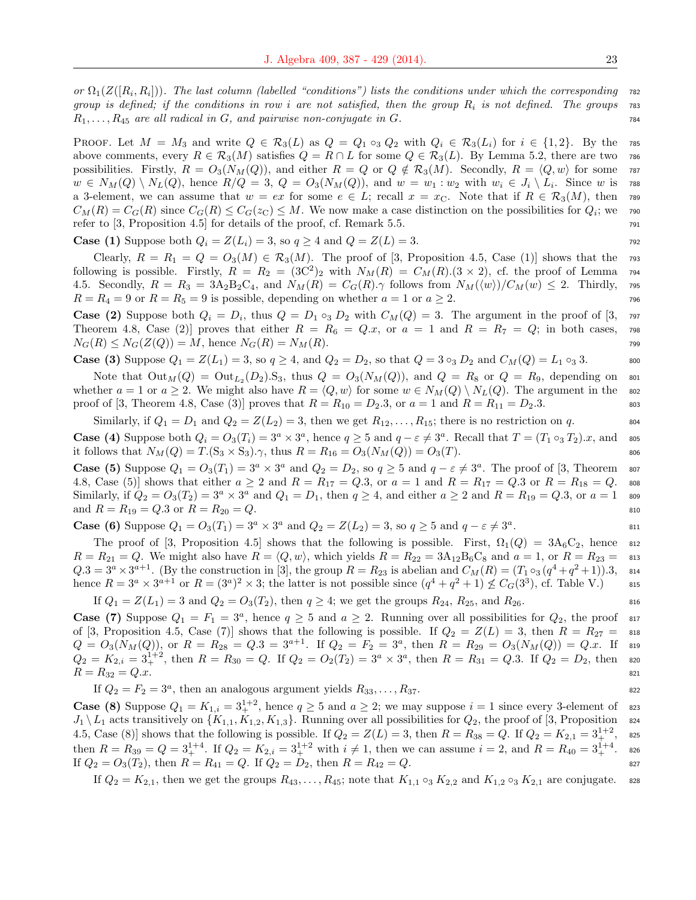*or $\Omega_1(Z([R_i, R_i]))$. The last column (labelled "conditions") lists the conditions under which the corresponding group is defined; if the conditions in row $i$ are not satisfied, then the group $R_i$ is not defined. The groups $R_1, \ldots, R_{45}$ are all radical in $G$, and pairwise non-conjugate in $G$.*

Proof. Let $M = M_3$ and write $Q \in \mathcal{R}_3(L)$ as $Q = Q_1 \circ_3 Q_2$ with $Q_i \in \mathcal{R}_3(L_i)$ for $i \in \{1, 2\}$. By the above comments, every $R \in \mathcal{R}_3(M)$ satisfies $Q = R \cap L$ for some $Q \in \mathcal{R}_3(L)$. By Lemma 5.2, there are two possibilities. Firstly, $R = O_3(N_M(Q))$, and either $R = Q$ or $Q \notin \mathcal{R}_3(M)$. Secondly, $R = \langle Q, w\rangle$ for some $w \in N_M(Q) \setminus N_L(Q)$, hence $R/Q = 3$, $Q = O_3(N_M(Q))$, and $w = w_1 : w_2$ with $w_i \in J_i \setminus L_i$. Since $w$ is a 3-element, we can assume that $w = ex$ for some $e \in L$; recall $x = x_{\mathrm{C}}$. Note that if $R \in \mathcal{R}_3(M)$, then $C_M(R) = C_G(R)$ since $C_G(R) \leq C_G(z_{\mathrm{C}}) \leq M$. We now make a case distinction on the possibilities for $Q_i$; we refer to [3, Proposition 4.5] for details of the proof, cf. Remark 5.5.

**Case (1)** Suppose both $Q_i = Z(L_i) = 3$, so $q \geq 4$ and $Q = Z(L) = 3$.

Clearly, $R = R_1 = Q = O_3(M) \in \mathcal{R}_3(M)$. The proof of [3, Proposition 4.5, Case (1)] shows that the following is possible. Firstly, $R = R_2 = (3\mathrm{C}^2)_2$ with $N_M(R) = C_M(R).(3 \times 2)$, cf. the proof of Lemma 4.5. Secondly, $R = R_3 = 3\mathrm{A}_2\mathrm{B}_2\mathrm{C}_4$, and $N_M(R) = C_G(R).\gamma$ follows from $N_M(\langle w\rangle)/C_M(w) \leq 2$. Thirdly, $R = R_4 = 9$ or $R = R_5 = 9$ is possible, depending on whether $a = 1$ or $a \geq 2$.

**Case (2)** Suppose both $Q_i = D_i$, thus $Q = D_1 \circ_3 D_2$ with $C_M(Q) = 3$. The argument in the proof of [3, Theorem 4.8, Case (2)] proves that either $R = R_6 = Q.x$, or $a = 1$ and $R = R_7 = Q$; in both cases, $N_G(R) \leq N_G(Z(Q)) = M$, hence $N_G(R) = N_M(R)$.

**Case (3)** Suppose $Q_1 = Z(L_1) = 3$, so $q \geq 4$, and $Q_2 = D_2$, so that $Q = 3 \circ_3 D_2$ and $C_M(Q) = L_1 \circ_3 3$.

Note that $\mathrm{Out}_M(Q) = \mathrm{Out}_{L_2}(D_2).\mathrm{S}_3$, thus $Q = O_3(N_M(Q))$, and $Q = R_8$ or $Q = R_9$, depending on whether $a = 1$ or $a \geq 2$. We might also have $R = \langle Q, w\rangle$ for some $w \in N_M(Q) \setminus N_L(Q)$. The argument in the proof of [3, Theorem 4.8, Case (3)] proves that $R = R_{10} = D_2.3$, or $a = 1$ and $R = R_{11} = D_2.3$.

Similarly, if $Q_1 = D_1$ and $Q_2 = Z(L_2) = 3$, then we get $R_{12}, \ldots, R_{15}$; there is no restriction on $q$.

**Case (4)** Suppose both $Q_i = O_3(T_i) = 3^a \times 3^a$, hence $q \geq 5$ and $q - \varepsilon \neq 3^a$. Recall that $T = (T_1 \circ_3 T_2).x$, and it follows that $N_M(Q) = T.(\mathrm{S}_3 \times \mathrm{S}_3).\gamma$, thus $R = R_{16} = O_3(N_M(Q)) = O_3(T)$.

**Case (5)** Suppose $Q_1 = O_3(T_1) = 3^a \times 3^a$ and $Q_2 = D_2$, so $q \geq 5$ and $q - \varepsilon \neq 3^a$. The proof of [3, Theorem 4.8, Case (5)] shows that either $a \geq 2$ and $R = R_{17} = Q.3$, or $a = 1$ and $R = R_{17} = Q.3$ or $R = R_{18} = Q$. Similarly, if $Q_2 = O_3(T_2) = 3^a \times 3^a$ and $Q_1 = D_1$, then $q \geq 4$, and either $a \geq 2$ and $R = R_{19} = Q.3$, or $a = 1$ and $R = R_{19} = Q.3$ or $R = R_{20} = Q$.

**Case (6)** Suppose $Q_1 = O_3(T_1) = 3^a \times 3^a$ and $Q_2 = Z(L_2) = 3$, so $q \geq 5$ and $q - \varepsilon \neq 3^a$.

The proof of [3, Proposition 4.5] shows that the following is possible. First, $\Omega_1(Q) = 3\mathrm{A}_6\mathrm{C}_2$, hence $R = R_{21} = Q$. We might also have $R = \langle Q, w\rangle$, which yields $R = R_{22} = 3\mathrm{A}_{12}\mathrm{B}_6\mathrm{C}_8$ and $a = 1$, or $R = R_{23} = Q.3 = 3^a \times 3^{a+1}$. (By the construction in [3], the group $R = R_{23}$ is abelian and $C_M(R) = (T_1 \circ_3 (q^4 + q^2 + 1)).3$, hence $R = 3^a \times 3^{a+1}$ or $R = (3^a)^2 \times 3$; the latter is not possible since $(q^4 + q^2 + 1) \not\leq C_G(3^3)$, cf. Table V.)

If $Q_1 = Z(L_1) = 3$ and $Q_2 = O_3(T_2)$, then $q \geq 4$; we get the groups $R_{24}$, $R_{25}$, and $R_{26}$.

**Case (7)** Suppose $Q_1 = F_1 = 3^a$, hence $q \geq 5$ and $a \geq 2$. Running over all possibilities for $Q_2$, the proof of [3, Proposition 4.5, Case (7)] shows that the following is possible. If $Q_2 = Z(L) = 3$, then $R = R_{27} = Q = O_3(N_M(Q))$, or $R = R_{28} = Q.3 = 3^{a+1}$. If $Q_2 = F_2 = 3^a$, then $R = R_{29} = O_3(N_M(Q)) = Q.x$. If $Q_2 = K_{2,i} = 3_+^{1+2}$, then $R = R_{30} = Q$. If $Q_2 = O_2(T_2) = 3^a \times 3^a$, then $R = R_{31} = Q.3$. If $Q_2 = D_2$, then $R = R_{32} = Q.x$.

If $Q_2 = F_2 = 3^a$, then an analogous argument yields $R_{33}, \ldots, R_{37}$.

**Case (8)** Suppose $Q_1 = K_{1,i} = 3_+^{1+2}$, hence $q \geq 5$ and $a \geq 2$; we may suppose $i = 1$ since every 3-element of $J_1 \setminus L_1$ acts transitively on $\{K_{1,1}, K_{1,2}, K_{1,3}\}$. Running over all possibilities for $Q_2$, the proof of [3, Proposition 4.5, Case (8)] shows that the following is possible. If $Q_2 = Z(L) = 3$, then $R = R_{38} = Q$. If $Q_2 = K_{2,1} = 3_+^{1+2}$, then $R = R_{39} = Q = 3_+^{1+4}$. If $Q_2 = K_{2,i} = 3_+^{1+2}$ with $i \neq 1$, then we can assume $i = 2$, and $R = R_{40} = 3_+^{1+4}$. If $Q_2 = O_3(T_2)$, then $R = R_{41} = Q$. If $Q_2 = D_2$, then $R = R_{42} = Q$.

If $Q_2 = K_{2,1}$, then we get the groups $R_{43}, \ldots, R_{45}$; note that $K_{1,1} \circ_3 K_{2,2}$ and $K_{1,2} \circ_3 K_{2,1}$ are conjugate.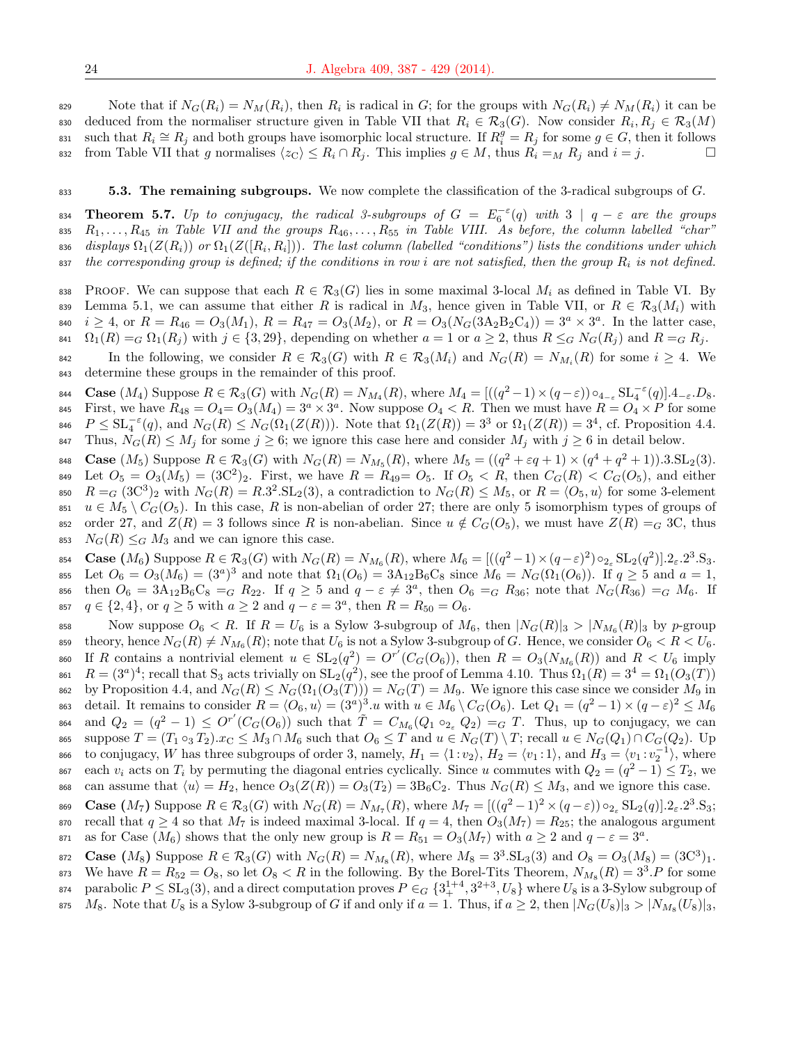Note that if $N_G(R_i) = N_M(R_i)$, then $R_i$ is radical in $G$; for the groups with $N_G(R_i) \neq N_M(R_i)$ it can be deduced from the normaliser structure given in Table VII that $R_i, R_j \in \mathcal{R}_3(G)$. Now consider $R_i, R_j \in \mathcal{R}_3(M)$ such that $R_i \cong R_j$ and both groups have isomorphic local structure. If $R_i^g = R_j$ for some $g \in G$, then it follows from Table VII that $g$ normalises $\langle z_{\mathrm{C}} \rangle \leq R_i \cap R_j$. This implies $g \in M$, thus $R_i =_M R_j$ and $i = j$. □

**5.3. The remaining subgroups.** We now complete the classification of the 3-radical subgroups of $G$.

**Theorem 5.7.** *Up to conjugacy, the radical 3-subgroups of $G = E_6^{-\varepsilon}(q)$ with $3 \mid q - \varepsilon$ are the groups $R_1, \ldots, R_{45}$ in Table VII and the groups $R_{46}, \ldots, R_{55}$ in Table VIII. As before, the column labelled "char" displays $\Omega_1(Z(R_i))$ or $\Omega_1(Z([R_i, R_i]))$. The last column (labelled "conditions") lists the conditions under which the corresponding group is defined; if the conditions in row $i$ are not satisfied, then the group $R_i$ is not defined.*

Proof. We can suppose that each $R \in \mathcal{R}_3(G)$ lies in some maximal 3-local $M_i$ as defined in Table VI. By Lemma 5.1, we can assume that either $R$ is radical in $M_3$, hence given in Table VII, or $R \in \mathcal{R}_3(M_i)$ with $i \geq 4$, or $R = R_{46} = O_3(M_1)$, $R = R_{47} = O_3(M_2)$, or $R = O_3(N_G(3\mathrm{A}_2\mathrm{B}_2\mathrm{C}_4)) = 3^a \times 3^a$. In the latter case, $\Omega_1(R) =_G \Omega_1(R_j)$ with $j \in \{3, 29\}$, depending on whether $a = 1$ or $a \geq 2$, thus $R \leq_G N_G(R_j)$ and $R =_G R_j$.

In the following, we consider $R \in \mathcal{R}_3(G)$ with $R \in \mathcal{R}_3(M_i)$ and $N_G(R) = N_{M_i}(R)$ for some $i \geq 4$. We determine these groups in the remainder of this proof.

**Case** $(M_4)$ Suppose $R \in \mathcal{R}_3(G)$ with $N_G(R) = N_{M_4}(R)$, where $M_4 = [((q^2-1) \times (q-\varepsilon)) \circ_{4_{-\varepsilon}} \mathrm{SL}_4^{-\varepsilon}(q)].4_{-\varepsilon}.D_8$. First, we have $R_{48} = O_4 = O_3(M_4) = 3^a \times 3^a$. Now suppose $O_4 < R$. Then we must have $R = O_4 \times P$ for some $P \leq \mathrm{SL}_4^{-\varepsilon}(q)$, and $N_G(R) \leq N_G(\Omega_1(Z(R)))$. Note that $\Omega_1(Z(R)) = 3^3$ or $\Omega_1(Z(R)) = 3^4$, cf. Proposition 4.4. Thus, $N_G(R) \leq M_j$ for some $j \geq 6$; we ignore this case here and consider $M_j$ with $j \geq 6$ in detail below.

**Case** $(M_5)$ Suppose $R \in \mathcal{R}_3(G)$ with $N_G(R) = N_{M_5}(R)$, where $M_5 = ((q^2+\varepsilon q+1) \times (q^4+q^2+1)).3.\mathrm{SL}_2(3)$. Let $O_5 = O_3(M_5) = (3\mathrm{C}^2)_2$. First, we have $R = R_{49} = O_5$. If $O_5 < R$, then $C_G(R) < C_G(O_5)$, and either $R =_G (3\mathrm{C}^3)_2$ with $N_G(R) = R.3^2.\mathrm{SL}_2(3)$, a contradiction to $N_G(R) \leq M_5$, or $R = \langle O_5, u \rangle$ for some 3-element $u \in M_5 \setminus C_G(O_5)$. In this case, $R$ is non-abelian of order 27; there are only 5 isomorphism types of groups of order 27, and $Z(R) = 3$ follows since $R$ is non-abelian. Since $u \notin C_G(O_5)$, we must have $Z(R) =_G 3\mathrm{C}$, thus $N_G(R) \leq_G M_3$ and we can ignore this case.

**Case** $(M_6)$ Suppose $R \in \mathcal{R}_3(G)$ with $N_G(R) = N_{M_6}(R)$, where $M_6 = [((q^2-1) \times (q-\varepsilon)^2) \circ_{2_\varepsilon} \mathrm{SL}_2(q^2)].2_\varepsilon.2^3.\mathrm{S}_3$. Let $O_6 = O_3(M_6) = (3^a)^3$ and note that $\Omega_1(O_6) = 3\mathrm{A}_{12}\mathrm{B}_6\mathrm{C}_8$ since $M_6 = N_G(\Omega_1(O_6))$. If $q \geq 5$ and $a = 1$, then $O_6 = 3\mathrm{A}_{12}\mathrm{B}_6\mathrm{C}_8 =_G R_{22}$. If $q \geq 5$ and $q - \varepsilon \neq 3^a$, then $O_6 =_G R_{36}$; note that $N_G(R_{36}) =_G M_6$. If $q \in \{2, 4\}$, or $q \geq 5$ with $a \geq 2$ and $q - \varepsilon = 3^a$, then $R = R_{50} = O_6$.

Now suppose $O_6 < R$. If $R = U_6$ is a Sylow 3-subgroup of $M_6$, then $|N_G(R)|_3 > |N_{M_6}(R)|_3$ by $p$-group theory, hence $N_G(R) \neq N_{M_6}(R)$; note that $U_6$ is not a Sylow 3-subgroup of $G$. Hence, we consider $O_6 < R < U_6$. If $R$ contains a nontrivial element $u \in \mathrm{SL}_2(q^2) = O^{r'}(C_G(O_6))$, then $R = O_3(N_{M_6}(R))$ and $R < U_6$ imply $R = (3^a)^4$; recall that $\mathrm{S}_3$ acts trivially on $\mathrm{SL}_2(q^2)$, see the proof of Lemma 4.10. Thus $\Omega_1(R) = 3^4 = \Omega_1(O_3(T))$ by Proposition 4.4, and $N_G(R) \leq N_G(\Omega_1(O_3(T))) = N_G(T) = M_9$. We ignore this case since we consider $M_9$ in detail. It remains to consider $R = \langle O_6, u \rangle = (3^a)^3.u$ with $u \in M_6 \setminus C_G(O_6)$. Let $Q_1 = (q^2-1) \times (q-\varepsilon)^2 \leq M_6$ and $Q_2 = (q^2-1) \leq O^{r'}(C_G(O_6))$ such that $\tilde{T} = C_{M_6}(Q_1 \circ_{2_\varepsilon} Q_2) =_G T$. Thus, up to conjugacy, we can suppose $T = (T_1 \circ_3 T_2).x_{\mathrm{C}} \leq M_3 \cap M_6$ such that $O_6 \leq T$ and $u \in N_G(T) \setminus T$; recall $u \in N_G(Q_1) \cap C_G(Q_2)$. Up to conjugacy, $W$ has three subgroups of order 3, namely, $H_1 = \langle 1 : v_2 \rangle$, $H_2 = \langle v_1 : 1 \rangle$, and $H_3 = \langle v_1 : v_2^{-1} \rangle$, where each $v_i$ acts on $T_i$ by permuting the diagonal entries cyclically. Since $u$ commutes with $Q_2 = (q^2-1) \leq T_2$, we can assume that $\langle u \rangle = H_2$, hence $O_3(Z(R)) = O_3(T_2) = 3\mathrm{B}_6\mathrm{C}_2$. Thus $N_G(R) \leq M_3$, and we ignore this case.

**Case** $(M_7)$ Suppose $R \in \mathcal{R}_3(G)$ with $N_G(R) = N_{M_7}(R)$, where $M_7 = [((q^2-1)^2 \times (q-\varepsilon)) \circ_{2_\varepsilon} \mathrm{SL}_2(q)].2_\varepsilon.2^3.\mathrm{S}_3$; recall that $q \geq 4$ so that $M_7$ is indeed maximal 3-local. If $q = 4$, then $O_3(M_7) = R_{25}$; the analogous argument as for Case $(M_6)$ shows that the only new group is $R = R_{51} = O_3(M_7)$ with $a \geq 2$ and $q - \varepsilon = 3^a$.

**Case** $(M_8)$ Suppose $R \in \mathcal{R}_3(G)$ with $N_G(R) = N_{M_8}(R)$, where $M_8 = 3^3.\mathrm{SL}_3(3)$ and $O_8 = O_3(M_8) = (3\mathrm{C}^3)_1$. We have $R = R_{52} = O_8$, so let $O_8 < R$ in the following. By the Borel-Tits Theorem, $N_{M_8}(R) = 3^3.P$ for some parabolic $P \leq \mathrm{SL}_3(3)$, and a direct computation proves $P \in_G \{3_+^{1+4}, 3^{2+3}, U_8\}$ where $U_8$ is a 3-Sylow subgroup of $M_8$. Note that $U_8$ is a Sylow 3-subgroup of $G$ if and only if $a = 1$. Thus, if $a \geq 2$, then $|N_G(U_8)|_3 > |N_{M_8}(U_8)|_3$,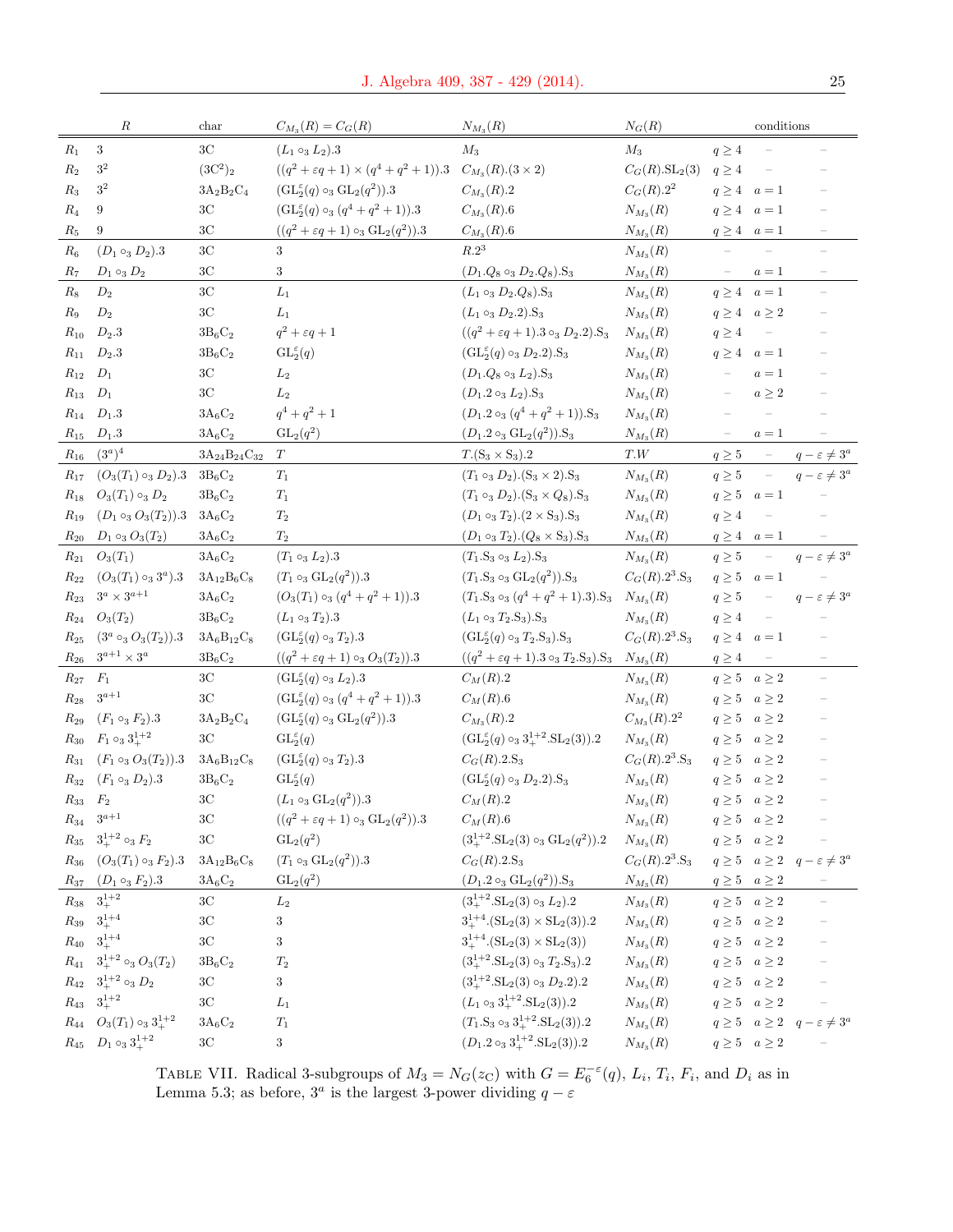| | $R$ | char | $C_{M_3}(R) = C_G(R)$ | $N_{M_3}(R)$ | $N_G(R)$ | conditions | | |
|---|---|---|---|---|---|---|---|---|
| $R_1$ | $3$ | 3C | $(L_1 \circ_3 L_2).3$ | $M_3$ | $M_3$ | $q \geq 4$ | – | – |
| $R_2$ | $3^2$ | $(3\mathrm{C}^2)_2$ | $((q^2+\varepsilon q+1) \times (q^4+q^2+1)).3$ | $C_{M_3}(R).(3 \times 2)$ | $C_G(R).\mathrm{SL}_2(3)$ | $q \geq 4$ | – | – |
| $R_3$ | $3^2$ | $3\mathrm{A}_2\mathrm{B}_2\mathrm{C}_4$ | $(\mathrm{GL}_2^\varepsilon(q) \circ_3 \mathrm{GL}_2(q^2)).3$ | $C_{M_3}(R).2$ | $C_G(R).2^2$ | $q \geq 4$ | $a = 1$ | – |
| $R_4$ | $9$ | 3C | $(\mathrm{GL}_2^\varepsilon(q) \circ_3 (q^4+q^2+1)).3$ | $C_{M_3}(R).6$ | $N_{M_3}(R)$ | $q \geq 4$ | $a = 1$ | – |
| $R_5$ | $9$ | 3C | $((q^2+\varepsilon q+1) \circ_3 \mathrm{GL}_2(q^2)).3$ | $C_{M_3}(R).6$ | $N_{M_3}(R)$ | $q \geq 4$ | $a = 1$ | – |
| $R_6$ | $(D_1 \circ_3 D_2).3$ | 3C | $3$ | $R.2^3$ | $N_{M_3}(R)$ | – | – | – |
| $R_7$ | $D_1 \circ_3 D_2$ | 3C | $3$ | $(D_1.Q_8 \circ_3 D_2.Q_8).\mathrm{S}_3$ | $N_{M_3}(R)$ | – | $a = 1$ | – |
| $R_8$ | $D_2$ | 3C | $L_1$ | $(L_1 \circ_3 D_2.Q_8).\mathrm{S}_3$ | $N_{M_3}(R)$ | $q \geq 4$ | $a = 1$ | – |
| $R_9$ | $D_2$ | 3C | $L_1$ | $(L_1 \circ_3 D_2.2).\mathrm{S}_3$ | $N_{M_3}(R)$ | $q \geq 4$ | $a \geq 2$ | – |
| $R_{10}$ | $D_2.3$ | $3\mathrm{B}_6\mathrm{C}_2$ | $q^2+\varepsilon q+1$ | $((q^2+\varepsilon q+1).3 \circ_3 D_2.2).\mathrm{S}_3$ | $N_{M_3}(R)$ | $q \geq 4$ | – | – |
| $R_{11}$ | $D_2.3$ | $3\mathrm{B}_6\mathrm{C}_2$ | $\mathrm{GL}_2^\varepsilon(q)$ | $(\mathrm{GL}_2^\varepsilon(q) \circ_3 D_2.2).\mathrm{S}_3$ | $N_{M_3}(R)$ | $q \geq 4$ | $a = 1$ | – |
| $R_{12}$ | $D_1$ | 3C | $L_2$ | $(D_1.Q_8 \circ_3 L_2).\mathrm{S}_3$ | $N_{M_3}(R)$ | – | $a = 1$ | – |
| $R_{13}$ | $D_1$ | 3C | $L_2$ | $(D_1.2 \circ_3 L_2).\mathrm{S}_3$ | $N_{M_3}(R)$ | – | $a \geq 2$ | – |
| $R_{14}$ | $D_1.3$ | $3\mathrm{A}_6\mathrm{C}_2$ | $q^4+q^2+1$ | $(D_1.2 \circ_3 (q^4+q^2+1)).\mathrm{S}_3$ | $N_{M_3}(R)$ | – | – | – |
| $R_{15}$ | $D_1.3$ | $3\mathrm{A}_6\mathrm{C}_2$ | $\mathrm{GL}_2(q^2)$ | $(D_1.2 \circ_3 \mathrm{GL}_2(q^2)).\mathrm{S}_3$ | $N_{M_3}(R)$ | – | $a = 1$ | – |
| $R_{16}$ | $(3^a)^4$ | $3\mathrm{A}_{24}\mathrm{B}_{24}\mathrm{C}_{32}$ | $T$ | $T.(\mathrm{S}_3 \times \mathrm{S}_3).2$ | $T.W$ | $q \geq 5$ | – | $q-\varepsilon \neq 3^a$ |
| $R_{17}$ | $(O_3(T_1) \circ_3 D_2).3$ | $3\mathrm{B}_6\mathrm{C}_2$ | $T_1$ | $(T_1 \circ_3 D_2).(\mathrm{S}_3 \times 2).\mathrm{S}_3$ | $N_{M_3}(R)$ | $q \geq 5$ | – | $q-\varepsilon \neq 3^a$ |
| $R_{18}$ | $O_3(T_1) \circ_3 D_2$ | $3\mathrm{B}_6\mathrm{C}_2$ | $T_1$ | $(T_1 \circ_3 D_2).(\mathrm{S}_3 \times Q_8).\mathrm{S}_3$ | $N_{M_3}(R)$ | $q \geq 5$ | $a = 1$ | – |
| $R_{19}$ | $(D_1 \circ_3 O_3(T_2)).3$ | $3\mathrm{A}_6\mathrm{C}_2$ | $T_2$ | $(D_1 \circ_3 T_2).(2 \times \mathrm{S}_3).\mathrm{S}_3$ | $N_{M_3}(R)$ | $q \geq 4$ | – | – |
| $R_{20}$ | $D_1 \circ_3 O_3(T_2)$ | $3\mathrm{A}_6\mathrm{C}_2$ | $T_2$ | $(D_1 \circ_3 T_2).(Q_8 \times \mathrm{S}_3).\mathrm{S}_3$ | $N_{M_3}(R)$ | $q \geq 4$ | $a = 1$ | – |
| $R_{21}$ | $O_3(T_1)$ | $3\mathrm{A}_6\mathrm{C}_2$ | $(T_1 \circ_3 L_2).3$ | $(T_1.\mathrm{S}_3 \circ_3 L_2).\mathrm{S}_3$ | $N_{M_3}(R)$ | $q \geq 5$ | – | $q-\varepsilon \neq 3^a$ |
| $R_{22}$ | $(O_3(T_1) \circ_3 3^a).3$ | $3\mathrm{A}_{12}\mathrm{B}_6\mathrm{C}_8$ | $(T_1 \circ_3 \mathrm{GL}_2(q^2)).3$ | $(T_1.\mathrm{S}_3 \circ_3 \mathrm{GL}_2(q^2)).\mathrm{S}_3$ | $C_G(R).2^3.\mathrm{S}_3$ | $q \geq 5$ | $a = 1$ | – |
| $R_{23}$ | $3^a \times 3^{a+1}$ | $3\mathrm{A}_6\mathrm{C}_2$ | $(O_3(T_1) \circ_3 (q^4+q^2+1)).3$ | $(T_1.\mathrm{S}_3 \circ_3 (q^4+q^2+1).3).\mathrm{S}_3$ | $N_{M_3}(R)$ | $q \geq 5$ | – | $q-\varepsilon \neq 3^a$ |
| $R_{24}$ | $O_3(T_2)$ | $3\mathrm{B}_6\mathrm{C}_2$ | $(L_1 \circ_3 T_2).3$ | $(L_1 \circ_3 T_2.\mathrm{S}_3).\mathrm{S}_3$ | $N_{M_3}(R)$ | $q \geq 4$ | – | – |
| $R_{25}$ | $(3^a \circ_3 O_3(T_2)).3$ | $3\mathrm{A}_6\mathrm{B}_{12}\mathrm{C}_8$ | $(\mathrm{GL}_2^\varepsilon(q) \circ_3 T_2).3$ | $(\mathrm{GL}_2^\varepsilon(q) \circ_3 T_2.\mathrm{S}_3).\mathrm{S}_3$ | $C_G(R).2^3.\mathrm{S}_3$ | $q \geq 4$ | $a = 1$ | – |
| $R_{26}$ | $3^{a+1} \times 3^a$ | $3\mathrm{B}_6\mathrm{C}_2$ | $((q^2+\varepsilon q+1) \circ_3 O_3(T_2)).3$ | $((q^2+\varepsilon q+1).3 \circ_3 T_2.\mathrm{S}_3).\mathrm{S}_3$ | $N_{M_3}(R)$ | $q \geq 4$ | – | – |
| $R_{27}$ | $F_1$ | 3C | $(\mathrm{GL}_2^\varepsilon(q) \circ_3 L_2).3$ | $C_M(R).2$ | $N_{M_3}(R)$ | $q \geq 5$ | $a \geq 2$ | – |
| $R_{28}$ | $3^{a+1}$ | 3C | $(\mathrm{GL}_2^\varepsilon(q) \circ_3 (q^4+q^2+1)).3$ | $C_M(R).6$ | $N_{M_3}(R)$ | $q \geq 5$ | $a \geq 2$ | – |
| $R_{29}$ | $(F_1 \circ_3 F_2).3$ | $3\mathrm{A}_2\mathrm{B}_2\mathrm{C}_4$ | $(\mathrm{GL}_2^\varepsilon(q) \circ_3 \mathrm{GL}_2(q^2)).3$ | $C_{M_3}(R).2$ | $C_{M_3}(R).2^2$ | $q \geq 5$ | $a \geq 2$ | – |
| $R_{30}$ | $F_1 \circ_3 3_+^{1+2}$ | 3C | $\mathrm{GL}_2^\varepsilon(q)$ | $(\mathrm{GL}_2^\varepsilon(q) \circ_3 3_+^{1+2}.\mathrm{SL}_2(3)).2$ | $N_{M_3}(R)$ | $q \geq 5$ | $a \geq 2$ | – |
| $R_{31}$ | $(F_1 \circ_3 O_3(T_2)).3$ | $3\mathrm{A}_6\mathrm{B}_{12}\mathrm{C}_8$ | $(\mathrm{GL}_2^\varepsilon(q) \circ_3 T_2).3$ | $C_G(R).2.\mathrm{S}_3$ | $C_G(R).2^3.\mathrm{S}_3$ | $q \geq 5$ | $a \geq 2$ | – |
| $R_{32}$ | $(F_1 \circ_3 D_2).3$ | $3\mathrm{B}_6\mathrm{C}_2$ | $\mathrm{GL}_2^\varepsilon(q)$ | $(\mathrm{GL}_2^\varepsilon(q) \circ_3 D_2.2).\mathrm{S}_3$ | $N_{M_3}(R)$ | $q \geq 5$ | $a \geq 2$ | – |
| $R_{33}$ | $F_2$ | 3C | $(L_1 \circ_3 \mathrm{GL}_2(q^2)).3$ | $C_M(R).2$ | $N_{M_3}(R)$ | $q \geq 5$ | $a \geq 2$ | – |
| $R_{34}$ | $3^{a+1}$ | 3C | $((q^2+\varepsilon q+1) \circ_3 \mathrm{GL}_2(q^2)).3$ | $C_M(R).6$ | $N_{M_3}(R)$ | $q \geq 5$ | $a \geq 2$ | – |
| $R_{35}$ | $3_+^{1+2} \circ_3 F_2$ | 3C | $\mathrm{GL}_2(q^2)$ | $(3_+^{1+2}.\mathrm{SL}_2(3) \circ_3 \mathrm{GL}_2(q^2)).2$ | $N_{M_3}(R)$ | $q \geq 5$ | $a \geq 2$ | – |
| $R_{36}$ | $(O_3(T_1) \circ_3 F_2).3$ | $3\mathrm{A}_{12}\mathrm{B}_6\mathrm{C}_8$ | $(T_1 \circ_3 \mathrm{GL}_2(q^2)).3$ | $C_G(R).2.\mathrm{S}_3$ | $C_G(R).2^3.\mathrm{S}_3$ | $q \geq 5$ | $a \geq 2$ | $q-\varepsilon \neq 3^a$ |
| $R_{37}$ | $(D_1 \circ_3 F_2).3$ | $3\mathrm{A}_6\mathrm{C}_2$ | $\mathrm{GL}_2(q^2)$ | $(D_1.2 \circ_3 \mathrm{GL}_2(q^2)).\mathrm{S}_3$ | $N_{M_3}(R)$ | $q \geq 5$ | $a \geq 2$ | – |
| $R_{38}$ | $3_+^{1+2}$ | 3C | $L_2$ | $(3_+^{1+2}.\mathrm{SL}_2(3) \circ_3 L_2).2$ | $N_{M_3}(R)$ | $q \geq 5$ | $a \geq 2$ | – |
| $R_{39}$ | $3_+^{1+4}$ | 3C | $3$ | $3_+^{1+4}.(\mathrm{SL}_2(3) \times \mathrm{SL}_2(3)).2$ | $N_{M_3}(R)$ | $q \geq 5$ | $a \geq 2$ | – |
| $R_{40}$ | $3_+^{1+4}$ | 3C | $3$ | $3_+^{1+4}.(\mathrm{SL}_2(3) \times \mathrm{SL}_2(3))$ | $N_{M_3}(R)$ | $q \geq 5$ | $a \geq 2$ | – |
| $R_{41}$ | $3_+^{1+2} \circ_3 O_3(T_2)$ | $3\mathrm{B}_6\mathrm{C}_2$ | $T_2$ | $(3_+^{1+2}.\mathrm{SL}_2(3) \circ_3 T_2.\mathrm{S}_3).2$ | $N_{M_3}(R)$ | $q \geq 5$ | $a \geq 2$ | – |
| $R_{42}$ | $3_+^{1+2} \circ_3 D_2$ | 3C | $3$ | $(3_+^{1+2}.\mathrm{SL}_2(3) \circ_3 D_2.2).2$ | $N_{M_3}(R)$ | $q \geq 5$ | $a \geq 2$ | – |
| $R_{43}$ | $3_+^{1+2}$ | 3C | $L_1$ | $(L_1 \circ_3 3_+^{1+2}.\mathrm{SL}_2(3)).2$ | $N_{M_3}(R)$ | $q \geq 5$ | $a \geq 2$ | – |
| $R_{44}$ | $O_3(T_1) \circ_3 3_+^{1+2}$ | $3\mathrm{A}_6\mathrm{C}_2$ | $T_1$ | $(T_1.\mathrm{S}_3 \circ_3 3_+^{1+2}.\mathrm{SL}_2(3)).2$ | $N_{M_3}(R)$ | $q \geq 5$ | $a \geq 2$ | $q-\varepsilon \neq 3^a$ |
| $R_{45}$ | $D_1 \circ_3 3_+^{1+2}$ | 3C | $3$ | $(D_1.2 \circ_3 3_+^{1+2}.\mathrm{SL}_2(3)).2$ | $N_{M_3}(R)$ | $q \geq 5$ | $a \geq 2$ | – |

TABLE VII. Radical 3-subgroups of $M_3 = N_G(z_\mathrm{C})$ with $G = E_6^{-\varepsilon}(q)$, $L_i$, $T_i$, $F_i$, and $D_i$ as in Lemma 5.3; as before, $3^a$ is the largest 3-power dividing $q - \varepsilon$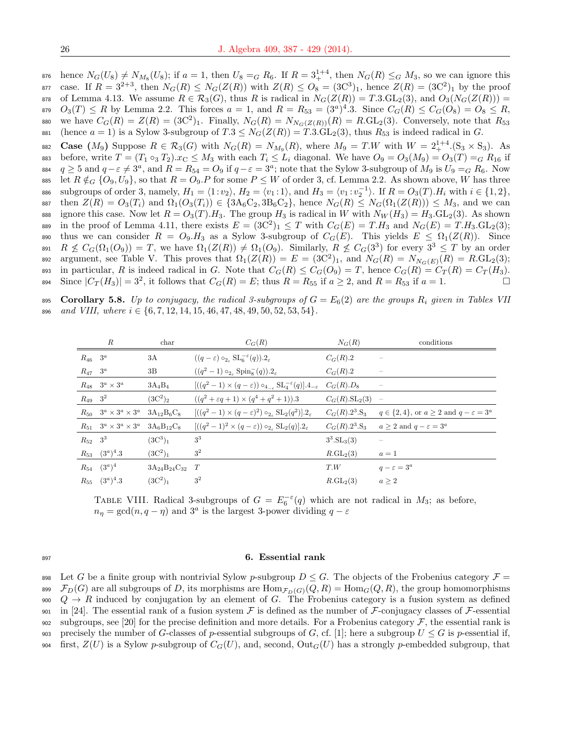hence $N_G(U_8) \neq N_{M_8}(U_8)$; if $a = 1$, then $U_8 =_G R_6$. If $R = 3_+^{1+4}$, then $N_G(R) \leq_G M_3$, so we can ignore this case. If $R = 3^{2+3}$, then $N_G(R) \leq N_G(Z(R))$ with $Z(R) \leq O_8 = (3C^3)_1$, hence $Z(R) = (3C^2)_1$ by the proof of Lemma 4.13. We assume $R \in \mathcal{R}_3(G)$, thus $R$ is radical in $N_G(Z(R)) = T.3.\mathrm{GL}_2(3)$, and $O_3(N_G(Z(R))) = O_3(T) \leq R$ by Lemma 2.2. This forces $a = 1$, and $R = R_{53} = (3^a)^4.3$. Since $C_G(R) \leq C_G(O_8) = O_8 \leq R$, we have $C_G(R) = Z(R) = (3C^2)_1$. Finally, $N_G(R) = N_{N_G(Z(R))}(R) = R.\mathrm{GL}_2(3)$. Conversely, note that $R_{53}$ (hence $a = 1$) is a Sylow 3-subgroup of $T.3 \leq N_G(Z(R)) = T.3.\mathrm{GL}_2(3)$, thus $R_{53}$ is indeed radical in $G$.

**Case ($M_9$)** Suppose $R \in \mathcal{R}_3(G)$ with $N_G(R) = N_{M_9}(R)$, where $M_9 = T.W$ with $W = 2_+^{1+4}.(\mathrm{S}_3 \times \mathrm{S}_3)$. As before, write $T = (T_1 \circ_3 T_2).x_C \leq M_3$ with each $T_i \leq L_i$ diagonal. We have $O_9 = O_3(M_9) = O_3(T) =_G R_{16}$ if $q \geq 5$ and $q - \varepsilon \neq 3^a$, and $R = R_{54} = O_9$ if $q - \varepsilon = 3^a$; note that the Sylow 3-subgroup of $M_9$ is $U_9 =_G R_6$. Now let $R \notin_G \{O_9, U_9\}$, so that $R = O_9.P$ for some $P \leq W$ of order 3, cf. Lemma 2.2. As shown above, $W$ has three subgroups of order 3, namely, $H_1 = \langle 1 : v_2 \rangle$, $H_2 = \langle v_1 : 1 \rangle$, and $H_3 = \langle v_1 : v_2^{-1} \rangle$. If $R = O_3(T).H_i$ with $i \in \{1, 2\}$, then $Z(R) = O_3(T_i)$ and $\Omega_1(O_3(T_i)) \in \{3A_6C_2, 3B_6C_2\}$, hence $N_G(R) \leq N_G(\Omega_1(Z(R))) \leq M_3$, and we can ignore this case. Now let $R = O_3(T).H_3$. The group $H_3$ is radical in $W$ with $N_W(H_3) = H_3.\mathrm{GL}_2(3)$. As shown in the proof of Lemma 4.11, there exists $E = (3C^2)_1 \leq T$ with $C_G(E) = T.H_3$ and $N_G(E) = T.H_3.\mathrm{GL}_2(3)$; thus we can consider $R = O_9.H_3$ as a Sylow 3-subgroup of $C_G(E)$. This yields $E \leq \Omega_1(Z(R))$. Since $R \not\leq C_G(\Omega_1(O_9)) = T$, we have $\Omega_1(Z(R)) \neq \Omega_1(O_9)$. Similarly, $R \not\leq C_G(3^3)$ for every $3^3 \leq T$ by an order argument, see Table V. This proves that $\Omega_1(Z(R)) = E = (3C^2)_1$, and $N_G(R) = N_{N_G(E)}(R) = R.\mathrm{GL}_2(3)$; in particular, $R$ is indeed radical in $G$. Note that $C_G(R) \leq C_G(O_9) = T$, hence $C_G(R) = C_T(R) = C_T(H_3)$. Since $|C_T(H_3)| = 3^2$, it follows that $C_G(R) = E$; thus $R = R_{55}$ if $a \geq 2$, and $R = R_{53}$ if $a = 1$. ☐

**Corollary 5.8.** *Up to conjugacy, the radical 3-subgroups of $G = E_6(2)$ are the groups $R_i$ given in Tables VII and VIII, where $i \in \{6, 7, 12, 14, 15, 46, 47, 48, 49, 50, 52, 53, 54\}$.*

| | $R$ | char | $C_G(R)$ | $N_G(R)$ | conditions |
|---|---|---|---|---|---|
| $R_{46}$ | $3^a$ | 3A | $((q-\varepsilon) \circ_{2_\varepsilon} \mathrm{SL}_6^{-\varepsilon}(q)).2_\varepsilon$ | $C_G(R).2$ | – |
| $R_{47}$ | $3^a$ | 3B | $((q^2-1) \circ_{2_\varepsilon} \mathrm{Spin}_8^-(q)).2_\varepsilon$ | $C_G(R).2$ | – |
| $R_{48}$ | $3^a \times 3^a$ | $3A_4B_4$ | $[((q^2-1) \times (q-\varepsilon)) \circ_{4_{-\varepsilon}} \mathrm{SL}_4^{-\varepsilon}(q)].4_{-\varepsilon}$ | $C_G(R).D_8$ | – |
| $R_{49}$ | $3^2$ | $(3C^2)_2$ | $((q^2+\varepsilon q+1) \times (q^4+q^2+1)).3$ | $C_G(R).\mathrm{SL}_2(3)$ | – |
| $R_{50}$ | $3^a \times 3^a \times 3^a$ | $3A_{12}B_6C_8$ | $[((q^2-1) \times (q-\varepsilon)^2) \circ_{2_\varepsilon} \mathrm{SL}_2(q^2)].2_\varepsilon$ | $C_G(R).2^3.\mathrm{S}_3$ | $q \in \{2,4\}$, or $a \geq 2$ and $q - \varepsilon = 3^a$ |
| $R_{51}$ | $3^a \times 3^a \times 3^a$ | $3A_6B_{12}C_8$ | $[((q^2-1)^2 \times (q-\varepsilon)) \circ_{2_\varepsilon} \mathrm{SL}_2(q)].2_\varepsilon$ | $C_G(R).2^3.\mathrm{S}_3$ | $a \geq 2$ and $q - \varepsilon = 3^a$ |
| $R_{52}$ | $3^3$ | $(3C^3)_1$ | $3^3$ | $3^3.\mathrm{SL}_3(3)$ | – |
| $R_{53}$ | $(3^a)^4.3$ | $(3C^2)_1$ | $3^2$ | $R.\mathrm{GL}_2(3)$ | $a = 1$ |
| $R_{54}$ | $(3^a)^4$ | $3A_{24}B_{24}C_{32}$ | $T$ | $T.W$ | $q - \varepsilon = 3^a$ |
| $R_{55}$ | $(3^a)^4.3$ | $(3C^2)_1$ | $3^2$ | $R.\mathrm{GL}_2(3)$ | $a \geq 2$ |

Table VIII. Radical 3-subgroups of $G = E_6^{-\varepsilon}(q)$ which are not radical in $M_3$; as before, $n_\eta = \gcd(n, q - \eta)$ and $3^a$ is the largest 3-power dividing $q - \varepsilon$

## 6. Essential rank

Let $G$ be a finite group with nontrivial Sylow $p$-subgroup $D \leq G$. The objects of the Frobenius category $\mathcal{F} = \mathcal{F}_D(G)$ are all subgroups of $D$, its morphisms are $\mathrm{Hom}_{\mathcal{F}_D(G)}(Q, R) = \mathrm{Hom}_G(Q, R)$, the group homomorphisms $Q \to R$ induced by conjugation by an element of $G$. The Frobenius category is a fusion system as defined in [24]. The essential rank of a fusion system $\mathcal{F}$ is defined as the number of $\mathcal{F}$-conjugacy classes of $\mathcal{F}$-essential subgroups, see [20] for the precise definition and more details. For a Frobenius category $\mathcal{F}$, the essential rank is precisely the number of $G$-classes of $p$-essential subgroups of $G$, cf. [1]; here a subgroup $U \leq G$ is $p$-essential if, first, $Z(U)$ is a Sylow $p$-subgroup of $C_G(U)$, and, second, $\mathrm{Out}_G(U)$ has a strongly $p$-embedded subgroup, that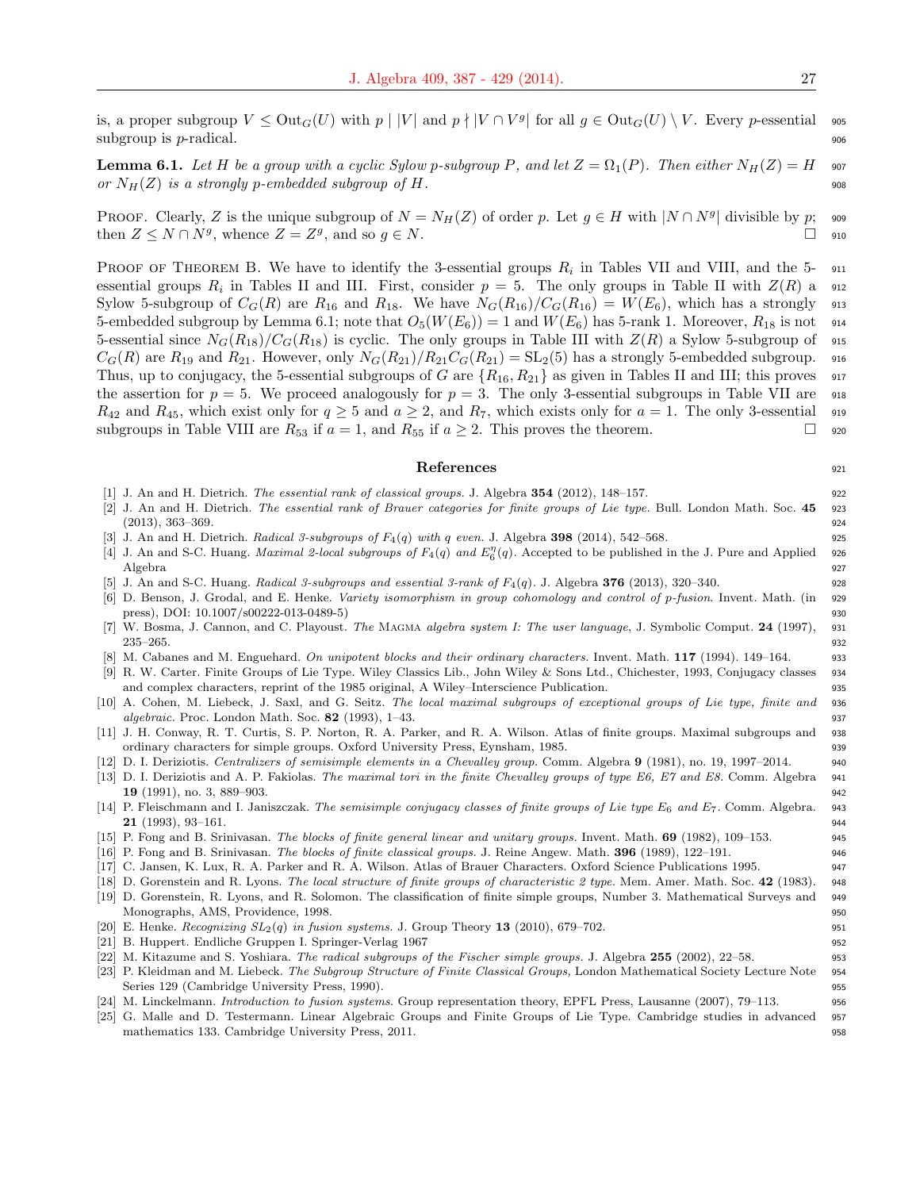is, a proper subgroup $V \le \mathrm{Out}_G(U)$ with $p \mid |V|$ and $p \nmid |V \cap V^g|$ for all $g \in \mathrm{Out}_G(U) \setminus V$. Every $p$-essential subgroup is $p$-radical.

**Lemma 6.1.** *Let $H$ be a group with a cyclic Sylow $p$-subgroup $P$, and let $Z = \Omega_1(P)$. Then either $N_H(Z) = H$ or $N_H(Z)$ is a strongly $p$-embedded subgroup of $H$.*

Proof. Clearly, $Z$ is the unique subgroup of $N = N_H(Z)$ of order $p$. Let $g \in H$ with $|N \cap N^g|$ divisible by $p$; then $Z \le N \cap N^g$, whence $Z = Z^g$, and so $g \in N$. $\square$

Proof of Theorem B. We have to identify the 3-essential groups $R_i$ in Tables VII and VIII, and the 5-essential groups $R_i$ in Tables II and III. First, consider $p = 5$. The only groups in Table II with $Z(R)$ a Sylow 5-subgroup of $C_G(R)$ are $R_{16}$ and $R_{18}$. We have $N_G(R_{16})/C_G(R_{16}) = W(E_6)$, which has a strongly 5-embedded subgroup by Lemma 6.1; note that $O_5(W(E_6)) = 1$ and $W(E_6)$ has 5-rank 1. Moreover, $R_{18}$ is not 5-essential since $N_G(R_{18})/C_G(R_{18})$ is cyclic. The only groups in Table III with $Z(R)$ a Sylow 5-subgroup of $C_G(R)$ are $R_{19}$ and $R_{21}$. However, only $N_G(R_{21})/R_{21}C_G(R_{21}) = \mathrm{SL}_2(5)$ has a strongly 5-embedded subgroup. Thus, up to conjugacy, the 5-essential subgroups of $G$ are $\{R_{16}, R_{21}\}$ as given in Tables II and III; this proves the assertion for $p = 5$. We proceed analogously for $p = 3$. The only 3-essential subgroups in Table VII are $R_{42}$ and $R_{45}$, which exist only for $q \ge 5$ and $a \ge 2$, and $R_7$, which exists only for $a = 1$. The only 3-essential subgroups in Table VIII are $R_{53}$ if $a = 1$, and $R_{55}$ if $a \ge 2$. This proves the theorem. $\square$

## References

[1] J. An and H. Dietrich. *The essential rank of classical groups.* J. Algebra **354** (2012), 148–157.
[2] J. An and H. Dietrich. *The essential rank of Brauer categories for finite groups of Lie type.* Bull. London Math. Soc. **45** (2013), 363–369.
[3] J. An and H. Dietrich. *Radical 3-subgroups of $F_4(q)$ with $q$ even.* J. Algebra **398** (2014), 542–568.
[4] J. An and S-C. Huang. *Maximal 2-local subgroups of $F_4(q)$ and $E_6^\eta(q)$.* Accepted to be published in the J. Pure and Applied Algebra
[5] J. An and S-C. Huang. *Radical 3-subgroups and essential 3-rank of $F_4(q)$.* J. Algebra **376** (2013), 320–340.
[6] D. Benson, J. Grodal, and E. Henke. *Variety isomorphism in group cohomology and control of $p$-fusion.* Invent. Math. (in press), DOI: 10.1007/s00222-013-0489-5)
[7] W. Bosma, J. Cannon, and C. Playoust. *The Magma algebra system I: The user language*, J. Symbolic Comput. **24** (1997), 235–265.
[8] M. Cabanes and M. Enguehard. *On unipotent blocks and their ordinary characters.* Invent. Math. **117** (1994). 149–164.
[9] R. W. Carter. Finite Groups of Lie Type. Wiley Classics Lib., John Wiley & Sons Ltd., Chichester, 1993, Conjugacy classes and complex characters, reprint of the 1985 original, A Wiley–Interscience Publication.
[10] A. Cohen, M. Liebeck, J. Saxl, and G. Seitz. *The local maximal subgroups of exceptional groups of Lie type, finite and algebraic.* Proc. London Math. Soc. **82** (1993), 1–43.
[11] J. H. Conway, R. T. Curtis, S. P. Norton, R. A. Parker, and R. A. Wilson. Atlas of finite groups. Maximal subgroups and ordinary characters for simple groups. Oxford University Press, Eynsham, 1985.
[12] D. I. Deriziotis. *Centralizers of semisimple elements in a Chevalley group.* Comm. Algebra **9** (1981), no. 19, 1997–2014.
[13] D. I. Deriziotis and A. P. Fakiolas. *The maximal tori in the finite Chevalley groups of type E6, E7 and E8.* Comm. Algebra **19** (1991), no. 3, 889–903.
[14] P. Fleischmann and I. Janiszczak. *The semisimple conjugacy classes of finite groups of Lie type $E_6$ and $E_7$.* Comm. Algebra. **21** (1993), 93–161.
[15] P. Fong and B. Srinivasan. *The blocks of finite general linear and unitary groups.* Invent. Math. **69** (1982), 109–153.
[16] P. Fong and B. Srinivasan. *The blocks of finite classical groups.* J. Reine Angew. Math. **396** (1989), 122–191.
[17] C. Jansen, K. Lux, R. A. Parker and R. A. Wilson. Atlas of Brauer Characters. Oxford Science Publications 1995.
[18] D. Gorenstein and R. Lyons. *The local structure of finite groups of characteristic 2 type.* Mem. Amer. Math. Soc. **42** (1983).
[19] D. Gorenstein, R. Lyons, and R. Solomon. The classification of finite simple groups, Number 3. Mathematical Surveys and Monographs, AMS, Providence, 1998.
[20] E. Henke. *Recognizing $SL_2(q)$ in fusion systems.* J. Group Theory **13** (2010), 679–702.
[21] B. Huppert. Endliche Gruppen I. Springer-Verlag 1967
[22] M. Kitazume and S. Yoshiara. *The radical subgroups of the Fischer simple groups.* J. Algebra **255** (2002), 22–58.
[23] P. Kleidman and M. Liebeck. *The Subgroup Structure of Finite Classical Groups,* London Mathematical Society Lecture Note Series 129 (Cambridge University Press, 1990).
[24] M. Linckelmann. *Introduction to fusion systems.* Group representation theory, EPFL Press, Lausanne (2007), 79–113.
[25] G. Malle and D. Testermann. Linear Algebraic Groups and Finite Groups of Lie Type. Cambridge studies in advanced mathematics 133. Cambridge University Press, 2011.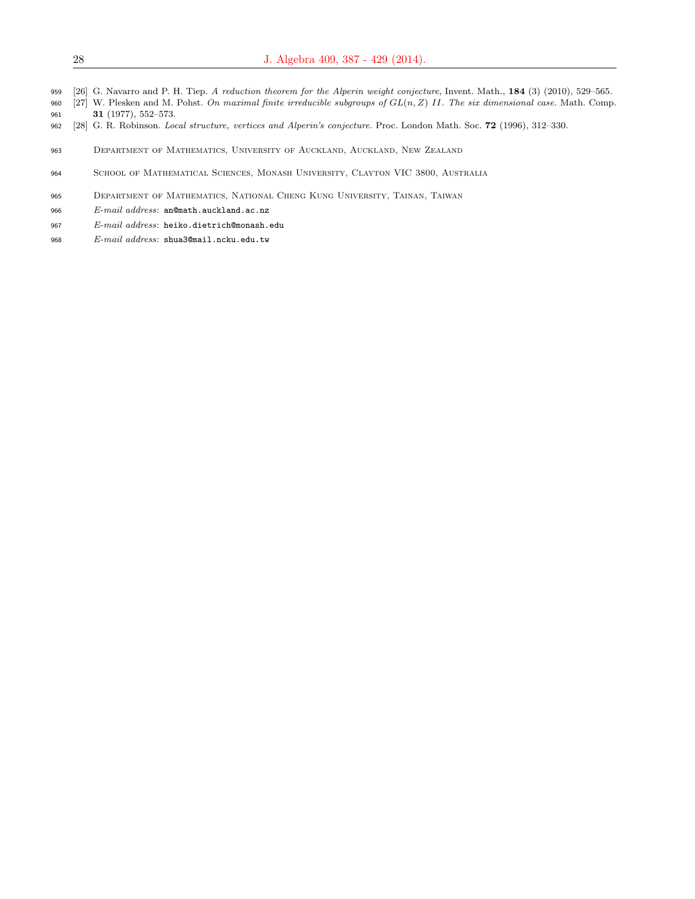[26] G. Navarro and P. H. Tiep. *A reduction theorem for the Alperin weight conjecture*, Invent. Math., **184** (3) (2010), 529–565.

[27] W. Plesken and M. Pohst. *On maximal finite irreducible subgroups of $GL(n, Z)$ II. The six dimensional case.* Math. Comp. **31** (1977), 552–573.

[28] G. R. Robinson. *Local structure, vertices and Alperin's conjecture.* Proc. London Math. Soc. **72** (1996), 312–330.

Department of Mathematics, University of Auckland, Auckland, New Zealand

School of Mathematical Sciences, Monash University, Clayton VIC 3800, Australia

Department of Mathematics, National Cheng Kung University, Tainan, Taiwan

*E-mail address*: an@math.auckland.ac.nz

*E-mail address*: heiko.dietrich@monash.edu

*E-mail address*: shua3@mail.ncku.edu.tw